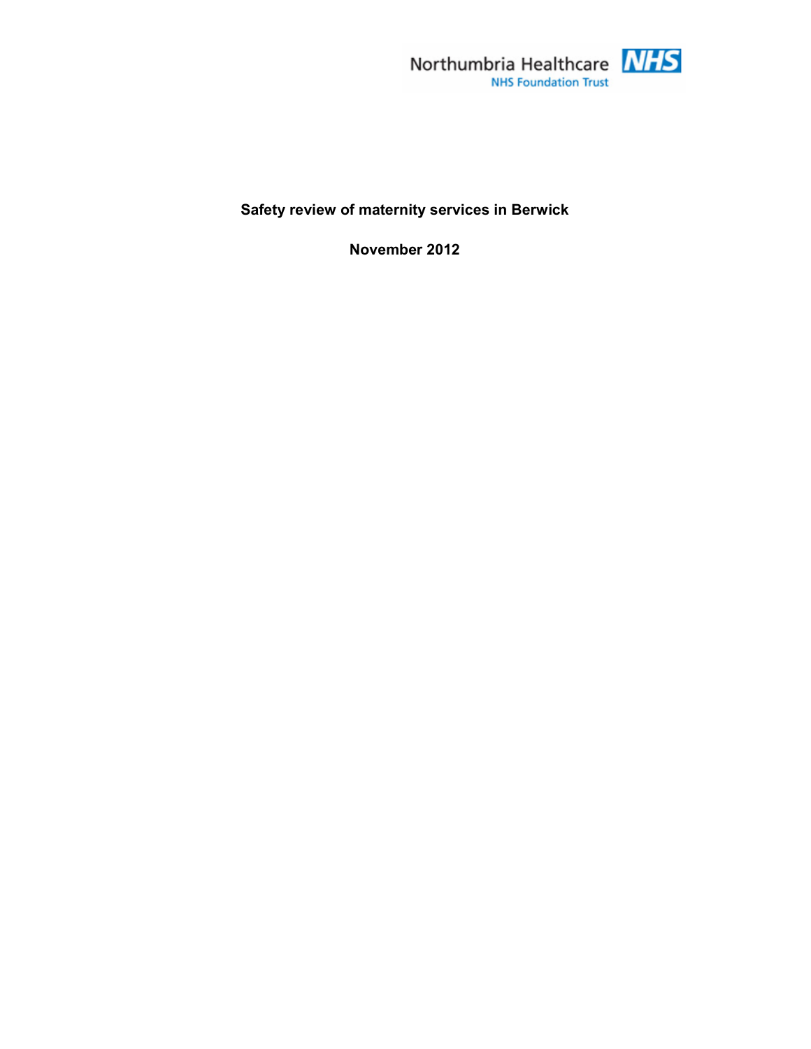Northumbria Healthcare NHS Foundation Trust

# Safety review of maternity services in Berwick

**November 2012**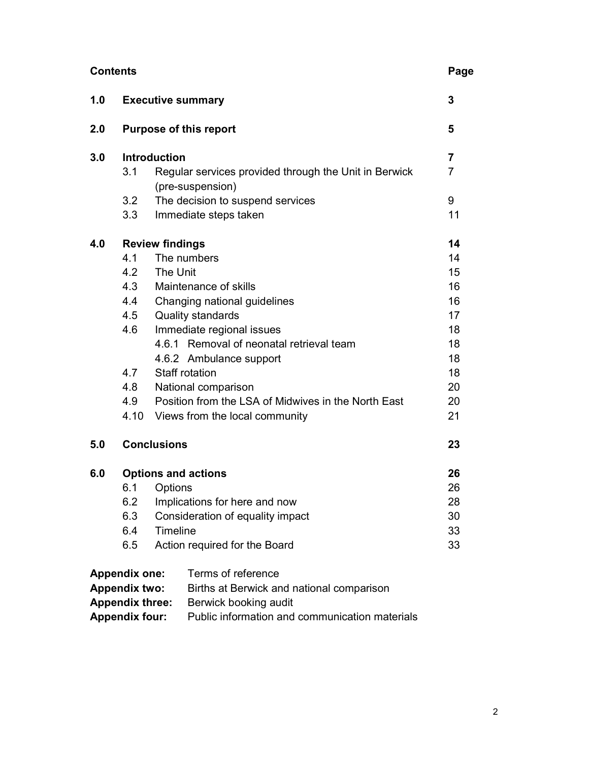## Contents

| | | Page |
|---|---|---|
| **1.0** | **Executive summary** | **3** |
| **2.0** | **Purpose of this report** | **5** |
| **3.0** | **Introduction** | **7** |
| | 3.1 Regular services provided through the Unit in Berwick (pre-suspension) | 7 |
| | 3.2 The decision to suspend services | 9 |
| | 3.3 Immediate steps taken | 11 |
| **4.0** | **Review findings** | **14** |
| | 4.1 The numbers | 14 |
| | 4.2 The Unit | 15 |
| | 4.3 Maintenance of skills | 16 |
| | 4.4 Changing national guidelines | 16 |
| | 4.5 Quality standards | 17 |
| | 4.6 Immediate regional issues | 18 |
| | 4.6.1 Removal of neonatal retrieval team | 18 |
| | 4.6.2 Ambulance support | 18 |
| | 4.7 Staff rotation | 18 |
| | 4.8 National comparison | 20 |
| | 4.9 Position from the LSA of Midwives in the North East | 20 |
| | 4.10 Views from the local community | 21 |
| **5.0** | **Conclusions** | **23** |
| **6.0** | **Options and actions** | **26** |
| | 6.1 Options | 26 |
| | 6.2 Implications for here and now | 28 |
| | 6.3 Consideration of equality impact | 30 |
| | 6.4 Timeline | 33 |
| | 6.5 Action required for the Board | 33 |

**Appendix one:** Terms of reference
**Appendix two:** Births at Berwick and national comparison
**Appendix three:** Berwick booking audit
**Appendix four:** Public information and communication materials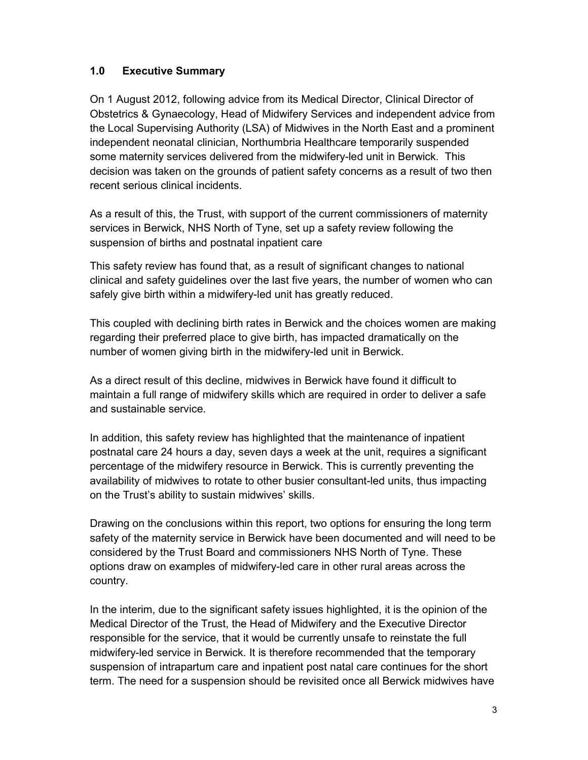## 1.0 Executive Summary

On 1 August 2012, following advice from its Medical Director, Clinical Director of Obstetrics & Gynaecology, Head of Midwifery Services and independent advice from the Local Supervising Authority (LSA) of Midwives in the North East and a prominent independent neonatal clinician, Northumbria Healthcare temporarily suspended some maternity services delivered from the midwifery-led unit in Berwick. This decision was taken on the grounds of patient safety concerns as a result of two then recent serious clinical incidents.

As a result of this, the Trust, with support of the current commissioners of maternity services in Berwick, NHS North of Tyne, set up a safety review following the suspension of births and postnatal inpatient care

This safety review has found that, as a result of significant changes to national clinical and safety guidelines over the last five years, the number of women who can safely give birth within a midwifery-led unit has greatly reduced.

This coupled with declining birth rates in Berwick and the choices women are making regarding their preferred place to give birth, has impacted dramatically on the number of women giving birth in the midwifery-led unit in Berwick.

As a direct result of this decline, midwives in Berwick have found it difficult to maintain a full range of midwifery skills which are required in order to deliver a safe and sustainable service.

In addition, this safety review has highlighted that the maintenance of inpatient postnatal care 24 hours a day, seven days a week at the unit, requires a significant percentage of the midwifery resource in Berwick. This is currently preventing the availability of midwives to rotate to other busier consultant-led units, thus impacting on the Trust's ability to sustain midwives' skills.

Drawing on the conclusions within this report, two options for ensuring the long term safety of the maternity service in Berwick have been documented and will need to be considered by the Trust Board and commissioners NHS North of Tyne. These options draw on examples of midwifery-led care in other rural areas across the country.

In the interim, due to the significant safety issues highlighted, it is the opinion of the Medical Director of the Trust, the Head of Midwifery and the Executive Director responsible for the service, that it would be currently unsafe to reinstate the full midwifery-led service in Berwick. It is therefore recommended that the temporary suspension of intrapartum care and inpatient post natal care continues for the short term. The need for a suspension should be revisited once all Berwick midwives have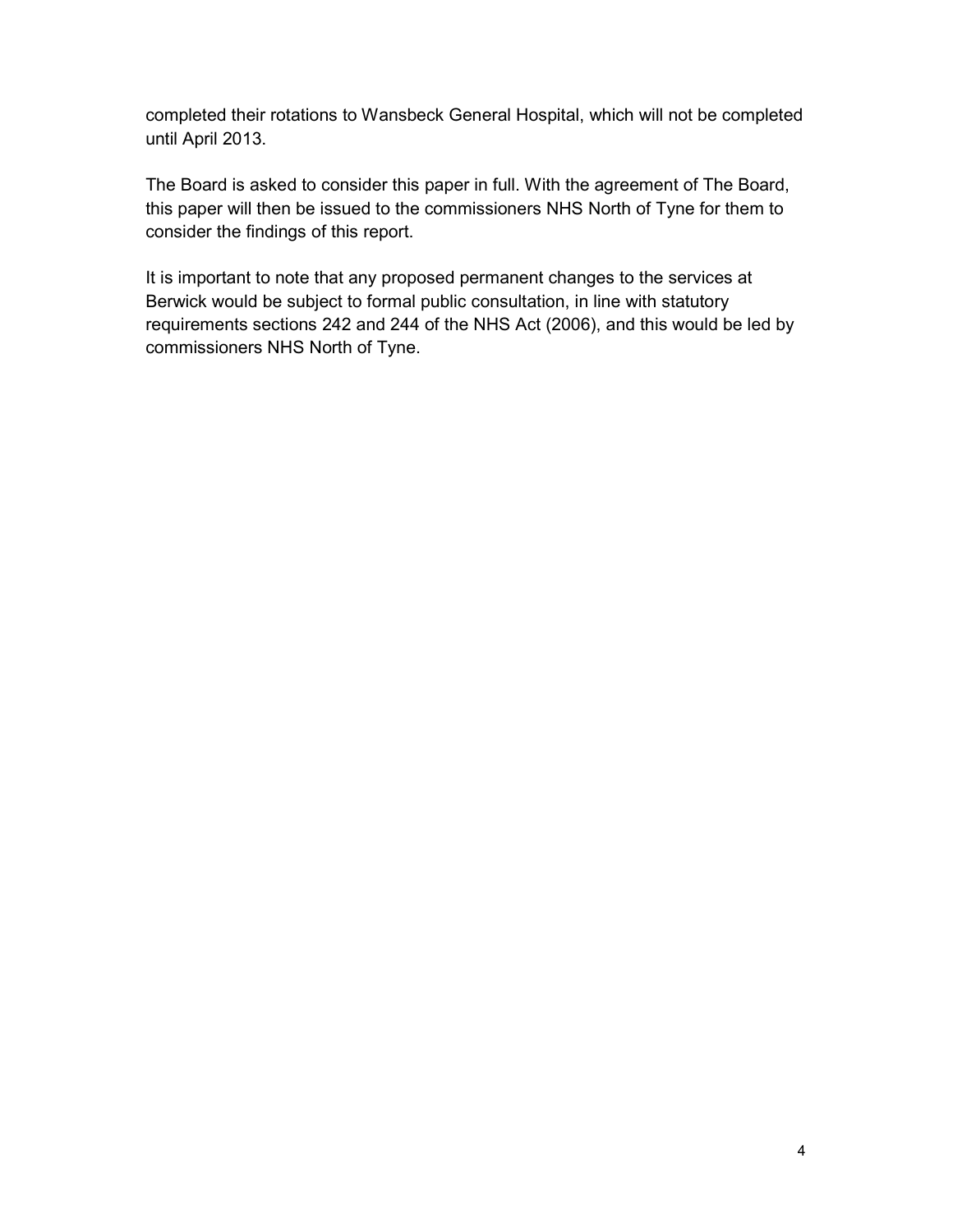completed their rotations to Wansbeck General Hospital, which will not be completed until April 2013.

The Board is asked to consider this paper in full. With the agreement of The Board, this paper will then be issued to the commissioners NHS North of Tyne for them to consider the findings of this report.

It is important to note that any proposed permanent changes to the services at Berwick would be subject to formal public consultation, in line with statutory requirements sections 242 and 244 of the NHS Act (2006), and this would be led by commissioners NHS North of Tyne.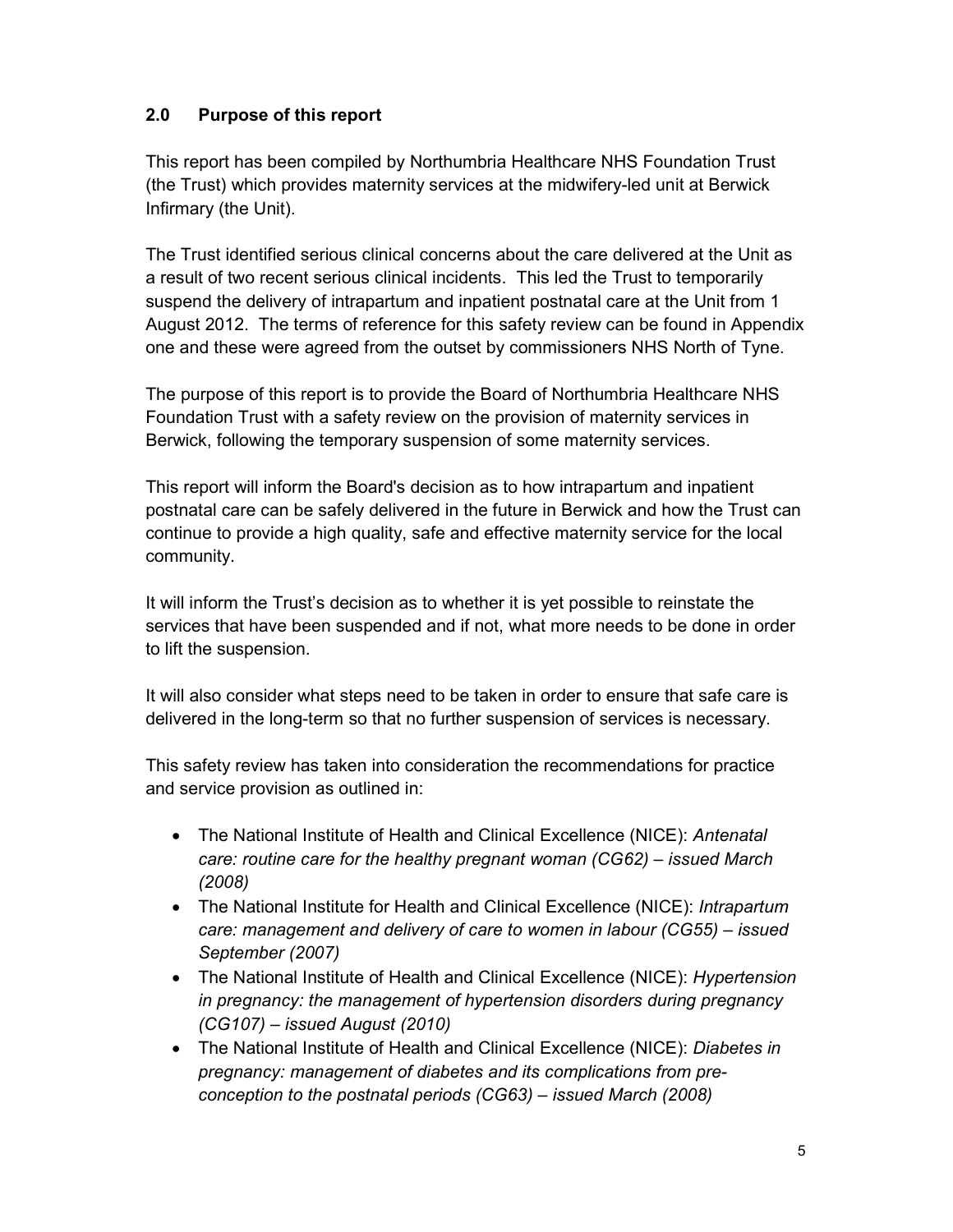## 2.0 Purpose of this report

This report has been compiled by Northumbria Healthcare NHS Foundation Trust (the Trust) which provides maternity services at the midwifery-led unit at Berwick Infirmary (the Unit).

The Trust identified serious clinical concerns about the care delivered at the Unit as a result of two recent serious clinical incidents. This led the Trust to temporarily suspend the delivery of intrapartum and inpatient postnatal care at the Unit from 1 August 2012. The terms of reference for this safety review can be found in Appendix one and these were agreed from the outset by commissioners NHS North of Tyne.

The purpose of this report is to provide the Board of Northumbria Healthcare NHS Foundation Trust with a safety review on the provision of maternity services in Berwick, following the temporary suspension of some maternity services.

This report will inform the Board's decision as to how intrapartum and inpatient postnatal care can be safely delivered in the future in Berwick and how the Trust can continue to provide a high quality, safe and effective maternity service for the local community.

It will inform the Trust's decision as to whether it is yet possible to reinstate the services that have been suspended and if not, what more needs to be done in order to lift the suspension.

It will also consider what steps need to be taken in order to ensure that safe care is delivered in the long-term so that no further suspension of services is necessary.

This safety review has taken into consideration the recommendations for practice and service provision as outlined in:

- The National Institute of Health and Clinical Excellence (NICE): *Antenatal care: routine care for the healthy pregnant woman (CG62) – issued March (2008)*
- The National Institute for Health and Clinical Excellence (NICE): *Intrapartum care: management and delivery of care to women in labour (CG55) – issued September (2007)*
- The National Institute of Health and Clinical Excellence (NICE): *Hypertension in pregnancy: the management of hypertension disorders during pregnancy (CG107) – issued August (2010)*
- The National Institute of Health and Clinical Excellence (NICE): *Diabetes in pregnancy: management of diabetes and its complications from pre-conception to the postnatal periods (CG63) – issued March (2008)*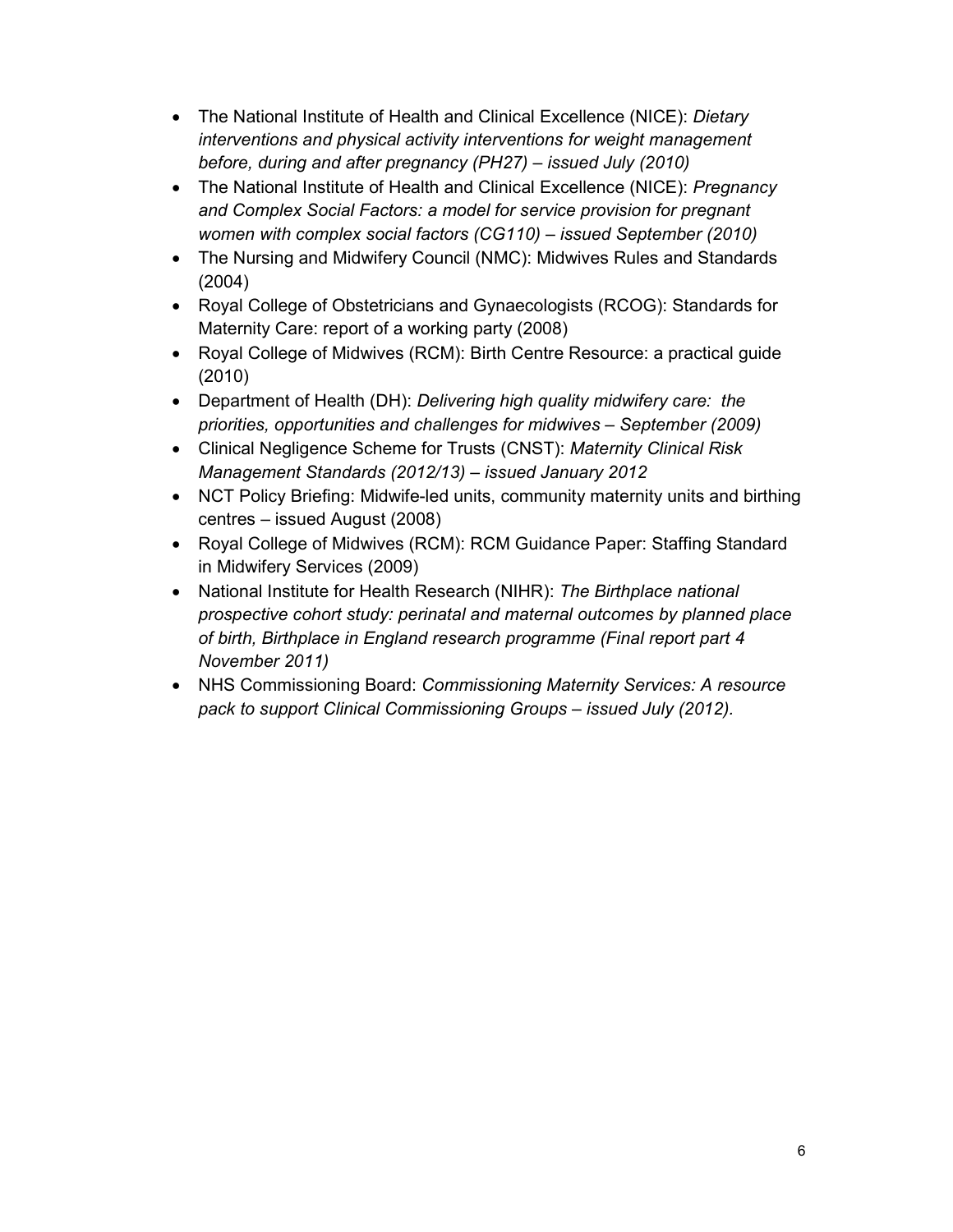- The National Institute of Health and Clinical Excellence (NICE): *Dietary interventions and physical activity interventions for weight management before, during and after pregnancy (PH27) – issued July (2010)*
- The National Institute of Health and Clinical Excellence (NICE): *Pregnancy and Complex Social Factors: a model for service provision for pregnant women with complex social factors (CG110) – issued September (2010)*
- The Nursing and Midwifery Council (NMC): Midwives Rules and Standards (2004)
- Royal College of Obstetricians and Gynaecologists (RCOG): Standards for Maternity Care: report of a working party (2008)
- Royal College of Midwives (RCM): Birth Centre Resource: a practical guide (2010)
- Department of Health (DH): *Delivering high quality midwifery care: the priorities, opportunities and challenges for midwives – September (2009)*
- Clinical Negligence Scheme for Trusts (CNST): *Maternity Clinical Risk Management Standards (2012/13) – issued January 2012*
- NCT Policy Briefing: Midwife-led units, community maternity units and birthing centres – issued August (2008)
- Royal College of Midwives (RCM): RCM Guidance Paper: Staffing Standard in Midwifery Services (2009)
- National Institute for Health Research (NIHR): *The Birthplace national prospective cohort study: perinatal and maternal outcomes by planned place of birth, Birthplace in England research programme (Final report part 4 November 2011)*
- NHS Commissioning Board: *Commissioning Maternity Services: A resource pack to support Clinical Commissioning Groups – issued July (2012).*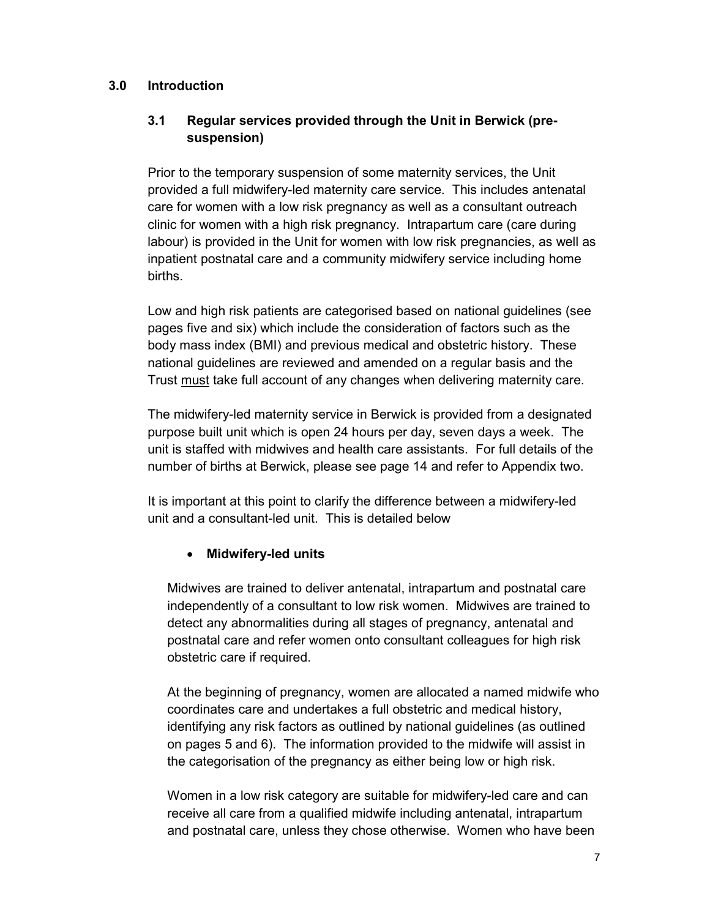## 3.0 Introduction

### 3.1 Regular services provided through the Unit in Berwick (pre-suspension)

Prior to the temporary suspension of some maternity services, the Unit provided a full midwifery-led maternity care service. This includes antenatal care for women with a low risk pregnancy as well as a consultant outreach clinic for women with a high risk pregnancy. Intrapartum care (care during labour) is provided in the Unit for women with low risk pregnancies, as well as inpatient postnatal care and a community midwifery service including home births.

Low and high risk patients are categorised based on national guidelines (see pages five and six) which include the consideration of factors such as the body mass index (BMI) and previous medical and obstetric history. These national guidelines are reviewed and amended on a regular basis and the Trust must take full account of any changes when delivering maternity care.

The midwifery-led maternity service in Berwick is provided from a designated purpose built unit which is open 24 hours per day, seven days a week. The unit is staffed with midwives and health care assistants. For full details of the number of births at Berwick, please see page 14 and refer to Appendix two.

It is important at this point to clarify the difference between a midwifery-led unit and a consultant-led unit. This is detailed below

- **Midwifery-led units**

Midwives are trained to deliver antenatal, intrapartum and postnatal care independently of a consultant to low risk women. Midwives are trained to detect any abnormalities during all stages of pregnancy, antenatal and postnatal care and refer women onto consultant colleagues for high risk obstetric care if required.

At the beginning of pregnancy, women are allocated a named midwife who coordinates care and undertakes a full obstetric and medical history, identifying any risk factors as outlined by national guidelines (as outlined on pages 5 and 6). The information provided to the midwife will assist in the categorisation of the pregnancy as either being low or high risk.

Women in a low risk category are suitable for midwifery-led care and can receive all care from a qualified midwife including antenatal, intrapartum and postnatal care, unless they chose otherwise. Women who have been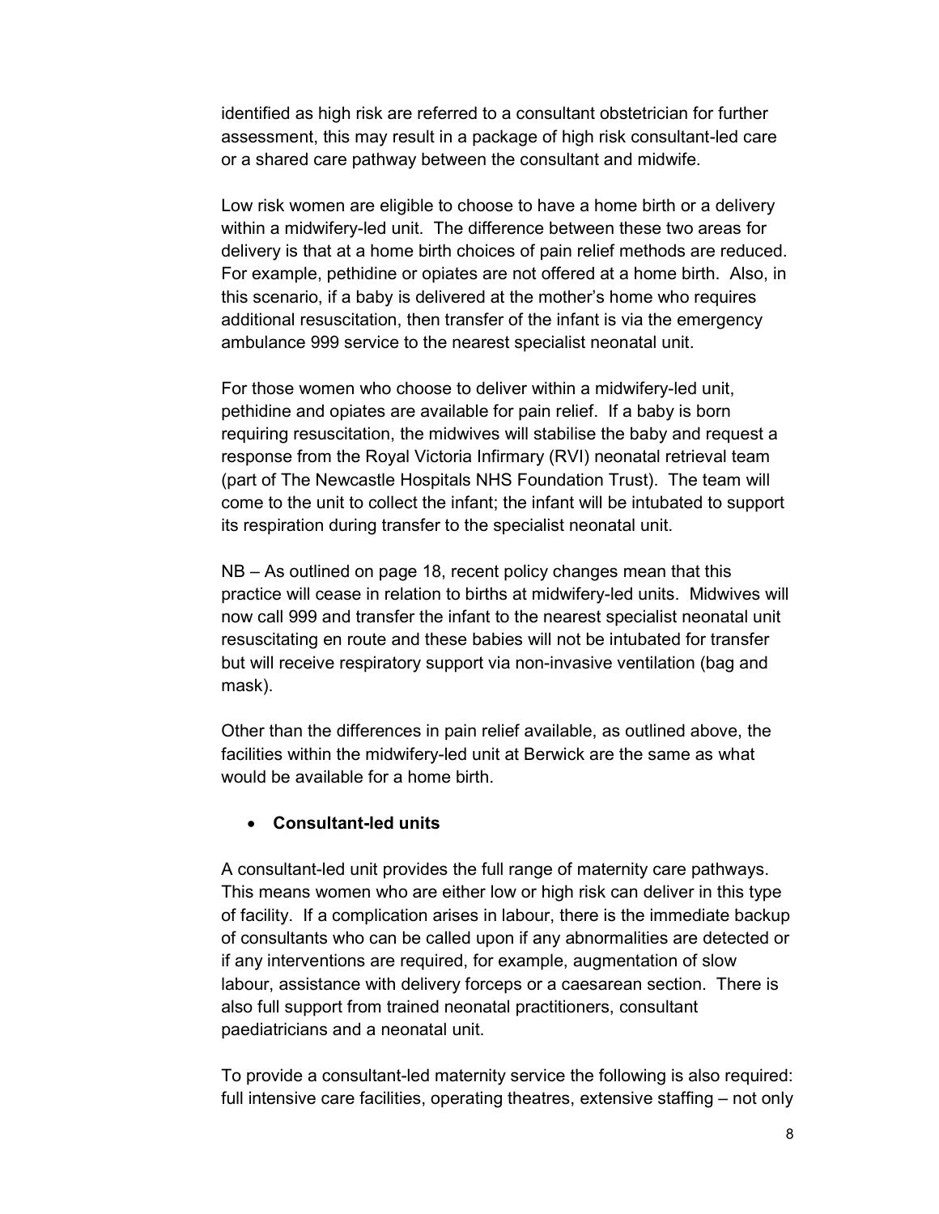identified as high risk are referred to a consultant obstetrician for further assessment, this may result in a package of high risk consultant-led care or a shared care pathway between the consultant and midwife.

Low risk women are eligible to choose to have a home birth or a delivery within a midwifery-led unit. The difference between these two areas for delivery is that at a home birth choices of pain relief methods are reduced. For example, pethidine or opiates are not offered at a home birth. Also, in this scenario, if a baby is delivered at the mother's home who requires additional resuscitation, then transfer of the infant is via the emergency ambulance 999 service to the nearest specialist neonatal unit.

For those women who choose to deliver within a midwifery-led unit, pethidine and opiates are available for pain relief. If a baby is born requiring resuscitation, the midwives will stabilise the baby and request a response from the Royal Victoria Infirmary (RVI) neonatal retrieval team (part of The Newcastle Hospitals NHS Foundation Trust). The team will come to the unit to collect the infant; the infant will be intubated to support its respiration during transfer to the specialist neonatal unit.

NB – As outlined on page 18, recent policy changes mean that this practice will cease in relation to births at midwifery-led units. Midwives will now call 999 and transfer the infant to the nearest specialist neonatal unit resuscitating en route and these babies will not be intubated for transfer but will receive respiratory support via non-invasive ventilation (bag and mask).

Other than the differences in pain relief available, as outlined above, the facilities within the midwifery-led unit at Berwick are the same as what would be available for a home birth.

- **Consultant-led units**

A consultant-led unit provides the full range of maternity care pathways. This means women who are either low or high risk can deliver in this type of facility. If a complication arises in labour, there is the immediate backup of consultants who can be called upon if any abnormalities are detected or if any interventions are required, for example, augmentation of slow labour, assistance with delivery forceps or a caesarean section. There is also full support from trained neonatal practitioners, consultant paediatricians and a neonatal unit.

To provide a consultant-led maternity service the following is also required: full intensive care facilities, operating theatres, extensive staffing – not only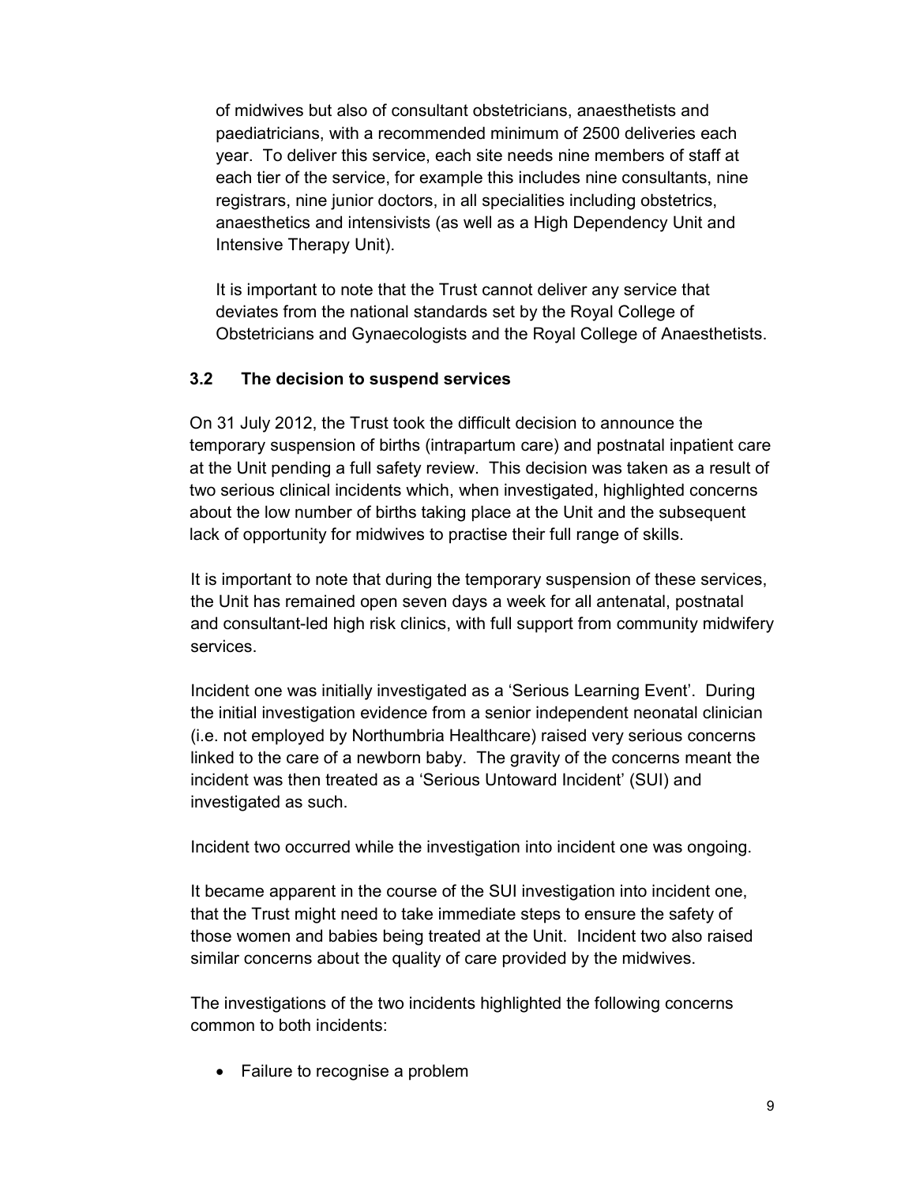of midwives but also of consultant obstetricians, anaesthetists and paediatricians, with a recommended minimum of 2500 deliveries each year. To deliver this service, each site needs nine members of staff at each tier of the service, for example this includes nine consultants, nine registrars, nine junior doctors, in all specialities including obstetrics, anaesthetics and intensivists (as well as a High Dependency Unit and Intensive Therapy Unit).

It is important to note that the Trust cannot deliver any service that deviates from the national standards set by the Royal College of Obstetricians and Gynaecologists and the Royal College of Anaesthetists.

### 3.2 The decision to suspend services

On 31 July 2012, the Trust took the difficult decision to announce the temporary suspension of births (intrapartum care) and postnatal inpatient care at the Unit pending a full safety review. This decision was taken as a result of two serious clinical incidents which, when investigated, highlighted concerns about the low number of births taking place at the Unit and the subsequent lack of opportunity for midwives to practise their full range of skills.

It is important to note that during the temporary suspension of these services, the Unit has remained open seven days a week for all antenatal, postnatal and consultant-led high risk clinics, with full support from community midwifery services.

Incident one was initially investigated as a 'Serious Learning Event'. During the initial investigation evidence from a senior independent neonatal clinician (i.e. not employed by Northumbria Healthcare) raised very serious concerns linked to the care of a newborn baby. The gravity of the concerns meant the incident was then treated as a 'Serious Untoward Incident' (SUI) and investigated as such.

Incident two occurred while the investigation into incident one was ongoing.

It became apparent in the course of the SUI investigation into incident one, that the Trust might need to take immediate steps to ensure the safety of those women and babies being treated at the Unit. Incident two also raised similar concerns about the quality of care provided by the midwives.

The investigations of the two incidents highlighted the following concerns common to both incidents:

- Failure to recognise a problem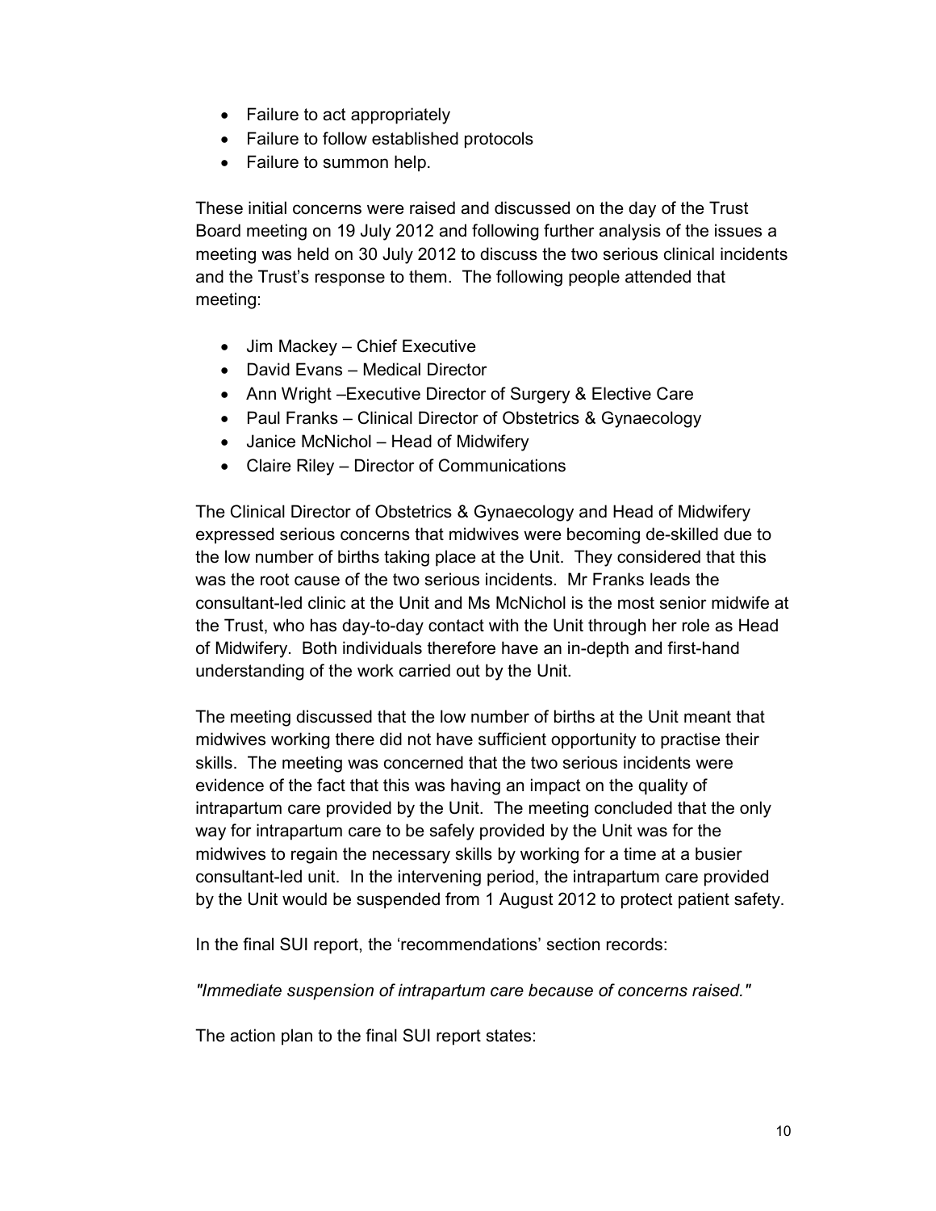- Failure to act appropriately
- Failure to follow established protocols
- Failure to summon help.

These initial concerns were raised and discussed on the day of the Trust Board meeting on 19 July 2012 and following further analysis of the issues a meeting was held on 30 July 2012 to discuss the two serious clinical incidents and the Trust's response to them. The following people attended that meeting:

- Jim Mackey – Chief Executive
- David Evans – Medical Director
- Ann Wright –Executive Director of Surgery & Elective Care
- Paul Franks – Clinical Director of Obstetrics & Gynaecology
- Janice McNichol – Head of Midwifery
- Claire Riley – Director of Communications

The Clinical Director of Obstetrics & Gynaecology and Head of Midwifery expressed serious concerns that midwives were becoming de-skilled due to the low number of births taking place at the Unit. They considered that this was the root cause of the two serious incidents. Mr Franks leads the consultant-led clinic at the Unit and Ms McNichol is the most senior midwife at the Trust, who has day-to-day contact with the Unit through her role as Head of Midwifery. Both individuals therefore have an in-depth and first-hand understanding of the work carried out by the Unit.

The meeting discussed that the low number of births at the Unit meant that midwives working there did not have sufficient opportunity to practise their skills. The meeting was concerned that the two serious incidents were evidence of the fact that this was having an impact on the quality of intrapartum care provided by the Unit. The meeting concluded that the only way for intrapartum care to be safely provided by the Unit was for the midwives to regain the necessary skills by working for a time at a busier consultant-led unit. In the intervening period, the intrapartum care provided by the Unit would be suspended from 1 August 2012 to protect patient safety.

In the final SUI report, the 'recommendations' section records:

*"Immediate suspension of intrapartum care because of concerns raised."*

The action plan to the final SUI report states: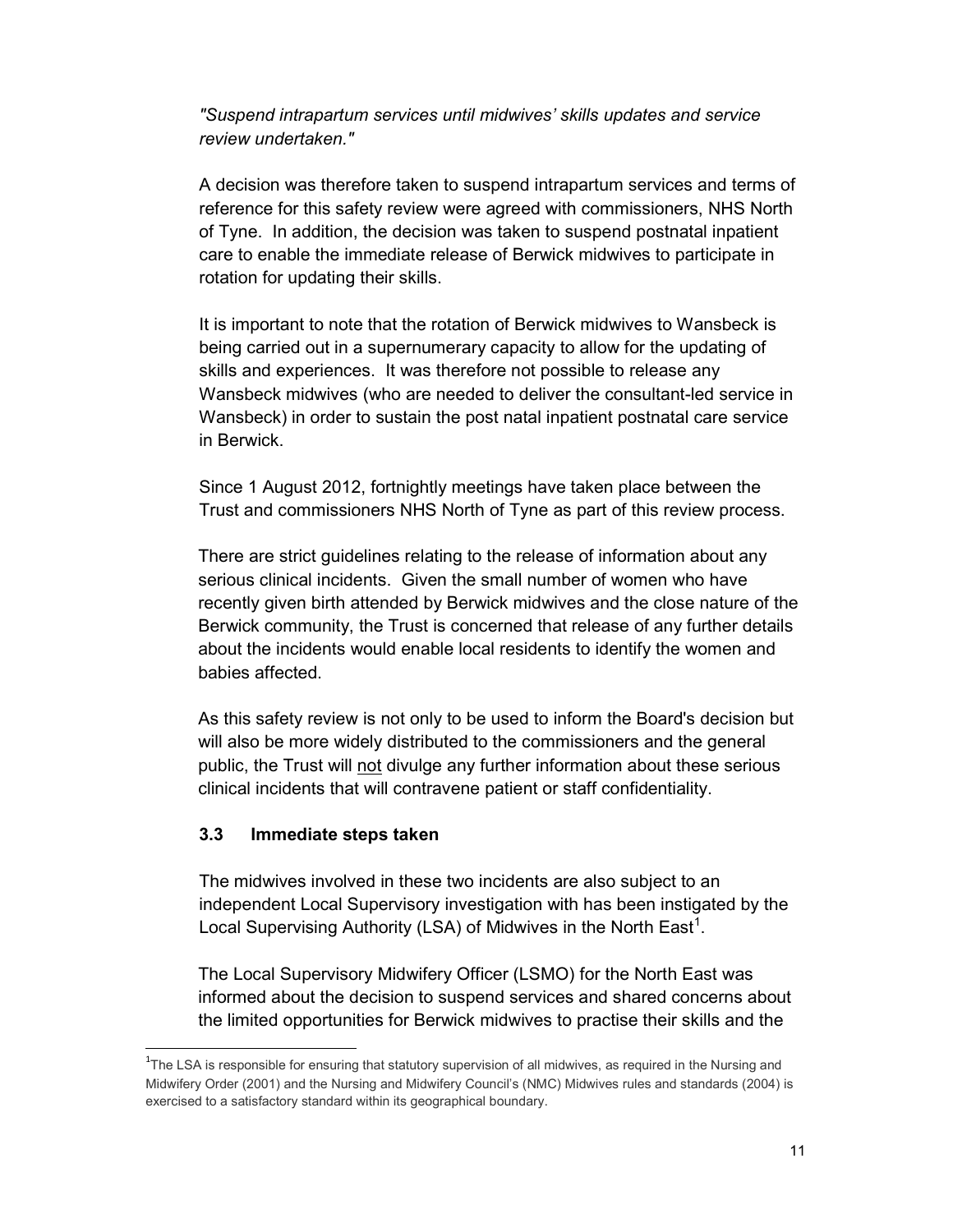*"Suspend intrapartum services until midwives' skills updates and service review undertaken."*

A decision was therefore taken to suspend intrapartum services and terms of reference for this safety review were agreed with commissioners, NHS North of Tyne. In addition, the decision was taken to suspend postnatal inpatient care to enable the immediate release of Berwick midwives to participate in rotation for updating their skills.

It is important to note that the rotation of Berwick midwives to Wansbeck is being carried out in a supernumerary capacity to allow for the updating of skills and experiences. It was therefore not possible to release any Wansbeck midwives (who are needed to deliver the consultant-led service in Wansbeck) in order to sustain the post natal inpatient postnatal care service in Berwick.

Since 1 August 2012, fortnightly meetings have taken place between the Trust and commissioners NHS North of Tyne as part of this review process.

There are strict guidelines relating to the release of information about any serious clinical incidents. Given the small number of women who have recently given birth attended by Berwick midwives and the close nature of the Berwick community, the Trust is concerned that release of any further details about the incidents would enable local residents to identify the women and babies affected.

As this safety review is not only to be used to inform the Board's decision but will also be more widely distributed to the commissioners and the general public, the Trust will <u>not</u> divulge any further information about these serious clinical incidents that will contravene patient or staff confidentiality.

### 3.3 Immediate steps taken

The midwives involved in these two incidents are also subject to an independent Local Supervisory investigation with has been instigated by the Local Supervising Authority (LSA) of Midwives in the North East[1].

The Local Supervisory Midwifery Officer (LSMO) for the North East was informed about the decision to suspend services and shared concerns about the limited opportunities for Berwick midwives to practise their skills and the

---

[1] The LSA is responsible for ensuring that statutory supervision of all midwives, as required in the Nursing and Midwifery Order (2001) and the Nursing and Midwifery Council's (NMC) Midwives rules and standards (2004) is exercised to a satisfactory standard within its geographical boundary.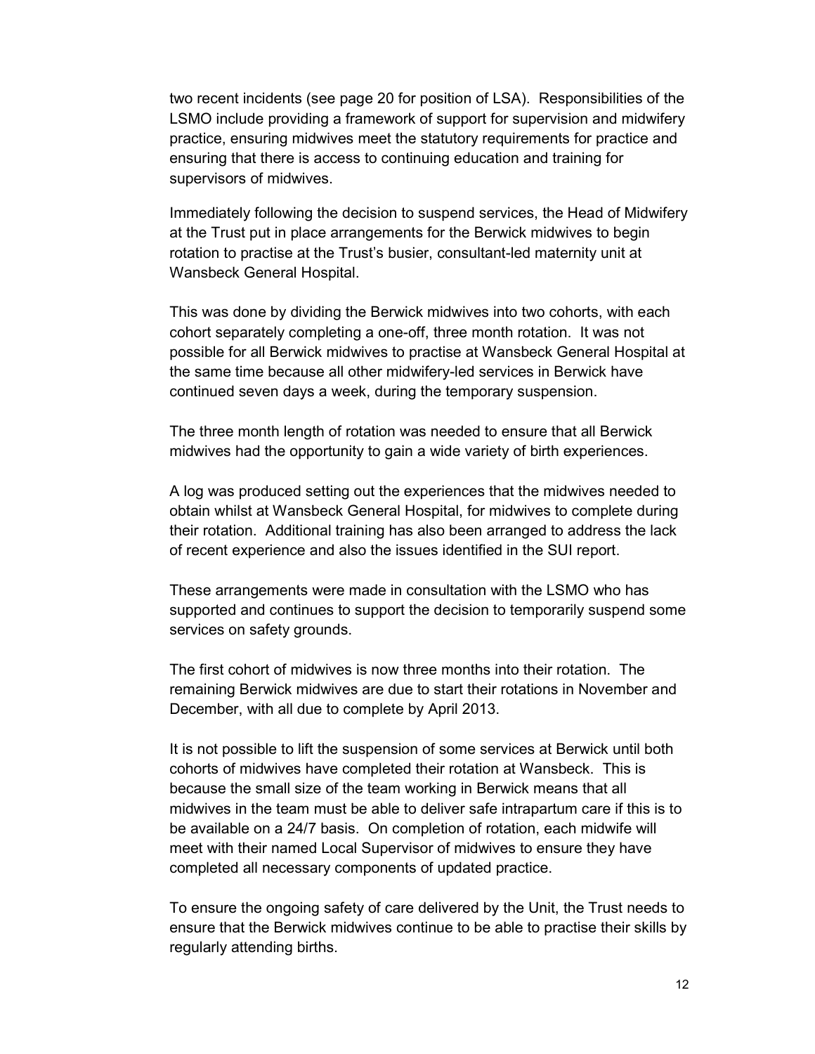two recent incidents (see page 20 for position of LSA). Responsibilities of the LSMO include providing a framework of support for supervision and midwifery practice, ensuring midwives meet the statutory requirements for practice and ensuring that there is access to continuing education and training for supervisors of midwives.

Immediately following the decision to suspend services, the Head of Midwifery at the Trust put in place arrangements for the Berwick midwives to begin rotation to practise at the Trust's busier, consultant-led maternity unit at Wansbeck General Hospital.

This was done by dividing the Berwick midwives into two cohorts, with each cohort separately completing a one-off, three month rotation. It was not possible for all Berwick midwives to practise at Wansbeck General Hospital at the same time because all other midwifery-led services in Berwick have continued seven days a week, during the temporary suspension.

The three month length of rotation was needed to ensure that all Berwick midwives had the opportunity to gain a wide variety of birth experiences.

A log was produced setting out the experiences that the midwives needed to obtain whilst at Wansbeck General Hospital, for midwives to complete during their rotation. Additional training has also been arranged to address the lack of recent experience and also the issues identified in the SUI report.

These arrangements were made in consultation with the LSMO who has supported and continues to support the decision to temporarily suspend some services on safety grounds.

The first cohort of midwives is now three months into their rotation. The remaining Berwick midwives are due to start their rotations in November and December, with all due to complete by April 2013.

It is not possible to lift the suspension of some services at Berwick until both cohorts of midwives have completed their rotation at Wansbeck. This is because the small size of the team working in Berwick means that all midwives in the team must be able to deliver safe intrapartum care if this is to be available on a 24/7 basis. On completion of rotation, each midwife will meet with their named Local Supervisor of midwives to ensure they have completed all necessary components of updated practice.

To ensure the ongoing safety of care delivered by the Unit, the Trust needs to ensure that the Berwick midwives continue to be able to practise their skills by regularly attending births.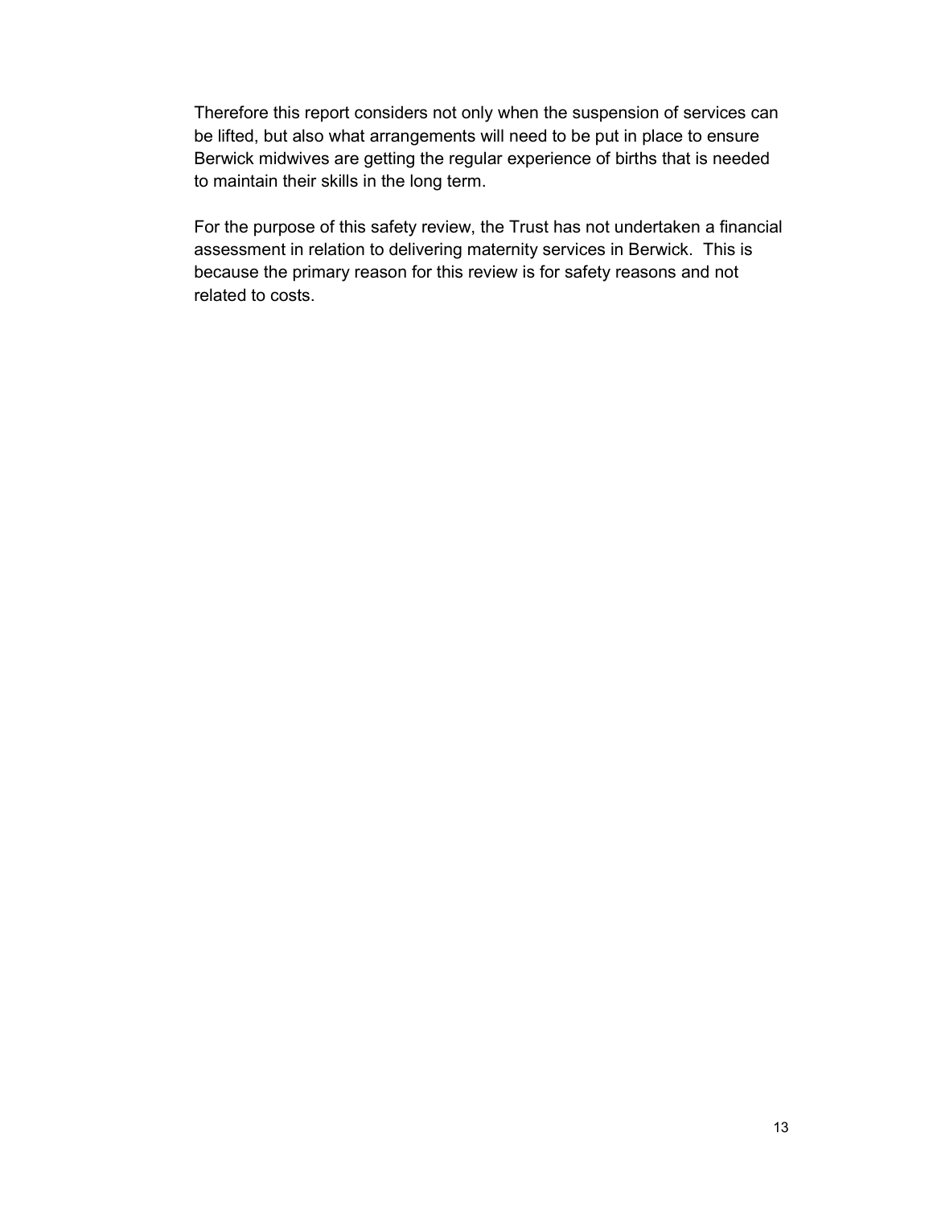Therefore this report considers not only when the suspension of services can be lifted, but also what arrangements will need to be put in place to ensure Berwick midwives are getting the regular experience of births that is needed to maintain their skills in the long term.

For the purpose of this safety review, the Trust has not undertaken a financial assessment in relation to delivering maternity services in Berwick. This is because the primary reason for this review is for safety reasons and not related to costs.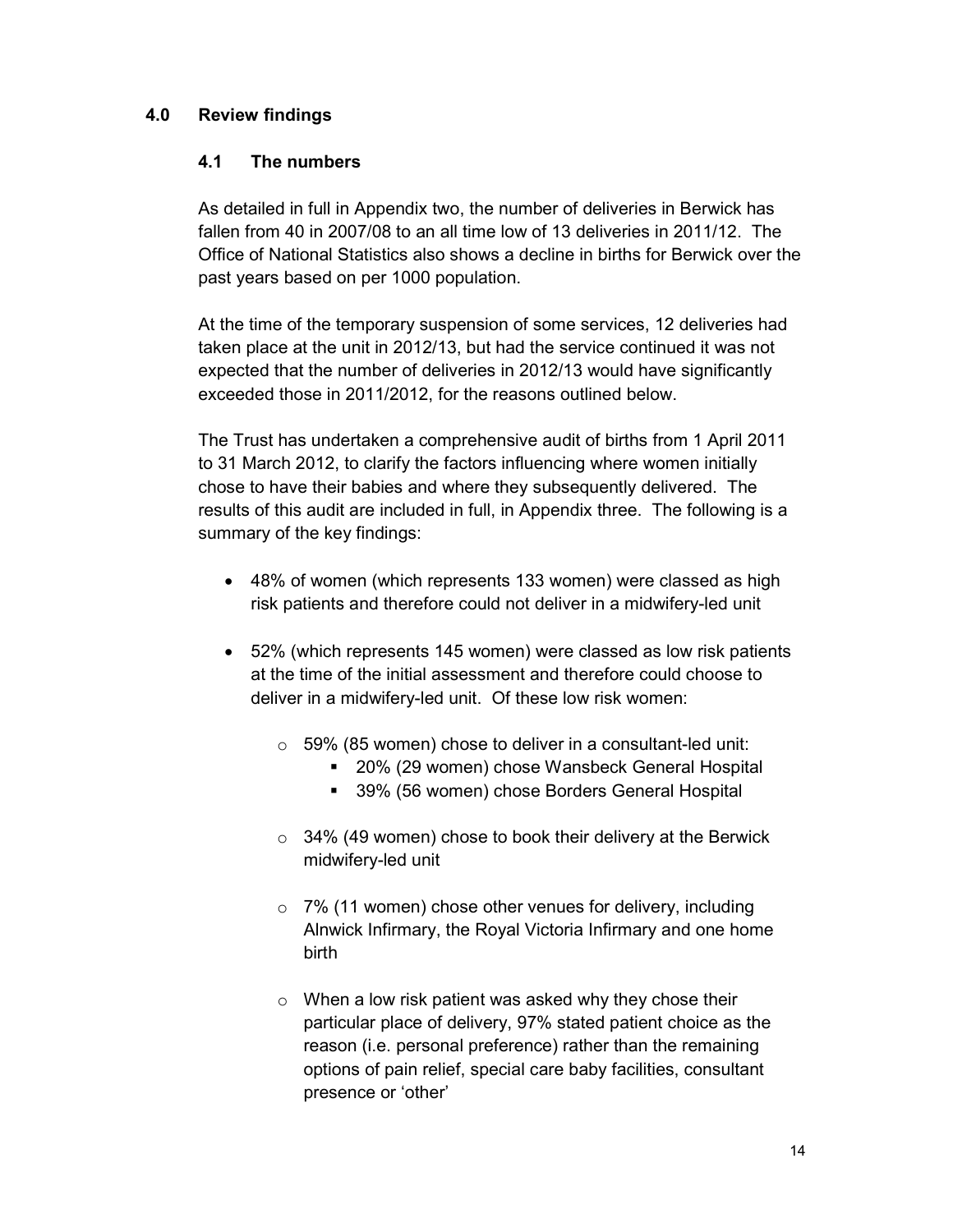## 4.0 Review findings

### 4.1 The numbers

As detailed in full in Appendix two, the number of deliveries in Berwick has fallen from 40 in 2007/08 to an all time low of 13 deliveries in 2011/12. The Office of National Statistics also shows a decline in births for Berwick over the past years based on per 1000 population.

At the time of the temporary suspension of some services, 12 deliveries had taken place at the unit in 2012/13, but had the service continued it was not expected that the number of deliveries in 2012/13 would have significantly exceeded those in 2011/2012, for the reasons outlined below.

The Trust has undertaken a comprehensive audit of births from 1 April 2011 to 31 March 2012, to clarify the factors influencing where women initially chose to have their babies and where they subsequently delivered. The results of this audit are included in full, in Appendix three. The following is a summary of the key findings:

- 48% of women (which represents 133 women) were classed as high risk patients and therefore could not deliver in a midwifery-led unit
- 52% (which represents 145 women) were classed as low risk patients at the time of the initial assessment and therefore could choose to deliver in a midwifery-led unit. Of these low risk women:
  - 59% (85 women) chose to deliver in a consultant-led unit:
    - 20% (29 women) chose Wansbeck General Hospital
    - 39% (56 women) chose Borders General Hospital
  - 34% (49 women) chose to book their delivery at the Berwick midwifery-led unit
  - 7% (11 women) chose other venues for delivery, including Alnwick Infirmary, the Royal Victoria Infirmary and one home birth
  - When a low risk patient was asked why they chose their particular place of delivery, 97% stated patient choice as the reason (i.e. personal preference) rather than the remaining options of pain relief, special care baby facilities, consultant presence or 'other'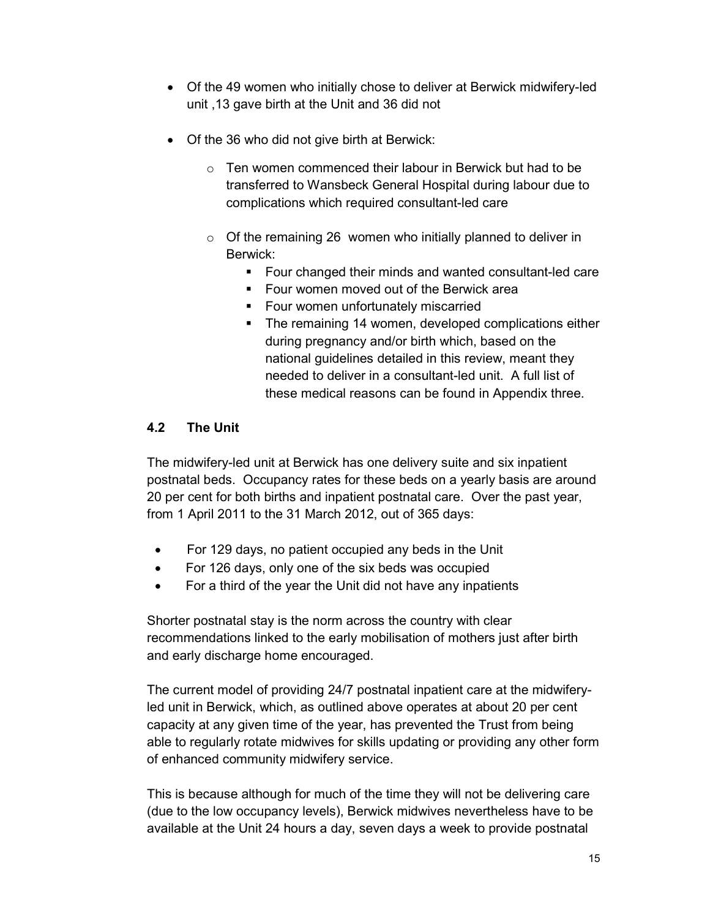- Of the 49 women who initially chose to deliver at Berwick midwifery-led unit ,13 gave birth at the Unit and 36 did not
- Of the 36 who did not give birth at Berwick:
  - Ten women commenced their labour in Berwick but had to be transferred to Wansbeck General Hospital during labour due to complications which required consultant-led care
  - Of the remaining 26 women who initially planned to deliver in Berwick:
    - Four changed their minds and wanted consultant-led care
    - Four women moved out of the Berwick area
    - Four women unfortunately miscarried
    - The remaining 14 women, developed complications either during pregnancy and/or birth which, based on the national guidelines detailed in this review, meant they needed to deliver in a consultant-led unit. A full list of these medical reasons can be found in Appendix three.

### 4.2 The Unit

The midwifery-led unit at Berwick has one delivery suite and six inpatient postnatal beds. Occupancy rates for these beds on a yearly basis are around 20 per cent for both births and inpatient postnatal care. Over the past year, from 1 April 2011 to the 31 March 2012, out of 365 days:

- For 129 days, no patient occupied any beds in the Unit
- For 126 days, only one of the six beds was occupied
- For a third of the year the Unit did not have any inpatients

Shorter postnatal stay is the norm across the country with clear recommendations linked to the early mobilisation of mothers just after birth and early discharge home encouraged.

The current model of providing 24/7 postnatal inpatient care at the midwifery-led unit in Berwick, which, as outlined above operates at about 20 per cent capacity at any given time of the year, has prevented the Trust from being able to regularly rotate midwives for skills updating or providing any other form of enhanced community midwifery service.

This is because although for much of the time they will not be delivering care (due to the low occupancy levels), Berwick midwives nevertheless have to be available at the Unit 24 hours a day, seven days a week to provide postnatal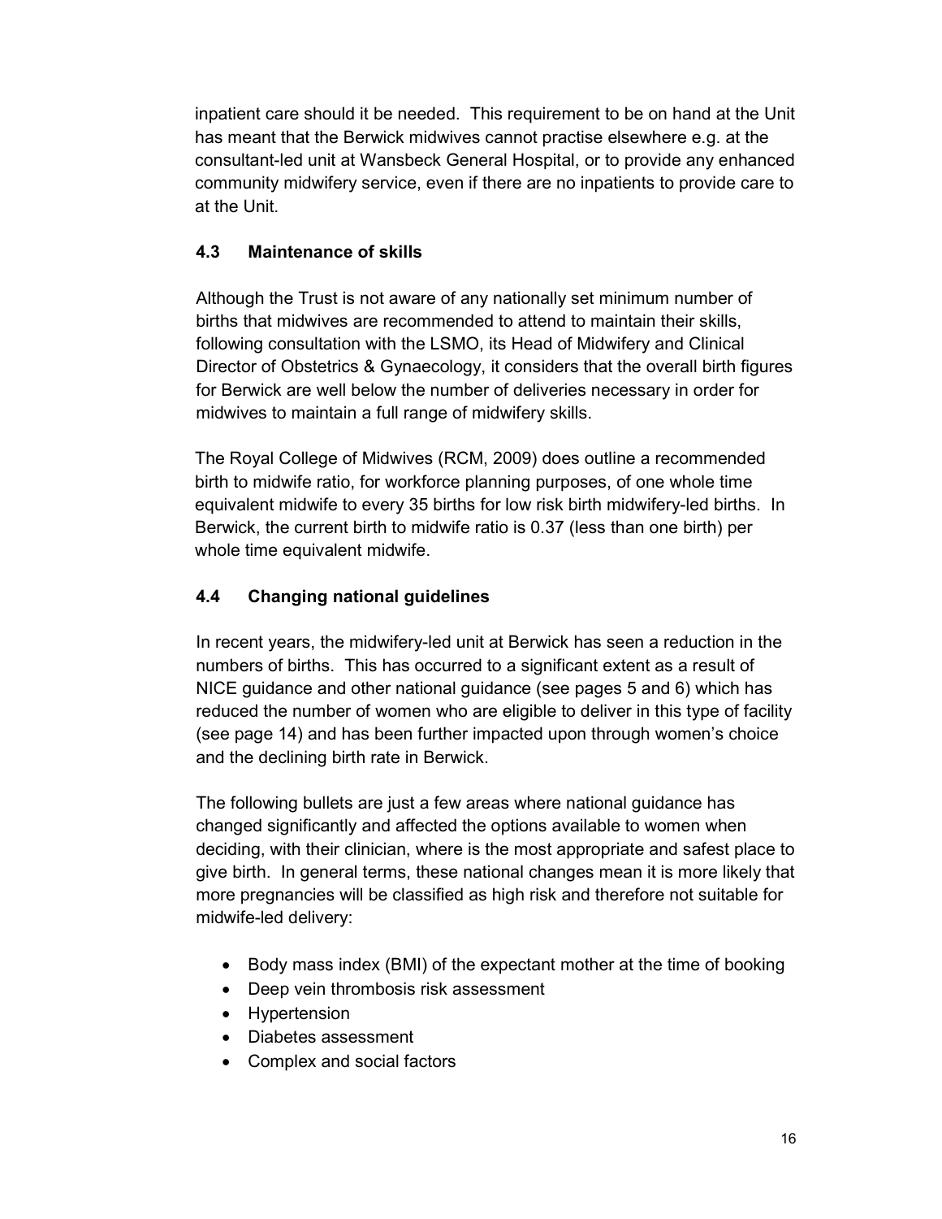inpatient care should it be needed. This requirement to be on hand at the Unit has meant that the Berwick midwives cannot practise elsewhere e.g. at the consultant-led unit at Wansbeck General Hospital, or to provide any enhanced community midwifery service, even if there are no inpatients to provide care to at the Unit.

### 4.3 Maintenance of skills

Although the Trust is not aware of any nationally set minimum number of births that midwives are recommended to attend to maintain their skills, following consultation with the LSMO, its Head of Midwifery and Clinical Director of Obstetrics & Gynaecology, it considers that the overall birth figures for Berwick are well below the number of deliveries necessary in order for midwives to maintain a full range of midwifery skills.

The Royal College of Midwives (RCM, 2009) does outline a recommended birth to midwife ratio, for workforce planning purposes, of one whole time equivalent midwife to every 35 births for low risk birth midwifery-led births. In Berwick, the current birth to midwife ratio is 0.37 (less than one birth) per whole time equivalent midwife.

### 4.4 Changing national guidelines

In recent years, the midwifery-led unit at Berwick has seen a reduction in the numbers of births. This has occurred to a significant extent as a result of NICE guidance and other national guidance (see pages 5 and 6) which has reduced the number of women who are eligible to deliver in this type of facility (see page 14) and has been further impacted upon through women's choice and the declining birth rate in Berwick.

The following bullets are just a few areas where national guidance has changed significantly and affected the options available to women when deciding, with their clinician, where is the most appropriate and safest place to give birth. In general terms, these national changes mean it is more likely that more pregnancies will be classified as high risk and therefore not suitable for midwife-led delivery:

- Body mass index (BMI) of the expectant mother at the time of booking
- Deep vein thrombosis risk assessment
- Hypertension
- Diabetes assessment
- Complex and social factors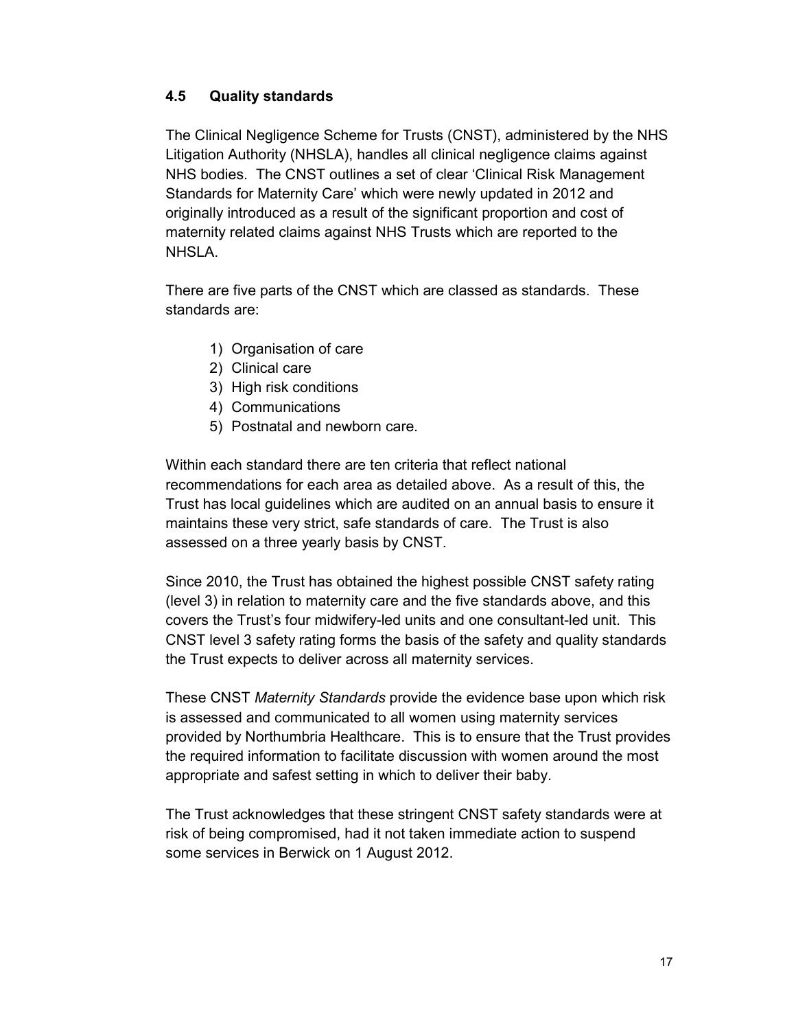### 4.5 Quality standards

The Clinical Negligence Scheme for Trusts (CNST), administered by the NHS Litigation Authority (NHSLA), handles all clinical negligence claims against NHS bodies. The CNST outlines a set of clear 'Clinical Risk Management Standards for Maternity Care' which were newly updated in 2012 and originally introduced as a result of the significant proportion and cost of maternity related claims against NHS Trusts which are reported to the NHSLA.

There are five parts of the CNST which are classed as standards. These standards are:

1) Organisation of care
2) Clinical care
3) High risk conditions
4) Communications
5) Postnatal and newborn care.

Within each standard there are ten criteria that reflect national recommendations for each area as detailed above. As a result of this, the Trust has local guidelines which are audited on an annual basis to ensure it maintains these very strict, safe standards of care. The Trust is also assessed on a three yearly basis by CNST.

Since 2010, the Trust has obtained the highest possible CNST safety rating (level 3) in relation to maternity care and the five standards above, and this covers the Trust's four midwifery-led units and one consultant-led unit. This CNST level 3 safety rating forms the basis of the safety and quality standards the Trust expects to deliver across all maternity services.

These CNST *Maternity Standards* provide the evidence base upon which risk is assessed and communicated to all women using maternity services provided by Northumbria Healthcare. This is to ensure that the Trust provides the required information to facilitate discussion with women around the most appropriate and safest setting in which to deliver their baby.

The Trust acknowledges that these stringent CNST safety standards were at risk of being compromised, had it not taken immediate action to suspend some services in Berwick on 1 August 2012.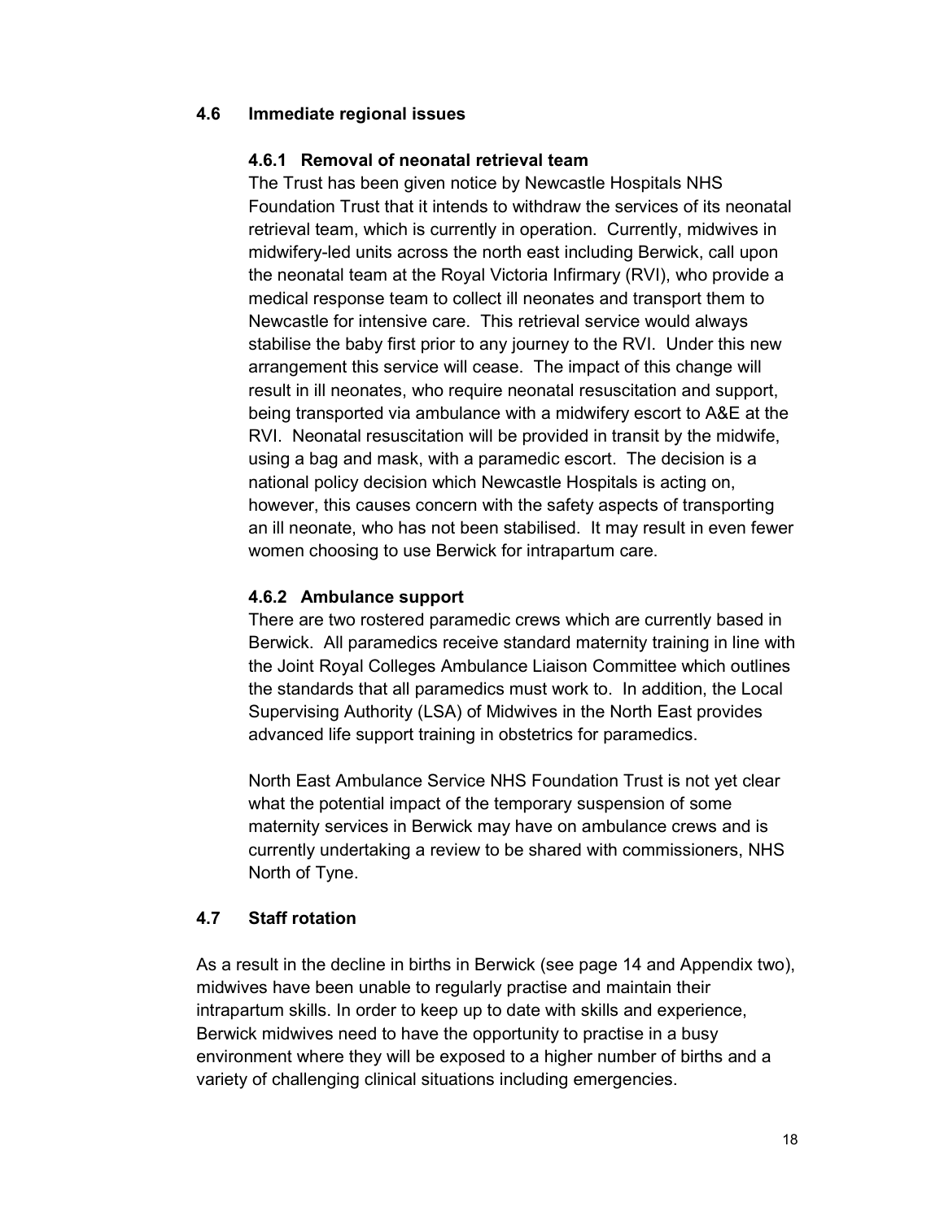## 4.6 Immediate regional issues

### 4.6.1 Removal of neonatal retrieval team

The Trust has been given notice by Newcastle Hospitals NHS Foundation Trust that it intends to withdraw the services of its neonatal retrieval team, which is currently in operation. Currently, midwives in midwifery-led units across the north east including Berwick, call upon the neonatal team at the Royal Victoria Infirmary (RVI), who provide a medical response team to collect ill neonates and transport them to Newcastle for intensive care. This retrieval service would always stabilise the baby first prior to any journey to the RVI. Under this new arrangement this service will cease. The impact of this change will result in ill neonates, who require neonatal resuscitation and support, being transported via ambulance with a midwifery escort to A&E at the RVI. Neonatal resuscitation will be provided in transit by the midwife, using a bag and mask, with a paramedic escort. The decision is a national policy decision which Newcastle Hospitals is acting on, however, this causes concern with the safety aspects of transporting an ill neonate, who has not been stabilised. It may result in even fewer women choosing to use Berwick for intrapartum care.

### 4.6.2 Ambulance support

There are two rostered paramedic crews which are currently based in Berwick. All paramedics receive standard maternity training in line with the Joint Royal Colleges Ambulance Liaison Committee which outlines the standards that all paramedics must work to. In addition, the Local Supervising Authority (LSA) of Midwives in the North East provides advanced life support training in obstetrics for paramedics.

North East Ambulance Service NHS Foundation Trust is not yet clear what the potential impact of the temporary suspension of some maternity services in Berwick may have on ambulance crews and is currently undertaking a review to be shared with commissioners, NHS North of Tyne.

## 4.7 Staff rotation

As a result in the decline in births in Berwick (see page 14 and Appendix two), midwives have been unable to regularly practise and maintain their intrapartum skills. In order to keep up to date with skills and experience, Berwick midwives need to have the opportunity to practise in a busy environment where they will be exposed to a higher number of births and a variety of challenging clinical situations including emergencies.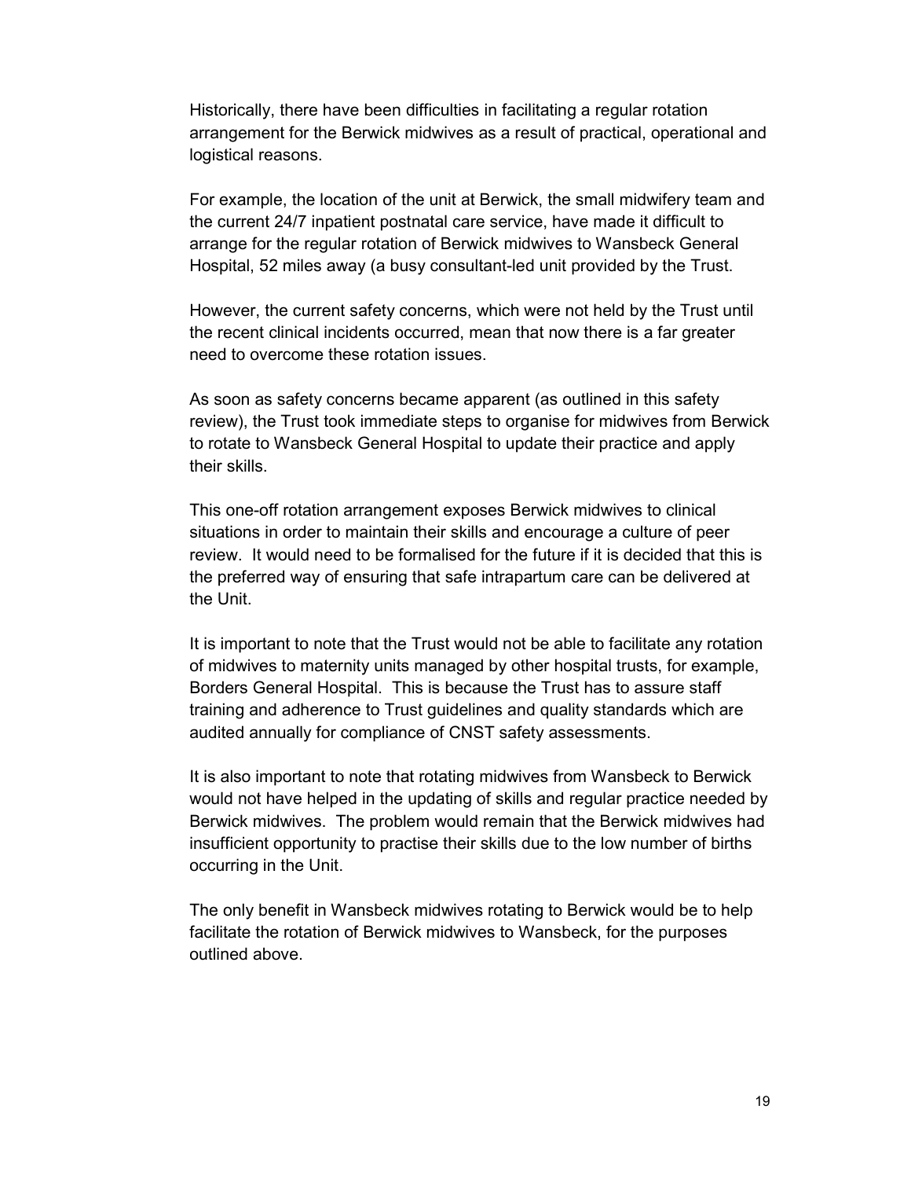Historically, there have been difficulties in facilitating a regular rotation arrangement for the Berwick midwives as a result of practical, operational and logistical reasons.

For example, the location of the unit at Berwick, the small midwifery team and the current 24/7 inpatient postnatal care service, have made it difficult to arrange for the regular rotation of Berwick midwives to Wansbeck General Hospital, 52 miles away (a busy consultant-led unit provided by the Trust.

However, the current safety concerns, which were not held by the Trust until the recent clinical incidents occurred, mean that now there is a far greater need to overcome these rotation issues.

As soon as safety concerns became apparent (as outlined in this safety review), the Trust took immediate steps to organise for midwives from Berwick to rotate to Wansbeck General Hospital to update their practice and apply their skills.

This one-off rotation arrangement exposes Berwick midwives to clinical situations in order to maintain their skills and encourage a culture of peer review. It would need to be formalised for the future if it is decided that this is the preferred way of ensuring that safe intrapartum care can be delivered at the Unit.

It is important to note that the Trust would not be able to facilitate any rotation of midwives to maternity units managed by other hospital trusts, for example, Borders General Hospital. This is because the Trust has to assure staff training and adherence to Trust guidelines and quality standards which are audited annually for compliance of CNST safety assessments.

It is also important to note that rotating midwives from Wansbeck to Berwick would not have helped in the updating of skills and regular practice needed by Berwick midwives. The problem would remain that the Berwick midwives had insufficient opportunity to practise their skills due to the low number of births occurring in the Unit.

The only benefit in Wansbeck midwives rotating to Berwick would be to help facilitate the rotation of Berwick midwives to Wansbeck, for the purposes outlined above.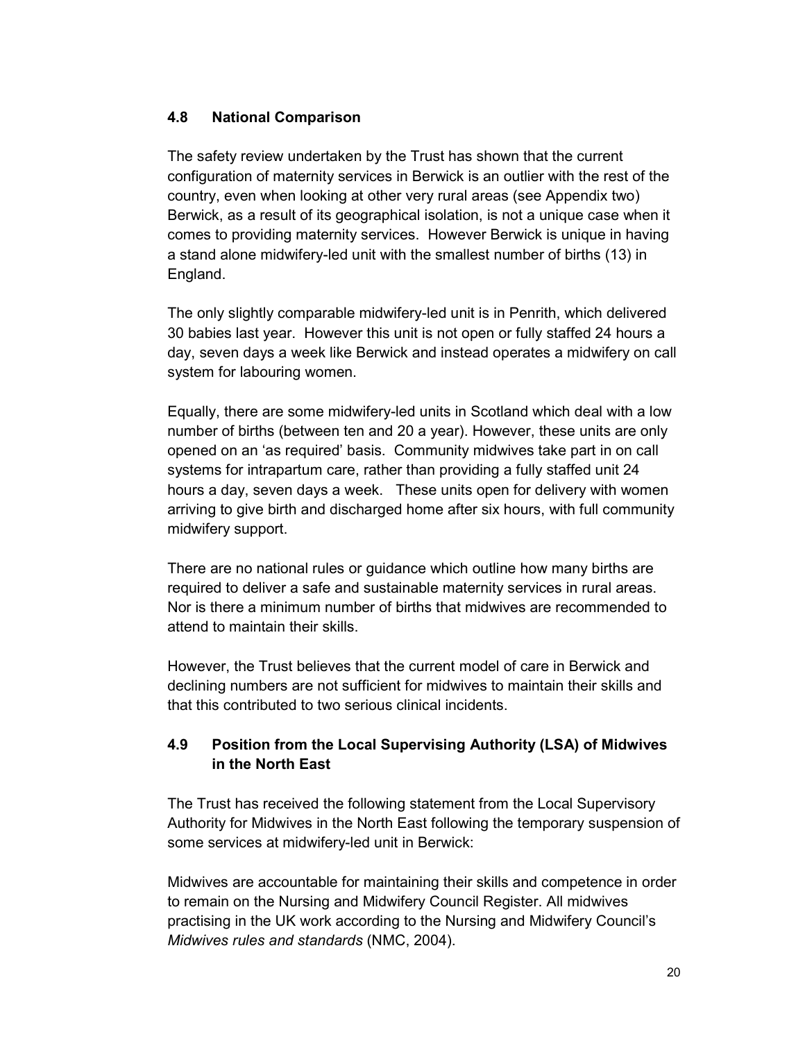## 4.8 National Comparison

The safety review undertaken by the Trust has shown that the current configuration of maternity services in Berwick is an outlier with the rest of the country, even when looking at other very rural areas (see Appendix two) Berwick, as a result of its geographical isolation, is not a unique case when it comes to providing maternity services. However Berwick is unique in having a stand alone midwifery-led unit with the smallest number of births (13) in England.

The only slightly comparable midwifery-led unit is in Penrith, which delivered 30 babies last year. However this unit is not open or fully staffed 24 hours a day, seven days a week like Berwick and instead operates a midwifery on call system for labouring women.

Equally, there are some midwifery-led units in Scotland which deal with a low number of births (between ten and 20 a year). However, these units are only opened on an 'as required' basis. Community midwives take part in on call systems for intrapartum care, rather than providing a fully staffed unit 24 hours a day, seven days a week. These units open for delivery with women arriving to give birth and discharged home after six hours, with full community midwifery support.

There are no national rules or guidance which outline how many births are required to deliver a safe and sustainable maternity services in rural areas. Nor is there a minimum number of births that midwives are recommended to attend to maintain their skills.

However, the Trust believes that the current model of care in Berwick and declining numbers are not sufficient for midwives to maintain their skills and that this contributed to two serious clinical incidents.

## 4.9 Position from the Local Supervising Authority (LSA) of Midwives in the North East

The Trust has received the following statement from the Local Supervisory Authority for Midwives in the North East following the temporary suspension of some services at midwifery-led unit in Berwick:

Midwives are accountable for maintaining their skills and competence in order to remain on the Nursing and Midwifery Council Register. All midwives practising in the UK work according to the Nursing and Midwifery Council's *Midwives rules and standards* (NMC, 2004).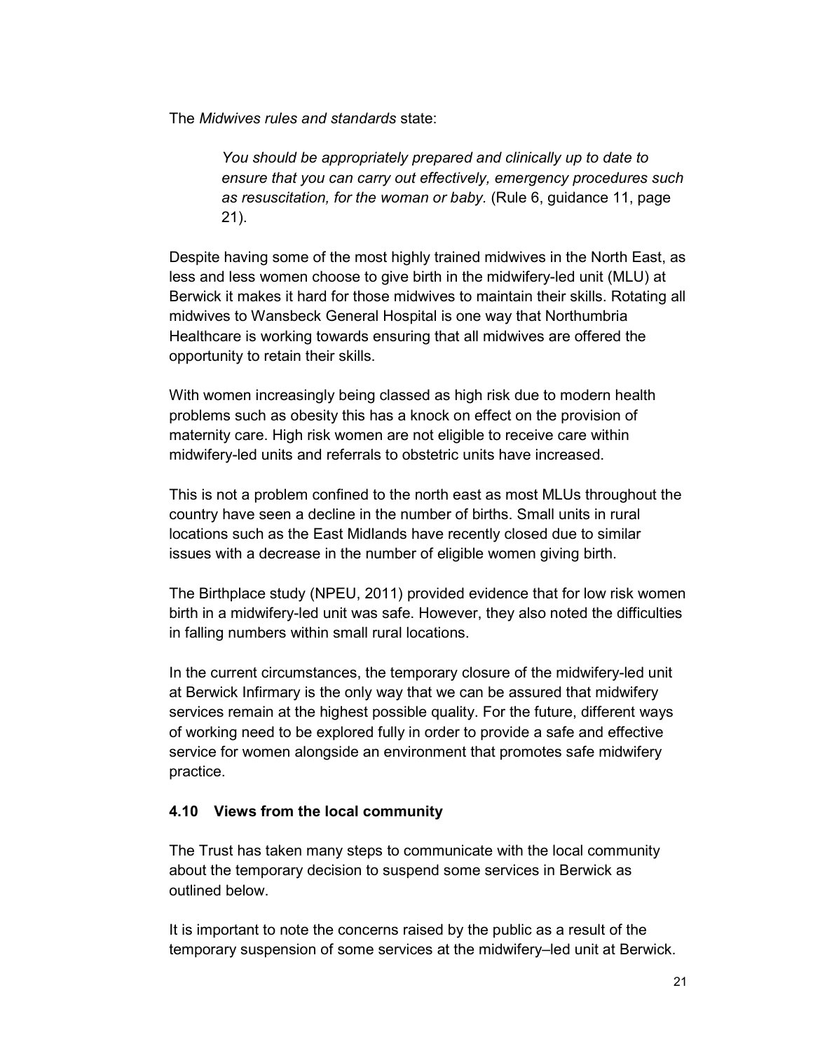The *Midwives rules and standards* state:

> *You should be appropriately prepared and clinically up to date to ensure that you can carry out effectively, emergency procedures such as resuscitation, for the woman or baby.* (Rule 6, guidance 11, page 21).

Despite having some of the most highly trained midwives in the North East, as less and less women choose to give birth in the midwifery-led unit (MLU) at Berwick it makes it hard for those midwives to maintain their skills. Rotating all midwives to Wansbeck General Hospital is one way that Northumbria Healthcare is working towards ensuring that all midwives are offered the opportunity to retain their skills.

With women increasingly being classed as high risk due to modern health problems such as obesity this has a knock on effect on the provision of maternity care. High risk women are not eligible to receive care within midwifery-led units and referrals to obstetric units have increased.

This is not a problem confined to the north east as most MLUs throughout the country have seen a decline in the number of births. Small units in rural locations such as the East Midlands have recently closed due to similar issues with a decrease in the number of eligible women giving birth.

The Birthplace study (NPEU, 2011) provided evidence that for low risk women birth in a midwifery-led unit was safe. However, they also noted the difficulties in falling numbers within small rural locations.

In the current circumstances, the temporary closure of the midwifery-led unit at Berwick Infirmary is the only way that we can be assured that midwifery services remain at the highest possible quality. For the future, different ways of working need to be explored fully in order to provide a safe and effective service for women alongside an environment that promotes safe midwifery practice.

### 4.10 Views from the local community

The Trust has taken many steps to communicate with the local community about the temporary decision to suspend some services in Berwick as outlined below.

It is important to note the concerns raised by the public as a result of the temporary suspension of some services at the midwifery–led unit at Berwick.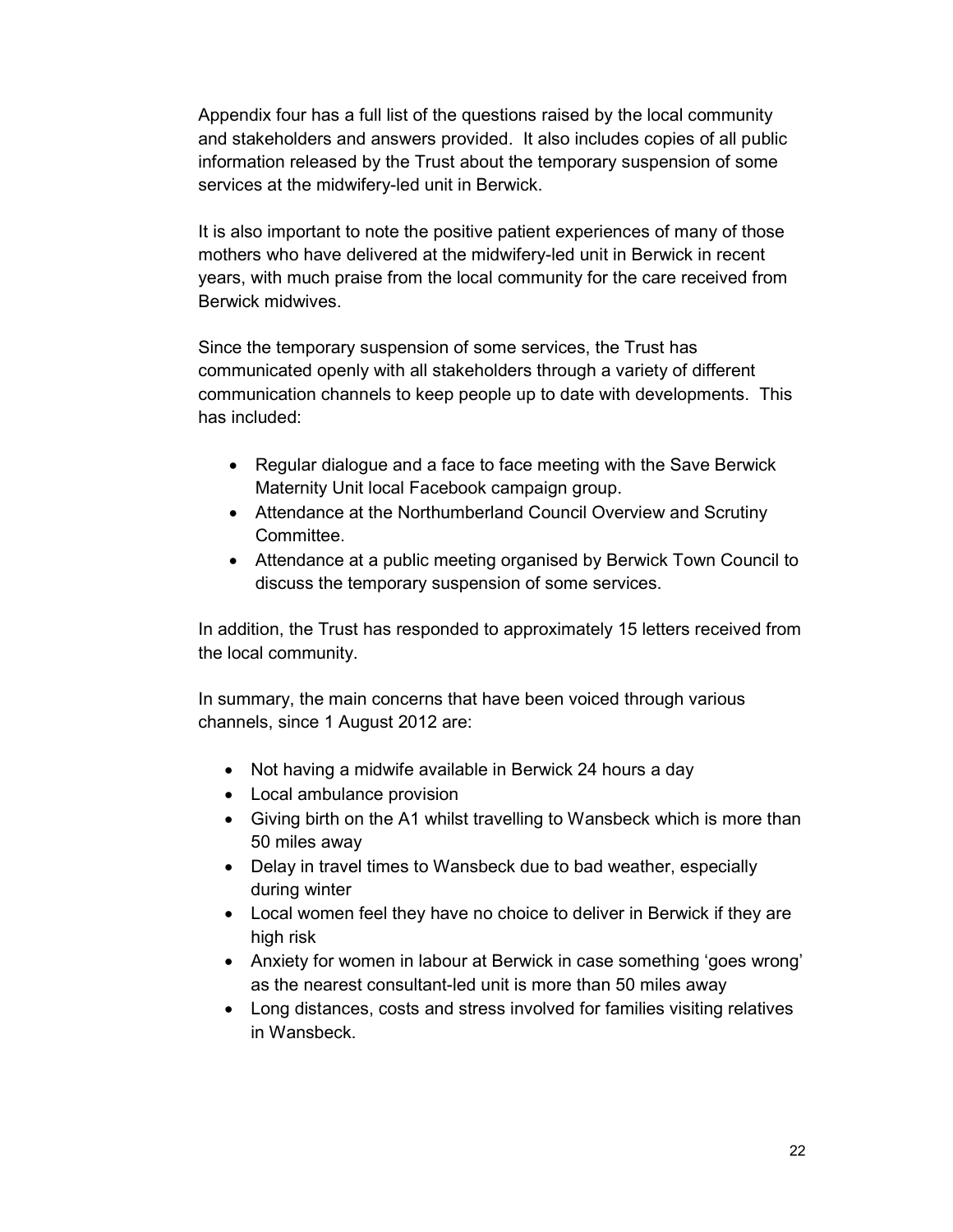Appendix four has a full list of the questions raised by the local community and stakeholders and answers provided. It also includes copies of all public information released by the Trust about the temporary suspension of some services at the midwifery-led unit in Berwick.

It is also important to note the positive patient experiences of many of those mothers who have delivered at the midwifery-led unit in Berwick in recent years, with much praise from the local community for the care received from Berwick midwives.

Since the temporary suspension of some services, the Trust has communicated openly with all stakeholders through a variety of different communication channels to keep people up to date with developments. This has included:

- Regular dialogue and a face to face meeting with the Save Berwick Maternity Unit local Facebook campaign group.
- Attendance at the Northumberland Council Overview and Scrutiny Committee.
- Attendance at a public meeting organised by Berwick Town Council to discuss the temporary suspension of some services.

In addition, the Trust has responded to approximately 15 letters received from the local community.

In summary, the main concerns that have been voiced through various channels, since 1 August 2012 are:

- Not having a midwife available in Berwick 24 hours a day
- Local ambulance provision
- Giving birth on the A1 whilst travelling to Wansbeck which is more than 50 miles away
- Delay in travel times to Wansbeck due to bad weather, especially during winter
- Local women feel they have no choice to deliver in Berwick if they are high risk
- Anxiety for women in labour at Berwick in case something 'goes wrong' as the nearest consultant-led unit is more than 50 miles away
- Long distances, costs and stress involved for families visiting relatives in Wansbeck.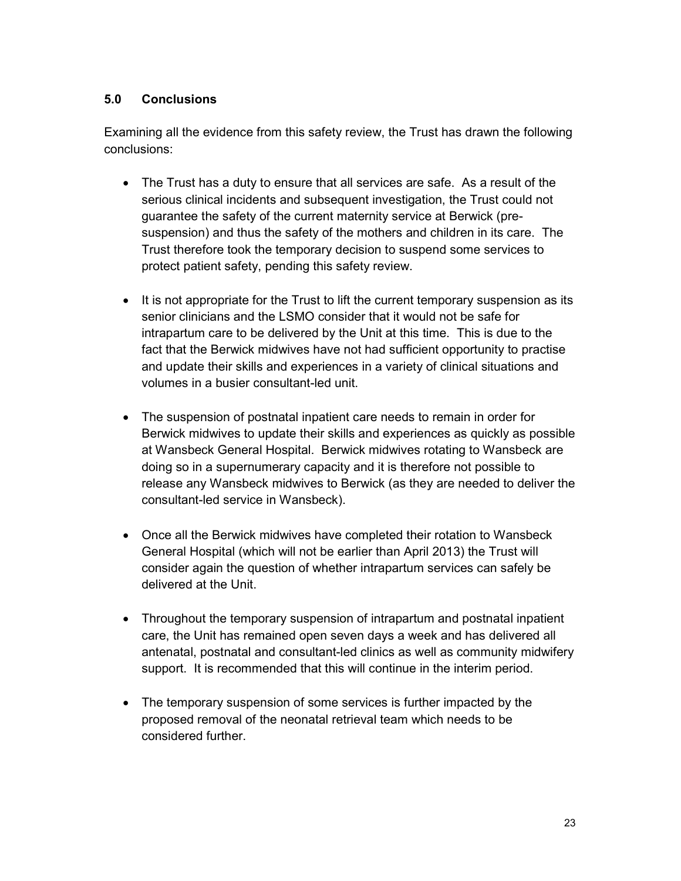## 5.0 Conclusions

Examining all the evidence from this safety review, the Trust has drawn the following conclusions:

- The Trust has a duty to ensure that all services are safe. As a result of the serious clinical incidents and subsequent investigation, the Trust could not guarantee the safety of the current maternity service at Berwick (pre-suspension) and thus the safety of the mothers and children in its care. The Trust therefore took the temporary decision to suspend some services to protect patient safety, pending this safety review.

- It is not appropriate for the Trust to lift the current temporary suspension as its senior clinicians and the LSMO consider that it would not be safe for intrapartum care to be delivered by the Unit at this time. This is due to the fact that the Berwick midwives have not had sufficient opportunity to practise and update their skills and experiences in a variety of clinical situations and volumes in a busier consultant-led unit.

- The suspension of postnatal inpatient care needs to remain in order for Berwick midwives to update their skills and experiences as quickly as possible at Wansbeck General Hospital. Berwick midwives rotating to Wansbeck are doing so in a supernumerary capacity and it is therefore not possible to release any Wansbeck midwives to Berwick (as they are needed to deliver the consultant-led service in Wansbeck).

- Once all the Berwick midwives have completed their rotation to Wansbeck General Hospital (which will not be earlier than April 2013) the Trust will consider again the question of whether intrapartum services can safely be delivered at the Unit.

- Throughout the temporary suspension of intrapartum and postnatal inpatient care, the Unit has remained open seven days a week and has delivered all antenatal, postnatal and consultant-led clinics as well as community midwifery support. It is recommended that this will continue in the interim period.

- The temporary suspension of some services is further impacted by the proposed removal of the neonatal retrieval team which needs to be considered further.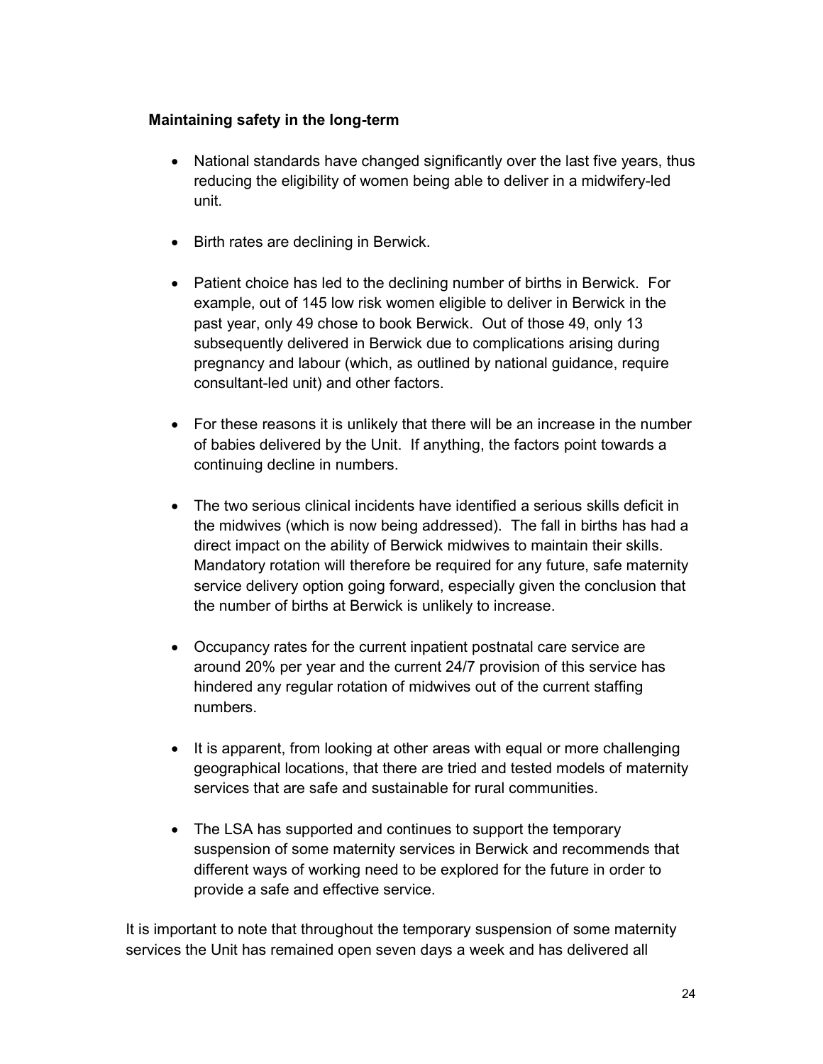**Maintaining safety in the long-term**

- National standards have changed significantly over the last five years, thus reducing the eligibility of women being able to deliver in a midwifery-led unit.
- Birth rates are declining in Berwick.
- Patient choice has led to the declining number of births in Berwick. For example, out of 145 low risk women eligible to deliver in Berwick in the past year, only 49 chose to book Berwick. Out of those 49, only 13 subsequently delivered in Berwick due to complications arising during pregnancy and labour (which, as outlined by national guidance, require consultant-led unit) and other factors.
- For these reasons it is unlikely that there will be an increase in the number of babies delivered by the Unit. If anything, the factors point towards a continuing decline in numbers.
- The two serious clinical incidents have identified a serious skills deficit in the midwives (which is now being addressed). The fall in births has had a direct impact on the ability of Berwick midwives to maintain their skills. Mandatory rotation will therefore be required for any future, safe maternity service delivery option going forward, especially given the conclusion that the number of births at Berwick is unlikely to increase.
- Occupancy rates for the current inpatient postnatal care service are around 20% per year and the current 24/7 provision of this service has hindered any regular rotation of midwives out of the current staffing numbers.
- It is apparent, from looking at other areas with equal or more challenging geographical locations, that there are tried and tested models of maternity services that are safe and sustainable for rural communities.
- The LSA has supported and continues to support the temporary suspension of some maternity services in Berwick and recommends that different ways of working need to be explored for the future in order to provide a safe and effective service.

It is important to note that throughout the temporary suspension of some maternity services the Unit has remained open seven days a week and has delivered all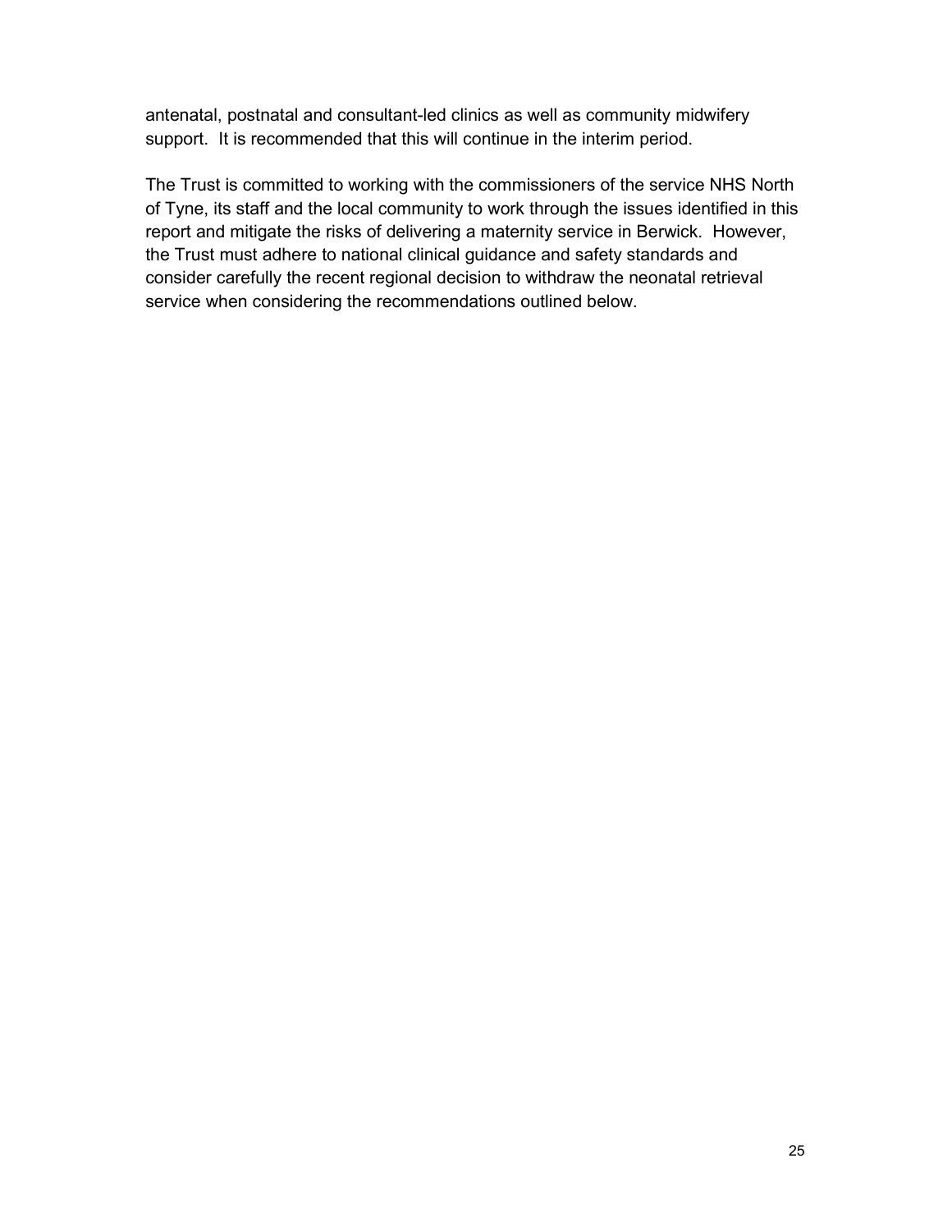antenatal, postnatal and consultant-led clinics as well as community midwifery support. It is recommended that this will continue in the interim period.

The Trust is committed to working with the commissioners of the service NHS North of Tyne, its staff and the local community to work through the issues identified in this report and mitigate the risks of delivering a maternity service in Berwick. However, the Trust must adhere to national clinical guidance and safety standards and consider carefully the recent regional decision to withdraw the neonatal retrieval service when considering the recommendations outlined below.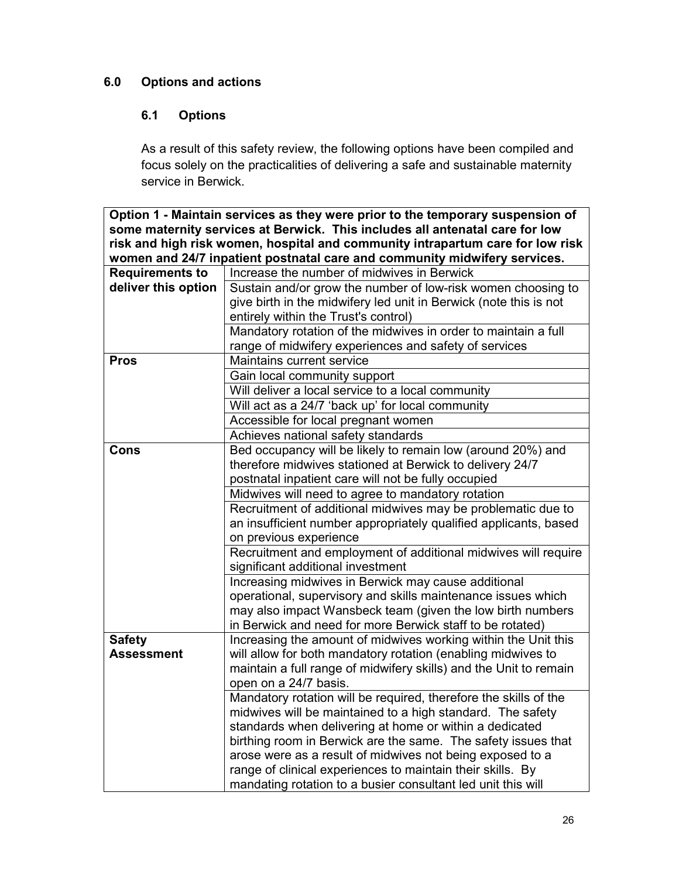## 6.0 Options and actions

### 6.1 Options

As a result of this safety review, the following options have been compiled and focus solely on the practicalities of delivering a safe and sustainable maternity service in Berwick.

| **Option 1 - Maintain services as they were prior to the temporary suspension of some maternity services at Berwick. This includes all antenatal care for low risk and high risk women, hospital and community intrapartum care for low risk women and 24/7 inpatient postnatal care and community midwifery services.** | |
|---|---|
| **Requirements to deliver this option** | Increase the number of midwives in Berwick |
| | Sustain and/or grow the number of low-risk women choosing to give birth in the midwifery led unit in Berwick (note this is not entirely within the Trust's control) |
| | Mandatory rotation of the midwives in order to maintain a full range of midwifery experiences and safety of services |
| **Pros** | Maintains current service |
| | Gain local community support |
| | Will deliver a local service to a local community |
| | Will act as a 24/7 'back up' for local community |
| | Accessible for local pregnant women |
| | Achieves national safety standards |
| **Cons** | Bed occupancy will be likely to remain low (around 20%) and therefore midwives stationed at Berwick to delivery 24/7 postnatal inpatient care will not be fully occupied |
| | Midwives will need to agree to mandatory rotation |
| | Recruitment of additional midwives may be problematic due to an insufficient number appropriately qualified applicants, based on previous experience |
| | Recruitment and employment of additional midwives will require significant additional investment |
| | Increasing midwives in Berwick may cause additional operational, supervisory and skills maintenance issues which may also impact Wansbeck team (given the low birth numbers in Berwick and need for more Berwick staff to be rotated) |
| **Safety Assessment** | Increasing the amount of midwives working within the Unit this will allow for both mandatory rotation (enabling midwives to maintain a full range of midwifery skills) and the Unit to remain open on a 24/7 basis. |
| | Mandatory rotation will be required, therefore the skills of the midwives will be maintained to a high standard. The safety standards when delivering at home or within a dedicated birthing room in Berwick are the same. The safety issues that arose were as a result of midwives not being exposed to a range of clinical experiences to maintain their skills. By mandating rotation to a busier consultant led unit this will |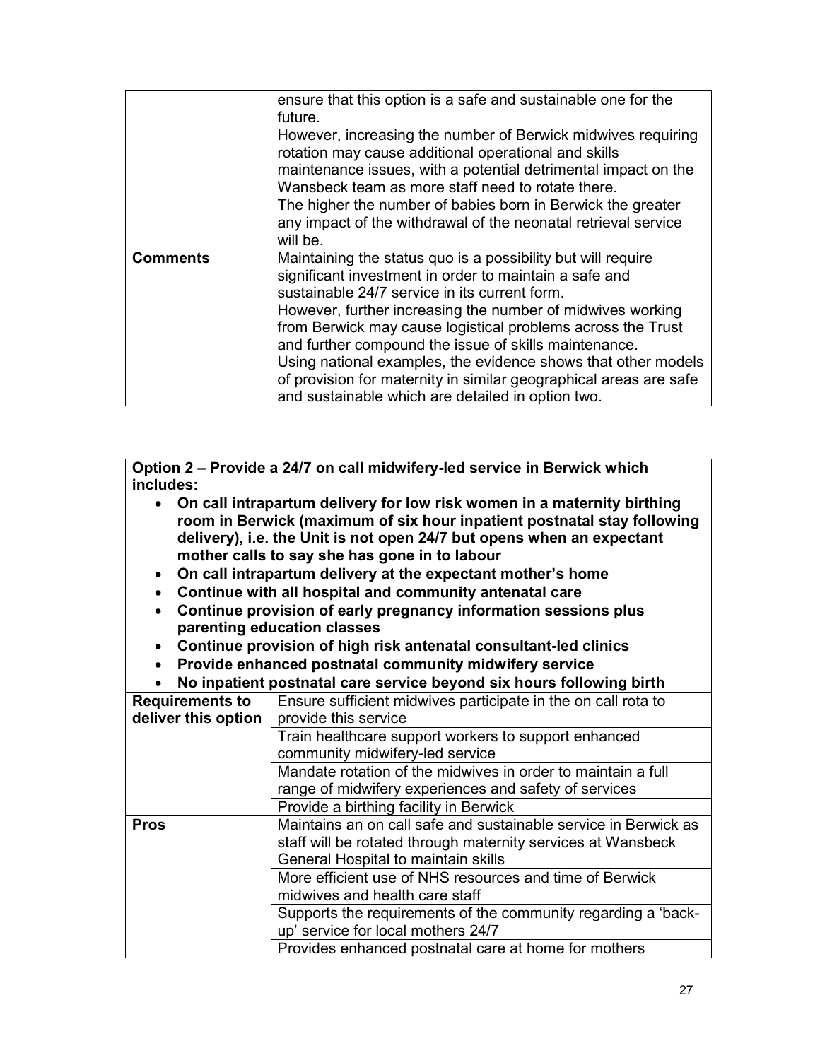| | |
|---|---|
| | ensure that this option is a safe and sustainable one for the future. |
| | However, increasing the number of Berwick midwives requiring rotation may cause additional operational and skills maintenance issues, with a potential detrimental impact on the Wansbeck team as more staff need to rotate there. |
| | The higher the number of babies born in Berwick the greater any impact of the withdrawal of the neonatal retrieval service will be. |
| **Comments** | Maintaining the status quo is a possibility but will require significant investment in order to maintain a safe and sustainable 24/7 service in its current form.<br>However, further increasing the number of midwives working from Berwick may cause logistical problems across the Trust and further compound the issue of skills maintenance.<br>Using national examples, the evidence shows that other models of provision for maternity in similar geographical areas are safe and sustainable which are detailed in option two. |

**Option 2 – Provide a 24/7 on call midwifery-led service in Berwick which includes:**

- **On call intrapartum delivery for low risk women in a maternity birthing room in Berwick (maximum of six hour inpatient postnatal stay following delivery), i.e. the Unit is not open 24/7 but opens when an expectant mother calls to say she has gone in to labour**
- **On call intrapartum delivery at the expectant mother's home**
- **Continue with all hospital and community antenatal care**
- **Continue provision of early pregnancy information sessions plus parenting education classes**
- **Continue provision of high risk antenatal consultant-led clinics**
- **Provide enhanced postnatal community midwifery service**
- **No inpatient postnatal care service beyond six hours following birth**

| | |
|---|---|
| **Requirements to deliver this option** | Ensure sufficient midwives participate in the on call rota to provide this service |
| | Train healthcare support workers to support enhanced community midwifery-led service |
| | Mandate rotation of the midwives in order to maintain a full range of midwifery experiences and safety of services |
| | Provide a birthing facility in Berwick |
| **Pros** | Maintains an on call safe and sustainable service in Berwick as staff will be rotated through maternity services at Wansbeck General Hospital to maintain skills |
| | More efficient use of NHS resources and time of Berwick midwives and health care staff |
| | Supports the requirements of the community regarding a 'back-up' service for local mothers 24/7 |
| | Provides enhanced postnatal care at home for mothers |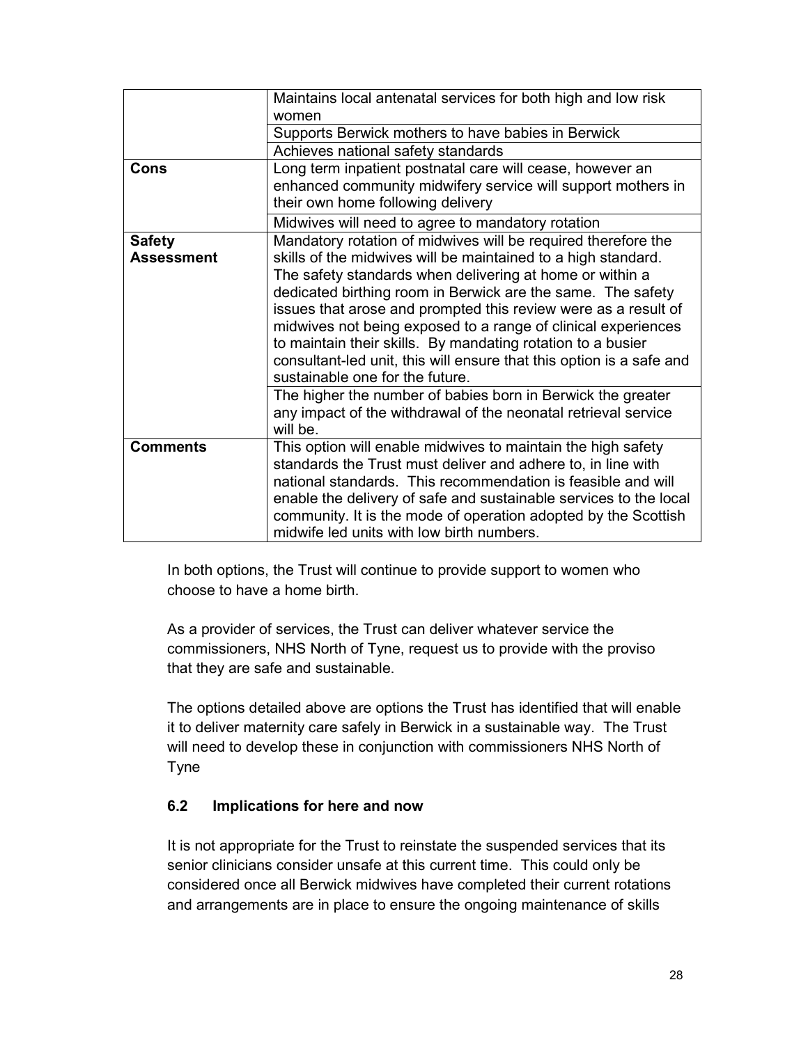| | |
|---|---|
| | Maintains local antenatal services for both high and low risk women |
| | Supports Berwick mothers to have babies in Berwick |
| | Achieves national safety standards |
| **Cons** | Long term inpatient postnatal care will cease, however an enhanced community midwifery service will support mothers in their own home following delivery |
| | Midwives will need to agree to mandatory rotation |
| **Safety Assessment** | Mandatory rotation of midwives will be required therefore the skills of the midwives will be maintained to a high standard. The safety standards when delivering at home or within a dedicated birthing room in Berwick are the same. The safety issues that arose and prompted this review were as a result of midwives not being exposed to a range of clinical experiences to maintain their skills. By mandating rotation to a busier consultant-led unit, this will ensure that this option is a safe and sustainable one for the future. |
| | The higher the number of babies born in Berwick the greater any impact of the withdrawal of the neonatal retrieval service will be. |
| **Comments** | This option will enable midwives to maintain the high safety standards the Trust must deliver and adhere to, in line with national standards. This recommendation is feasible and will enable the delivery of safe and sustainable services to the local community. It is the mode of operation adopted by the Scottish midwife led units with low birth numbers. |

In both options, the Trust will continue to provide support to women who choose to have a home birth.

As a provider of services, the Trust can deliver whatever service the commissioners, NHS North of Tyne, request us to provide with the proviso that they are safe and sustainable.

The options detailed above are options the Trust has identified that will enable it to deliver maternity care safely in Berwick in a sustainable way. The Trust will need to develop these in conjunction with commissioners NHS North of Tyne

### 6.2 Implications for here and now

It is not appropriate for the Trust to reinstate the suspended services that its senior clinicians consider unsafe at this current time. This could only be considered once all Berwick midwives have completed their current rotations and arrangements are in place to ensure the ongoing maintenance of skills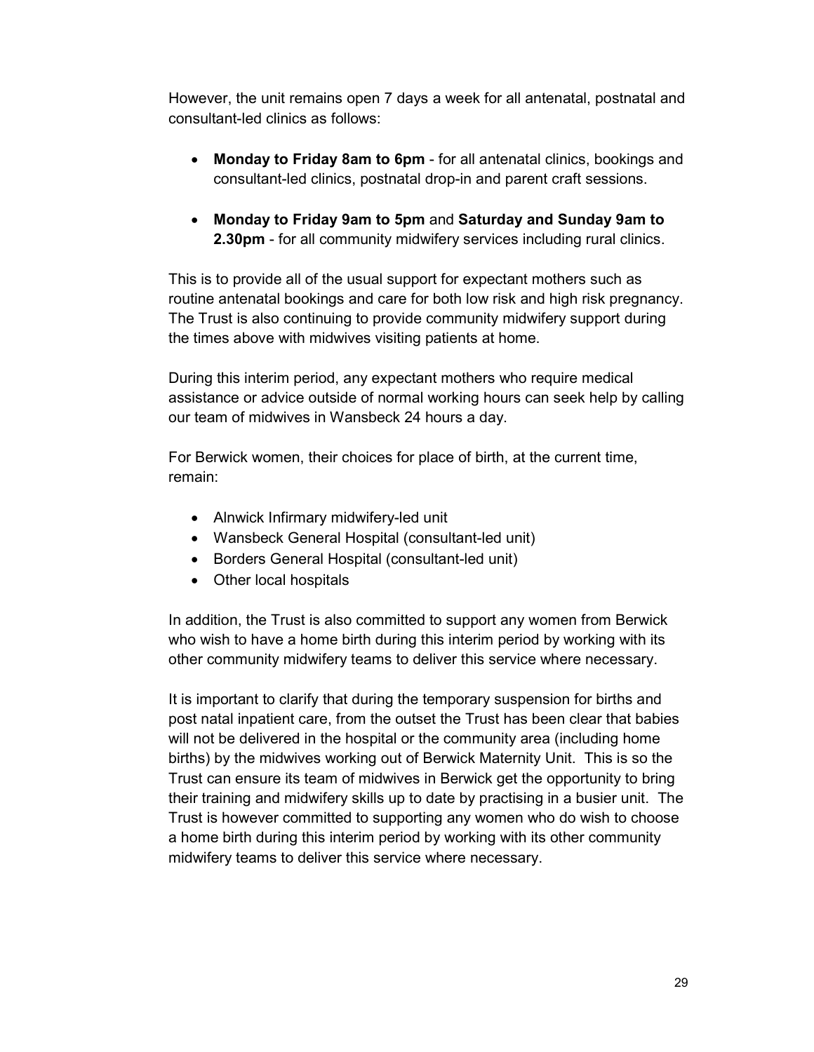However, the unit remains open 7 days a week for all antenatal, postnatal and consultant-led clinics as follows:

- **Monday to Friday 8am to 6pm** - for all antenatal clinics, bookings and consultant-led clinics, postnatal drop-in and parent craft sessions.

- **Monday to Friday 9am to 5pm** and **Saturday and Sunday 9am to 2.30pm** - for all community midwifery services including rural clinics.

This is to provide all of the usual support for expectant mothers such as routine antenatal bookings and care for both low risk and high risk pregnancy. The Trust is also continuing to provide community midwifery support during the times above with midwives visiting patients at home.

During this interim period, any expectant mothers who require medical assistance or advice outside of normal working hours can seek help by calling our team of midwives in Wansbeck 24 hours a day.

For Berwick women, their choices for place of birth, at the current time, remain:

- Alnwick Infirmary midwifery-led unit
- Wansbeck General Hospital (consultant-led unit)
- Borders General Hospital (consultant-led unit)
- Other local hospitals

In addition, the Trust is also committed to support any women from Berwick who wish to have a home birth during this interim period by working with its other community midwifery teams to deliver this service where necessary.

It is important to clarify that during the temporary suspension for births and post natal inpatient care, from the outset the Trust has been clear that babies will not be delivered in the hospital or the community area (including home births) by the midwives working out of Berwick Maternity Unit. This is so the Trust can ensure its team of midwives in Berwick get the opportunity to bring their training and midwifery skills up to date by practising in a busier unit. The Trust is however committed to supporting any women who do wish to choose a home birth during this interim period by working with its other community midwifery teams to deliver this service where necessary.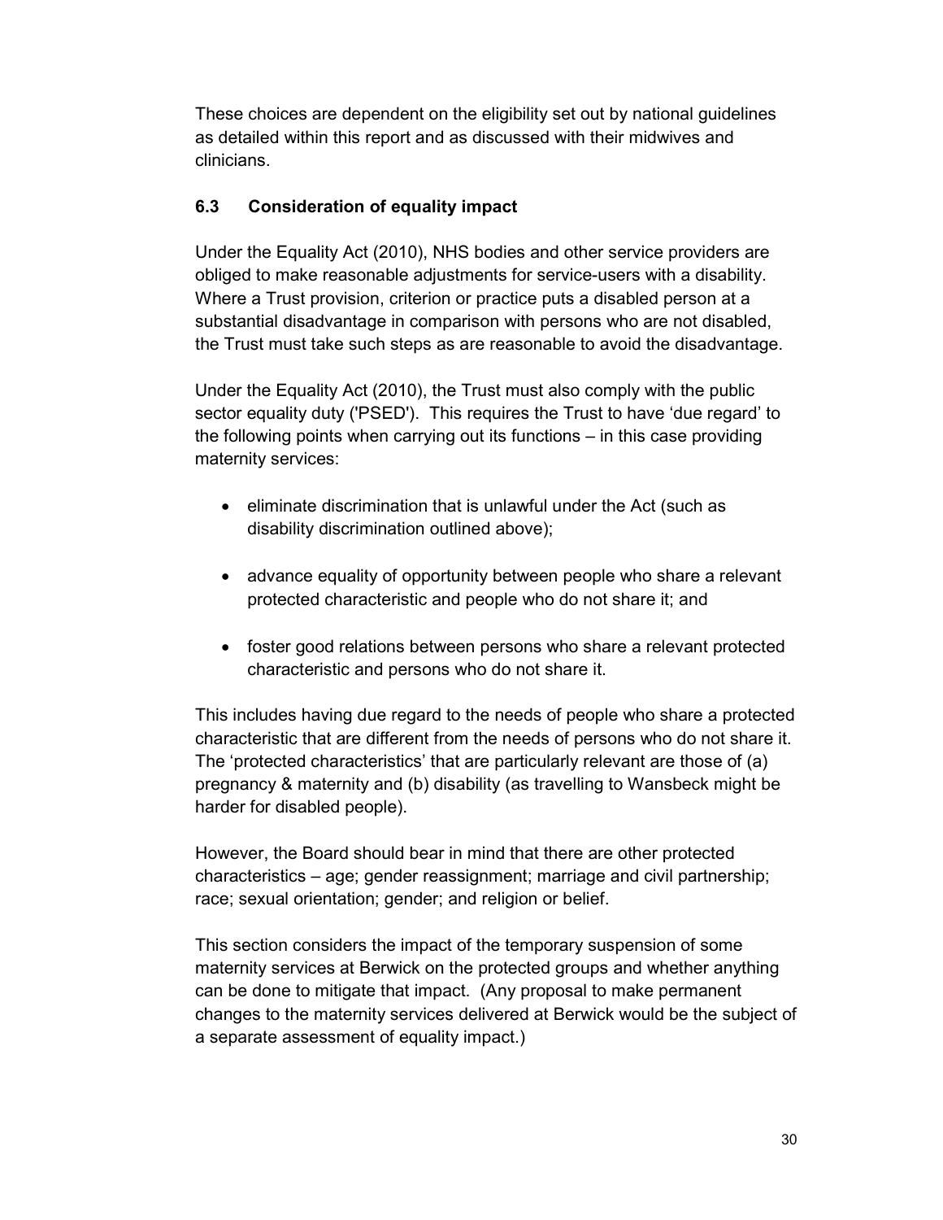These choices are dependent on the eligibility set out by national guidelines as detailed within this report and as discussed with their midwives and clinicians.

### 6.3 Consideration of equality impact

Under the Equality Act (2010), NHS bodies and other service providers are obliged to make reasonable adjustments for service-users with a disability. Where a Trust provision, criterion or practice puts a disabled person at a substantial disadvantage in comparison with persons who are not disabled, the Trust must take such steps as are reasonable to avoid the disadvantage.

Under the Equality Act (2010), the Trust must also comply with the public sector equality duty ('PSED'). This requires the Trust to have 'due regard' to the following points when carrying out its functions – in this case providing maternity services:

- eliminate discrimination that is unlawful under the Act (such as disability discrimination outlined above);
- advance equality of opportunity between people who share a relevant protected characteristic and people who do not share it; and
- foster good relations between persons who share a relevant protected characteristic and persons who do not share it.

This includes having due regard to the needs of people who share a protected characteristic that are different from the needs of persons who do not share it. The 'protected characteristics' that are particularly relevant are those of (a) pregnancy & maternity and (b) disability (as travelling to Wansbeck might be harder for disabled people).

However, the Board should bear in mind that there are other protected characteristics – age; gender reassignment; marriage and civil partnership; race; sexual orientation; gender; and religion or belief.

This section considers the impact of the temporary suspension of some maternity services at Berwick on the protected groups and whether anything can be done to mitigate that impact. (Any proposal to make permanent changes to the maternity services delivered at Berwick would be the subject of a separate assessment of equality impact.)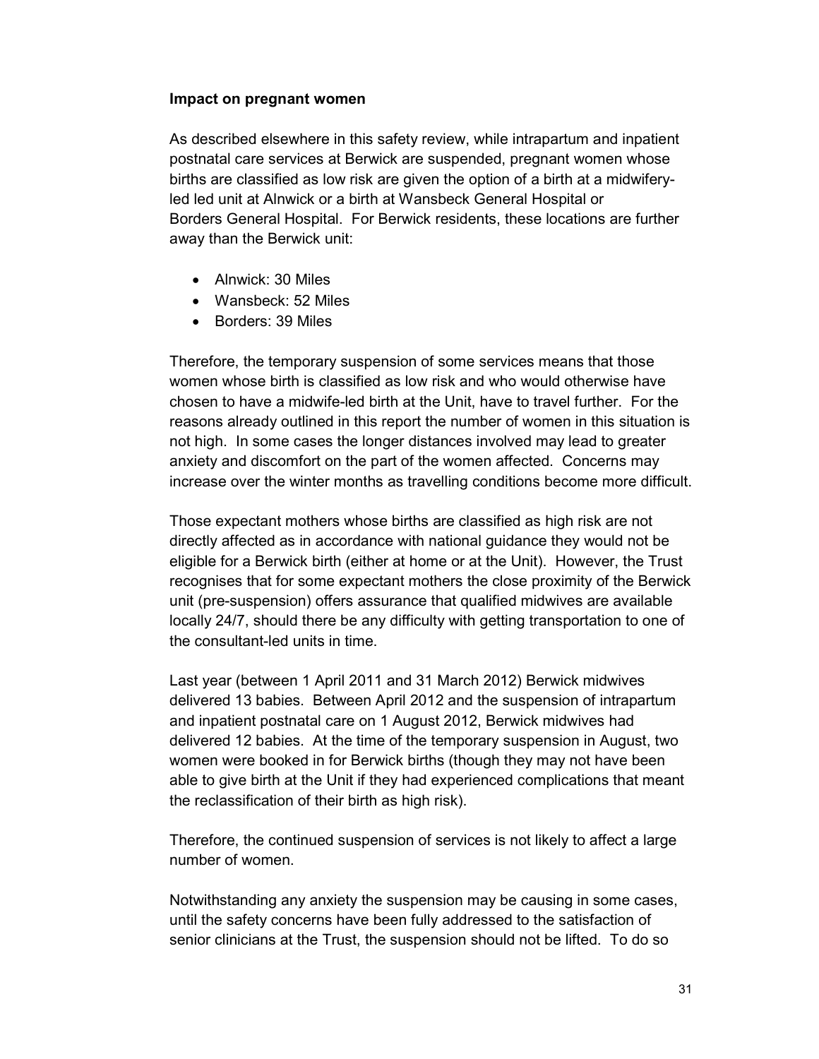**Impact on pregnant women**

As described elsewhere in this safety review, while intrapartum and inpatient postnatal care services at Berwick are suspended, pregnant women whose births are classified as low risk are given the option of a birth at a midwifery-led led unit at Alnwick or a birth at Wansbeck General Hospital or Borders General Hospital. For Berwick residents, these locations are further away than the Berwick unit:

- Alnwick: 30 Miles
- Wansbeck: 52 Miles
- Borders: 39 Miles

Therefore, the temporary suspension of some services means that those women whose birth is classified as low risk and who would otherwise have chosen to have a midwife-led birth at the Unit, have to travel further. For the reasons already outlined in this report the number of women in this situation is not high. In some cases the longer distances involved may lead to greater anxiety and discomfort on the part of the women affected. Concerns may increase over the winter months as travelling conditions become more difficult.

Those expectant mothers whose births are classified as high risk are not directly affected as in accordance with national guidance they would not be eligible for a Berwick birth (either at home or at the Unit). However, the Trust recognises that for some expectant mothers the close proximity of the Berwick unit (pre-suspension) offers assurance that qualified midwives are available locally 24/7, should there be any difficulty with getting transportation to one of the consultant-led units in time.

Last year (between 1 April 2011 and 31 March 2012) Berwick midwives delivered 13 babies. Between April 2012 and the suspension of intrapartum and inpatient postnatal care on 1 August 2012, Berwick midwives had delivered 12 babies. At the time of the temporary suspension in August, two women were booked in for Berwick births (though they may not have been able to give birth at the Unit if they had experienced complications that meant the reclassification of their birth as high risk).

Therefore, the continued suspension of services is not likely to affect a large number of women.

Notwithstanding any anxiety the suspension may be causing in some cases, until the safety concerns have been fully addressed to the satisfaction of senior clinicians at the Trust, the suspension should not be lifted. To do so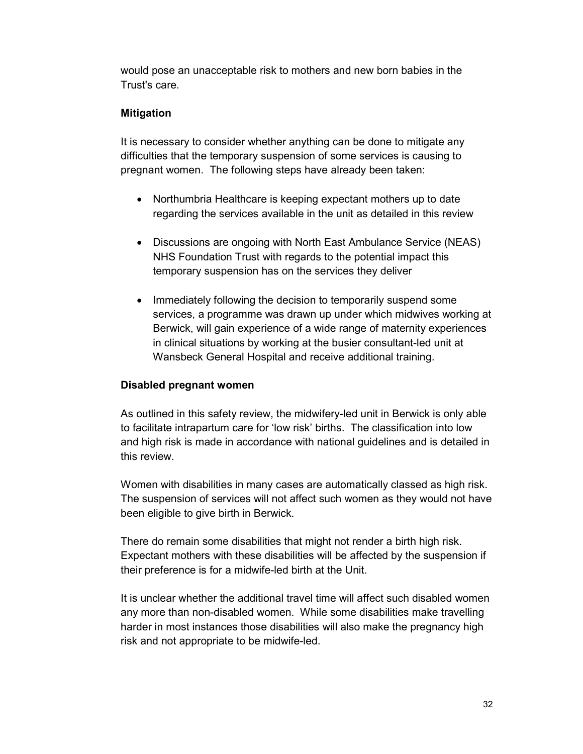would pose an unacceptable risk to mothers and new born babies in the Trust's care.

**Mitigation**

It is necessary to consider whether anything can be done to mitigate any difficulties that the temporary suspension of some services is causing to pregnant women. The following steps have already been taken:

- Northumbria Healthcare is keeping expectant mothers up to date regarding the services available in the unit as detailed in this review
- Discussions are ongoing with North East Ambulance Service (NEAS) NHS Foundation Trust with regards to the potential impact this temporary suspension has on the services they deliver
- Immediately following the decision to temporarily suspend some services, a programme was drawn up under which midwives working at Berwick, will gain experience of a wide range of maternity experiences in clinical situations by working at the busier consultant-led unit at Wansbeck General Hospital and receive additional training.

**Disabled pregnant women**

As outlined in this safety review, the midwifery-led unit in Berwick is only able to facilitate intrapartum care for 'low risk' births. The classification into low and high risk is made in accordance with national guidelines and is detailed in this review.

Women with disabilities in many cases are automatically classed as high risk. The suspension of services will not affect such women as they would not have been eligible to give birth in Berwick.

There do remain some disabilities that might not render a birth high risk. Expectant mothers with these disabilities will be affected by the suspension if their preference is for a midwife-led birth at the Unit.

It is unclear whether the additional travel time will affect such disabled women any more than non-disabled women. While some disabilities make travelling harder in most instances those disabilities will also make the pregnancy high risk and not appropriate to be midwife-led.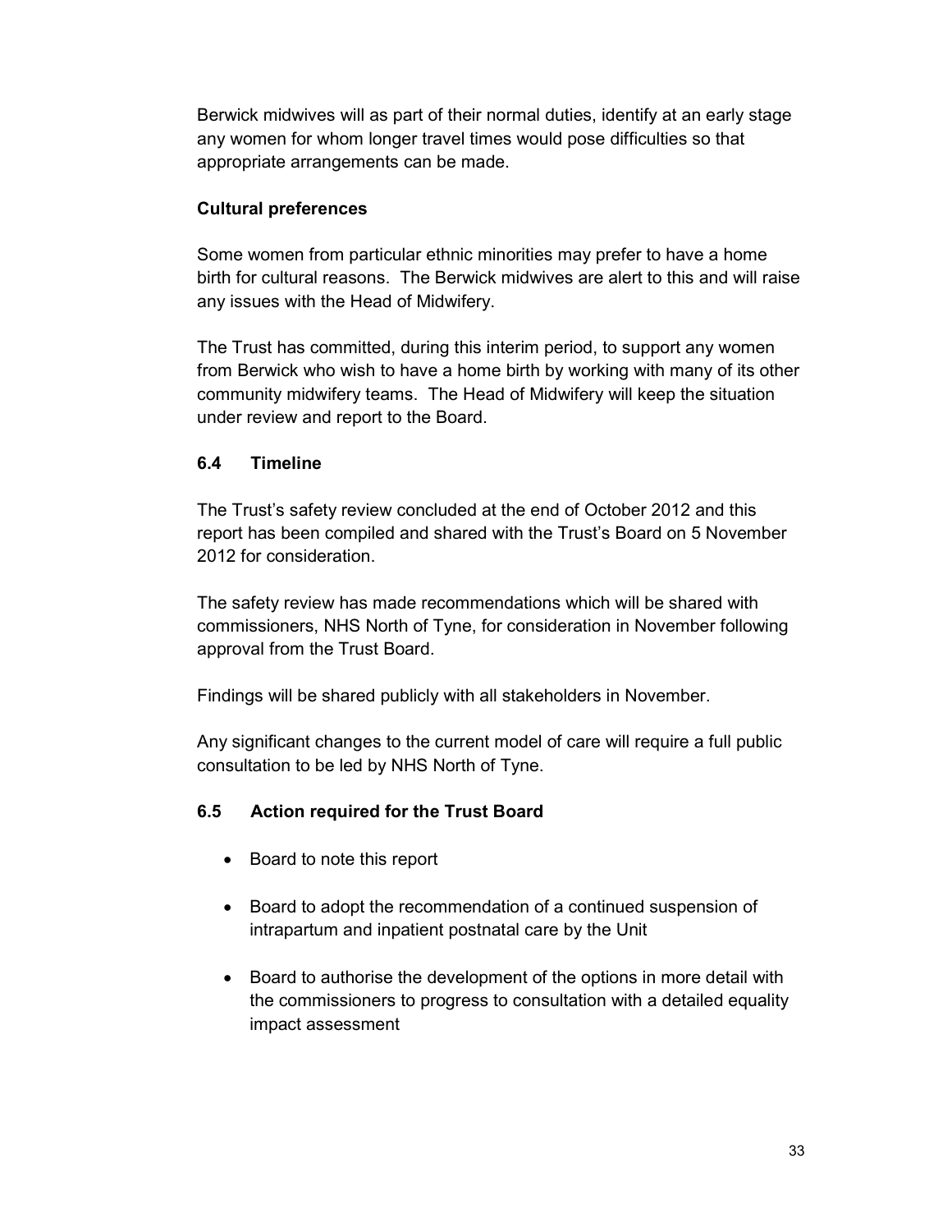Berwick midwives will as part of their normal duties, identify at an early stage any women for whom longer travel times would pose difficulties so that appropriate arrangements can be made.

**Cultural preferences**

Some women from particular ethnic minorities may prefer to have a home birth for cultural reasons. The Berwick midwives are alert to this and will raise any issues with the Head of Midwifery.

The Trust has committed, during this interim period, to support any women from Berwick who wish to have a home birth by working with many of its other community midwifery teams. The Head of Midwifery will keep the situation under review and report to the Board.

### 6.4 Timeline

The Trust's safety review concluded at the end of October 2012 and this report has been compiled and shared with the Trust's Board on 5 November 2012 for consideration.

The safety review has made recommendations which will be shared with commissioners, NHS North of Tyne, for consideration in November following approval from the Trust Board.

Findings will be shared publicly with all stakeholders in November.

Any significant changes to the current model of care will require a full public consultation to be led by NHS North of Tyne.

### 6.5 Action required for the Trust Board

- Board to note this report
- Board to adopt the recommendation of a continued suspension of intrapartum and inpatient postnatal care by the Unit
- Board to authorise the development of the options in more detail with the commissioners to progress to consultation with a detailed equality impact assessment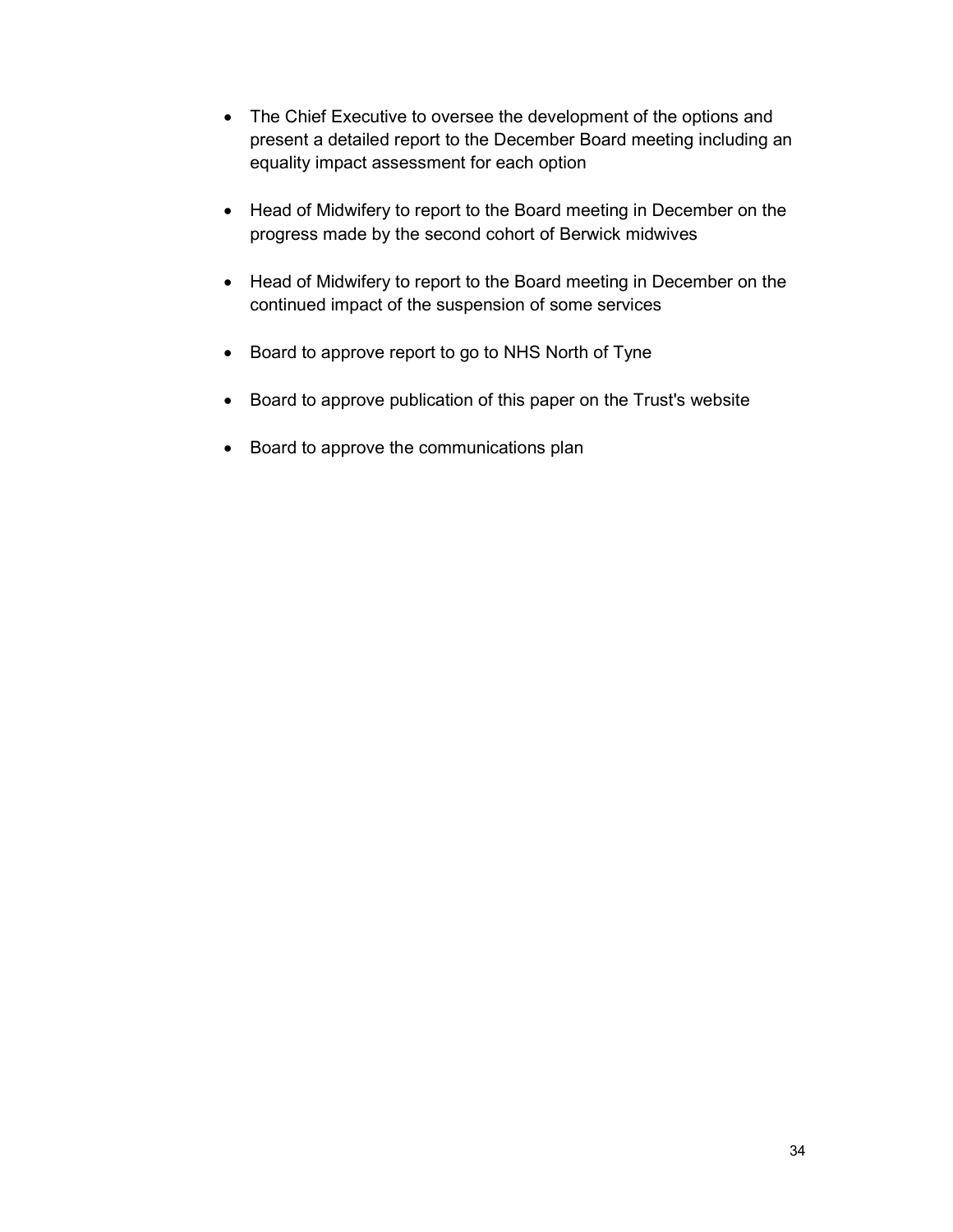- The Chief Executive to oversee the development of the options and present a detailed report to the December Board meeting including an equality impact assessment for each option

- Head of Midwifery to report to the Board meeting in December on the progress made by the second cohort of Berwick midwives

- Head of Midwifery to report to the Board meeting in December on the continued impact of the suspension of some services

- Board to approve report to go to NHS North of Tyne

- Board to approve publication of this paper on the Trust's website

- Board to approve the communications plan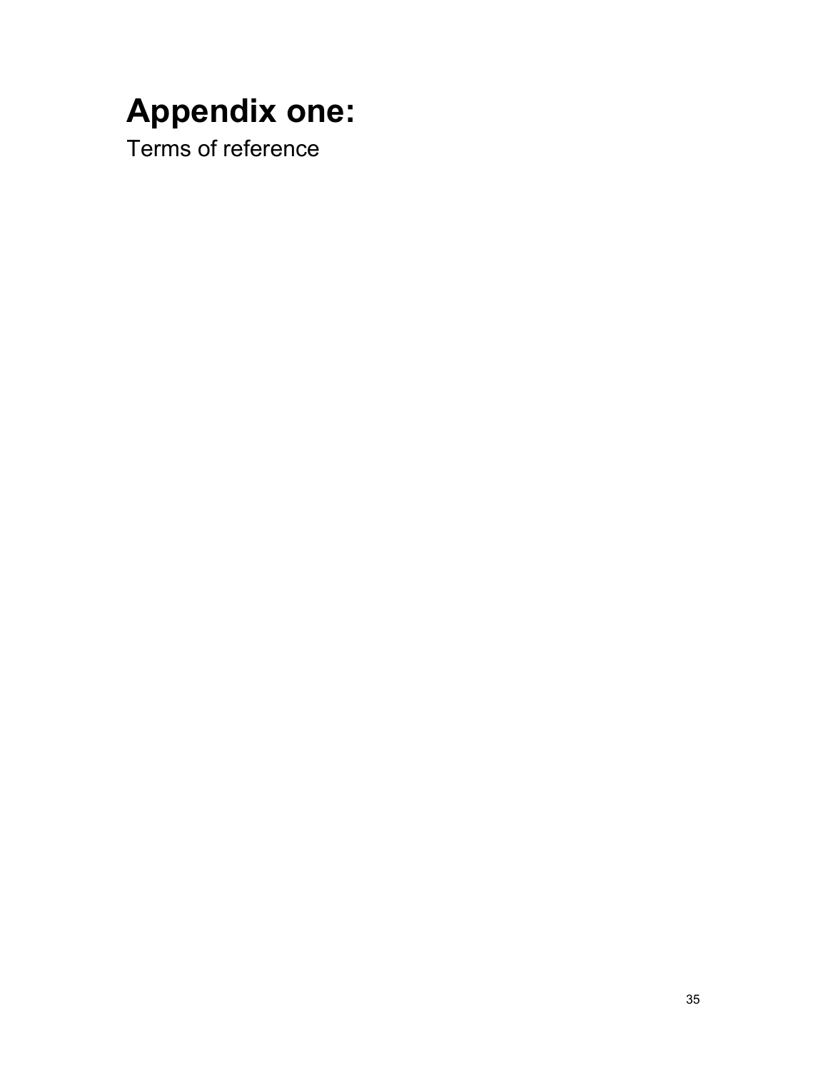# Appendix one:

Terms of reference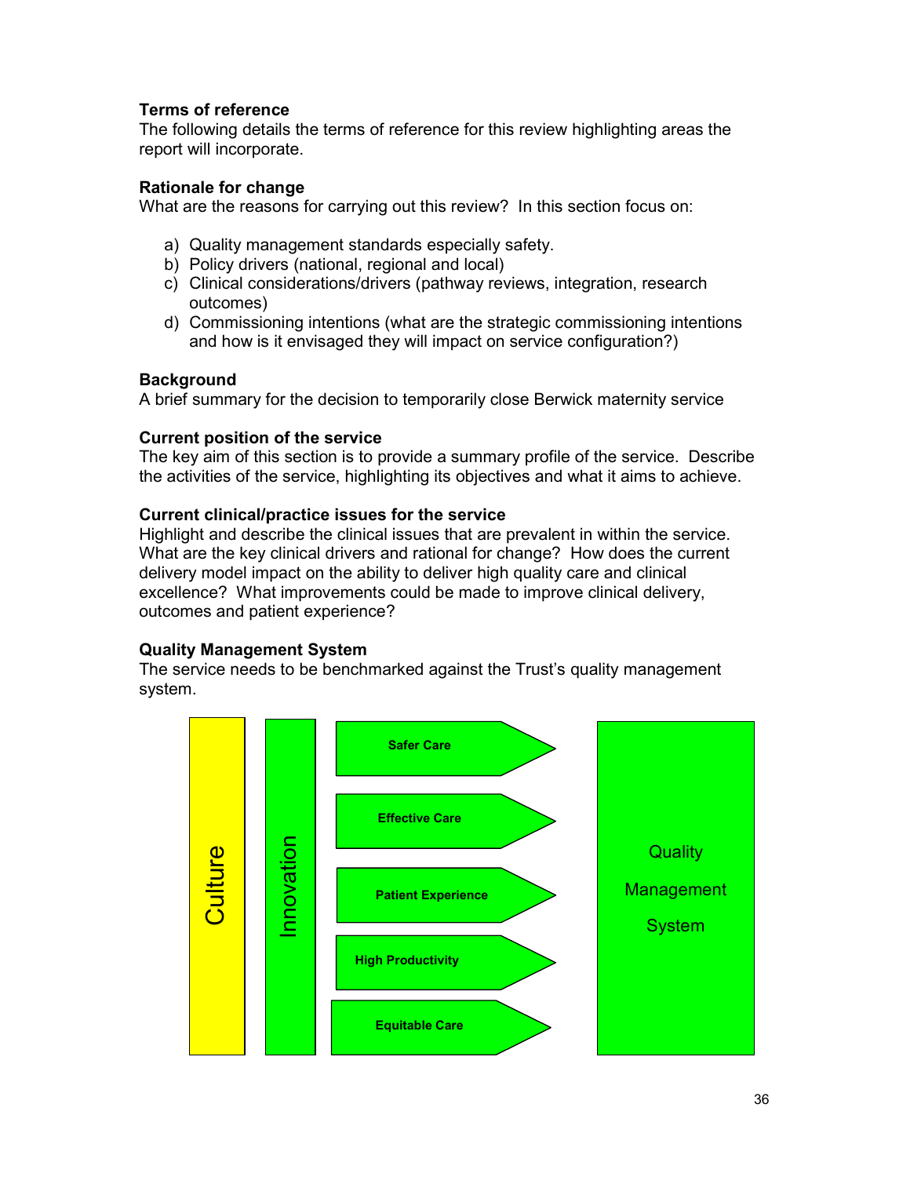**Terms of reference**
The following details the terms of reference for this review highlighting areas the report will incorporate.

**Rationale for change**
What are the reasons for carrying out this review? In this section focus on:

a) Quality management standards especially safety.
b) Policy drivers (national, regional and local)
c) Clinical considerations/drivers (pathway reviews, integration, research outcomes)
d) Commissioning intentions (what are the strategic commissioning intentions and how is it envisaged they will impact on service configuration?)

**Background**
A brief summary for the decision to temporarily close Berwick maternity service

**Current position of the service**
The key aim of this section is to provide a summary profile of the service. Describe the activities of the service, highlighting its objectives and what it aims to achieve.

**Current clinical/practice issues for the service**
Highlight and describe the clinical issues that are prevalent in within the service. What are the key clinical drivers and rational for change? How does the current delivery model impact on the ability to deliver high quality care and clinical excellence? What improvements could be made to improve clinical delivery, outcomes and patient experience?

**Quality Management System**
The service needs to be benchmarked against the Trust's quality management system.

Culture

Innovation

Safer Care

Effective Care

Patient Experience

High Productivity

Equitable Care

Quality Management System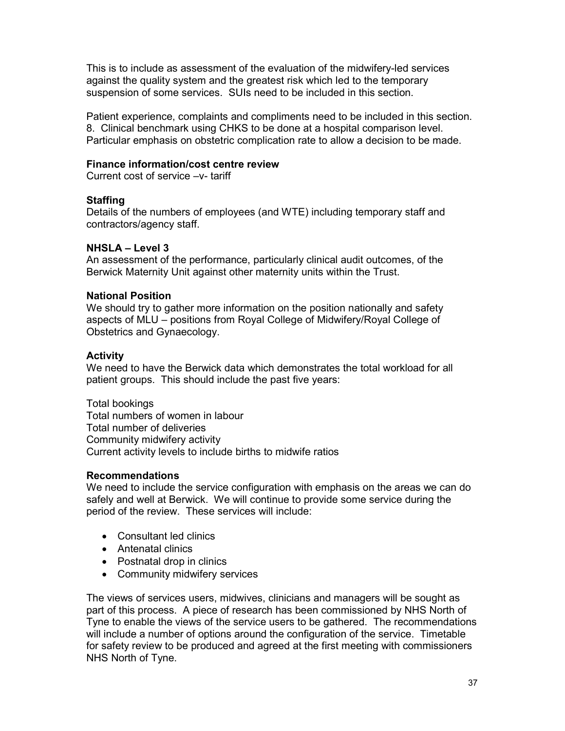This is to include as assessment of the evaluation of the midwifery-led services against the quality system and the greatest risk which led to the temporary suspension of some services. SUIs need to be included in this section.

Patient experience, complaints and compliments need to be included in this section.
8. Clinical benchmark using CHKS to be done at a hospital comparison level. Particular emphasis on obstetric complication rate to allow a decision to be made.

**Finance information/cost centre review**
Current cost of service –v- tariff

**Staffing**
Details of the numbers of employees (and WTE) including temporary staff and contractors/agency staff.

**NHSLA – Level 3**
An assessment of the performance, particularly clinical audit outcomes, of the Berwick Maternity Unit against other maternity units within the Trust.

**National Position**
We should try to gather more information on the position nationally and safety aspects of MLU – positions from Royal College of Midwifery/Royal College of Obstetrics and Gynaecology.

**Activity**
We need to have the Berwick data which demonstrates the total workload for all patient groups. This should include the past five years:

Total bookings
Total numbers of women in labour
Total number of deliveries
Community midwifery activity
Current activity levels to include births to midwife ratios

**Recommendations**
We need to include the service configuration with emphasis on the areas we can do safely and well at Berwick. We will continue to provide some service during the period of the review. These services will include:

- Consultant led clinics
- Antenatal clinics
- Postnatal drop in clinics
- Community midwifery services

The views of services users, midwives, clinicians and managers will be sought as part of this process. A piece of research has been commissioned by NHS North of Tyne to enable the views of the service users to be gathered. The recommendations will include a number of options around the configuration of the service. Timetable for safety review to be produced and agreed at the first meeting with commissioners NHS North of Tyne.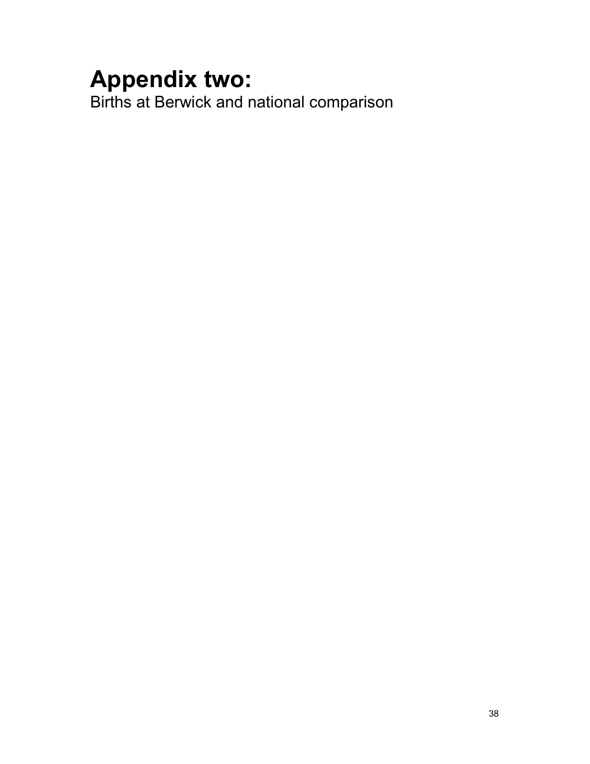# Appendix two:

Births at Berwick and national comparison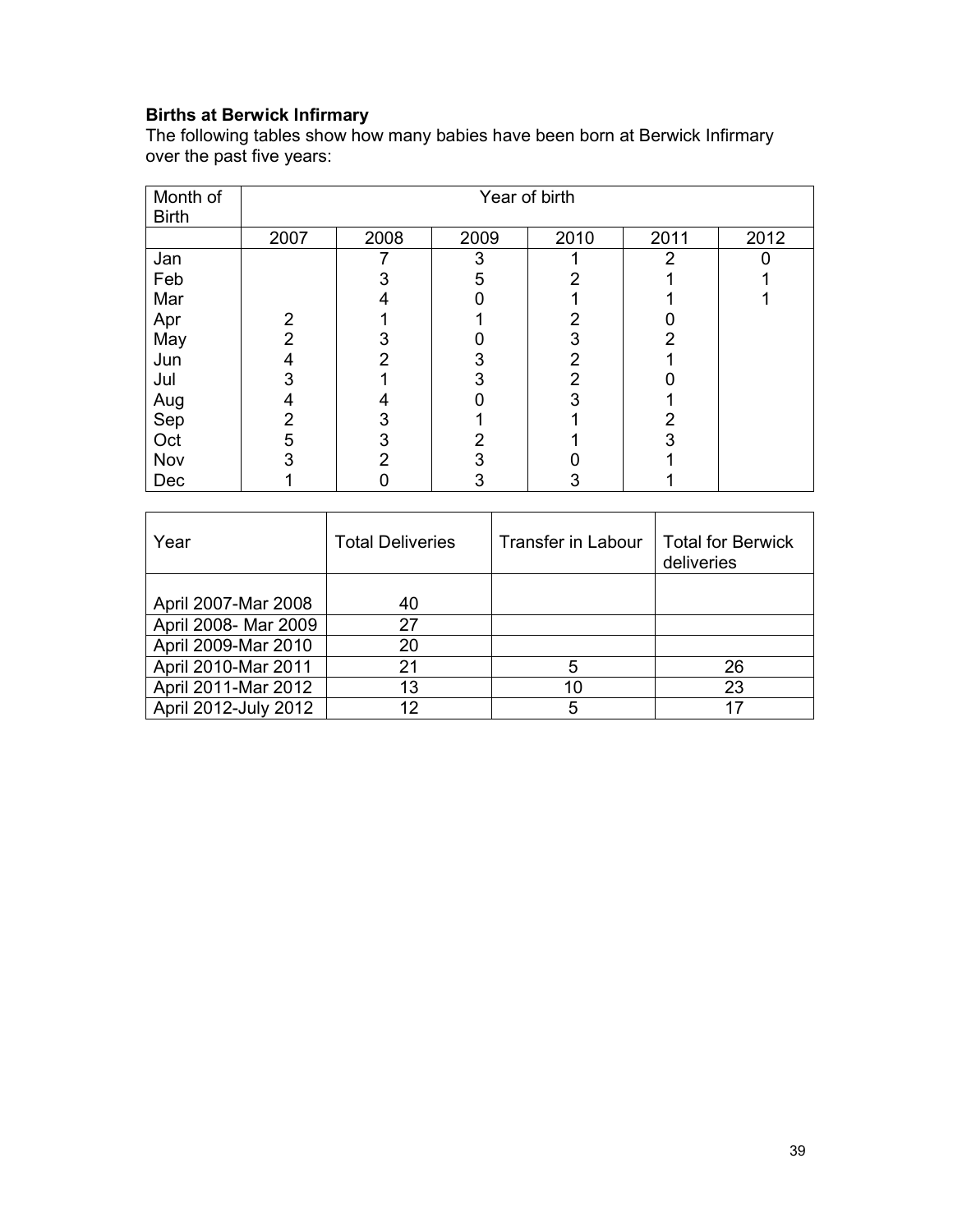**Births at Berwick Infirmary**

The following tables show how many babies have been born at Berwick Infirmary over the past five years:

| Month of Birth | Year of birth | | | | | |
|---|---|---|---|---|---|---|
| | 2007 | 2008 | 2009 | 2010 | 2011 | 2012 |
| Jan | | 7 | 3 | 1 | 2 | 0 |
| Feb | | 3 | 5 | 2 | 1 | 1 |
| Mar | | 4 | 0 | 1 | 1 | 1 |
| Apr | 2 | 1 | 1 | 2 | 0 | |
| May | 2 | 3 | 0 | 3 | 2 | |
| Jun | 4 | 2 | 3 | 2 | 1 | |
| Jul | 3 | 1 | 3 | 2 | 0 | |
| Aug | 4 | 4 | 0 | 3 | 1 | |
| Sep | 2 | 3 | 1 | 1 | 2 | |
| Oct | 5 | 3 | 2 | 1 | 3 | |
| Nov | 3 | 2 | 3 | 0 | 1 | |
| Dec | 1 | 0 | 3 | 3 | 1 | |

| Year | Total Deliveries | Transfer in Labour | Total for Berwick deliveries |
|---|---|---|---|
| April 2007-Mar 2008 | 40 | | |
| April 2008- Mar 2009 | 27 | | |
| April 2009-Mar 2010 | 20 | | |
| April 2010-Mar 2011 | 21 | 5 | 26 |
| April 2011-Mar 2012 | 13 | 10 | 23 |
| April 2012-July 2012 | 12 | 5 | 17 |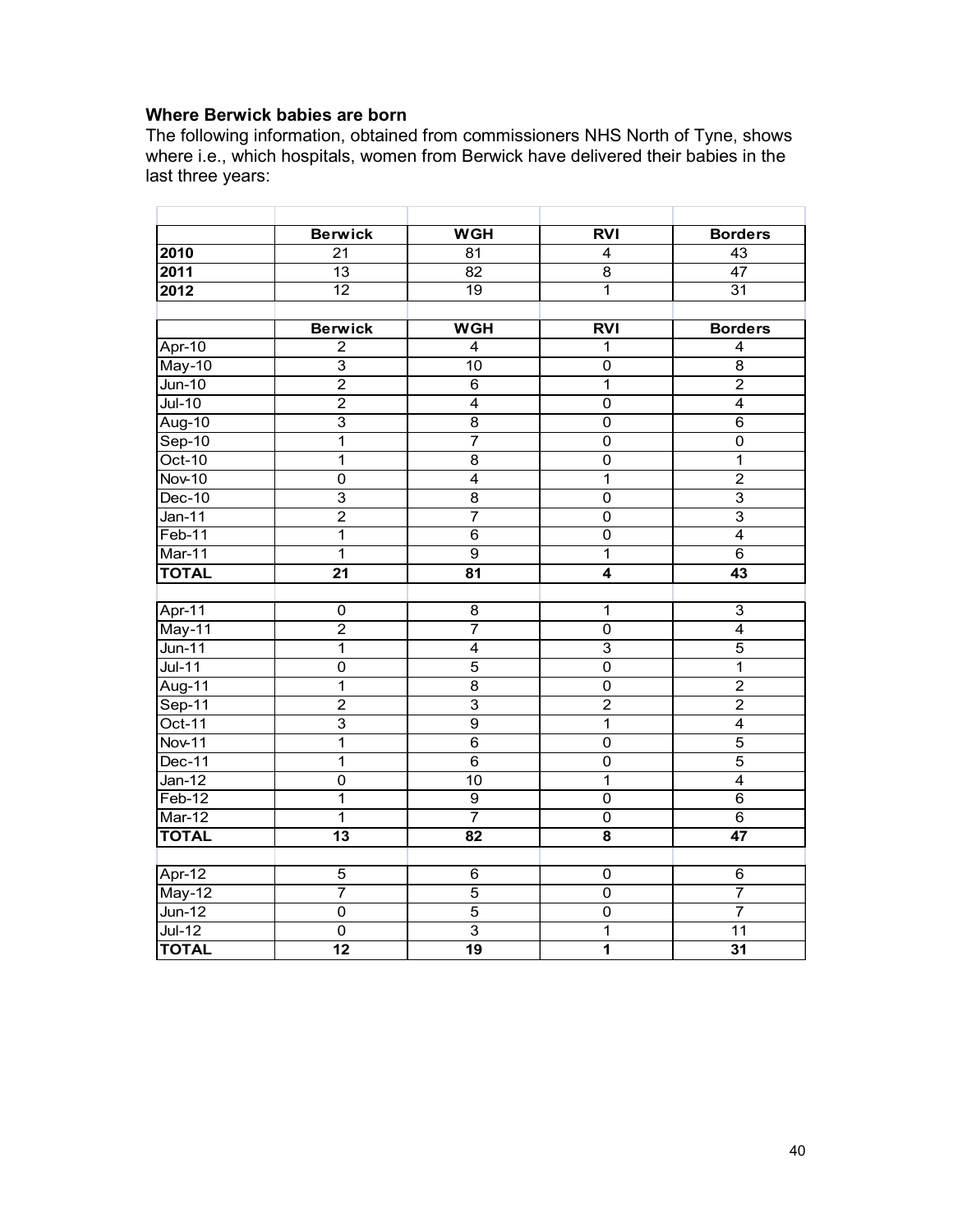### Where Berwick babies are born

The following information, obtained from commissioners NHS North of Tyne, shows where i.e., which hospitals, women from Berwick have delivered their babies in the last three years:

| | Berwick | WGH | RVI | Borders |
|---|---|---|---|---|
| **2010** | 21 | 81 | 4 | 43 |
| **2011** | 13 | 82 | 8 | 47 |
| **2012** | 12 | 19 | 1 | 31 |

| | Berwick | WGH | RVI | Borders |
|---|---|---|---|---|
| Apr-10 | 2 | 4 | 1 | 4 |
| May-10 | 3 | 10 | 0 | 8 |
| Jun-10 | 2 | 6 | 1 | 2 |
| Jul-10 | 2 | 4 | 0 | 4 |
| Aug-10 | 3 | 8 | 0 | 6 |
| Sep-10 | 1 | 7 | 0 | 0 |
| Oct-10 | 1 | 8 | 0 | 1 |
| Nov-10 | 0 | 4 | 1 | 2 |
| Dec-10 | 3 | 8 | 0 | 3 |
| Jan-11 | 2 | 7 | 0 | 3 |
| Feb-11 | 1 | 6 | 0 | 4 |
| Mar-11 | 1 | 9 | 1 | 6 |
| **TOTAL** | **21** | **81** | **4** | **43** |
| | | | | |
| Apr-11 | 0 | 8 | 1 | 3 |
| May-11 | 2 | 7 | 0 | 4 |
| Jun-11 | 1 | 4 | 3 | 5 |
| Jul-11 | 0 | 5 | 0 | 1 |
| Aug-11 | 1 | 8 | 0 | 2 |
| Sep-11 | 2 | 3 | 2 | 2 |
| Oct-11 | 3 | 9 | 1 | 4 |
| Nov-11 | 1 | 6 | 0 | 5 |
| Dec-11 | 1 | 6 | 0 | 5 |
| Jan-12 | 0 | 10 | 1 | 4 |
| Feb-12 | 1 | 9 | 0 | 6 |
| Mar-12 | 1 | 7 | 0 | 6 |
| **TOTAL** | **13** | **82** | **8** | **47** |
| | | | | |
| Apr-12 | 5 | 6 | 0 | 6 |
| May-12 | 7 | 5 | 0 | 7 |
| Jun-12 | 0 | 5 | 0 | 7 |
| Jul-12 | 0 | 3 | 1 | 11 |
| **TOTAL** | **12** | **19** | **1** | **31** |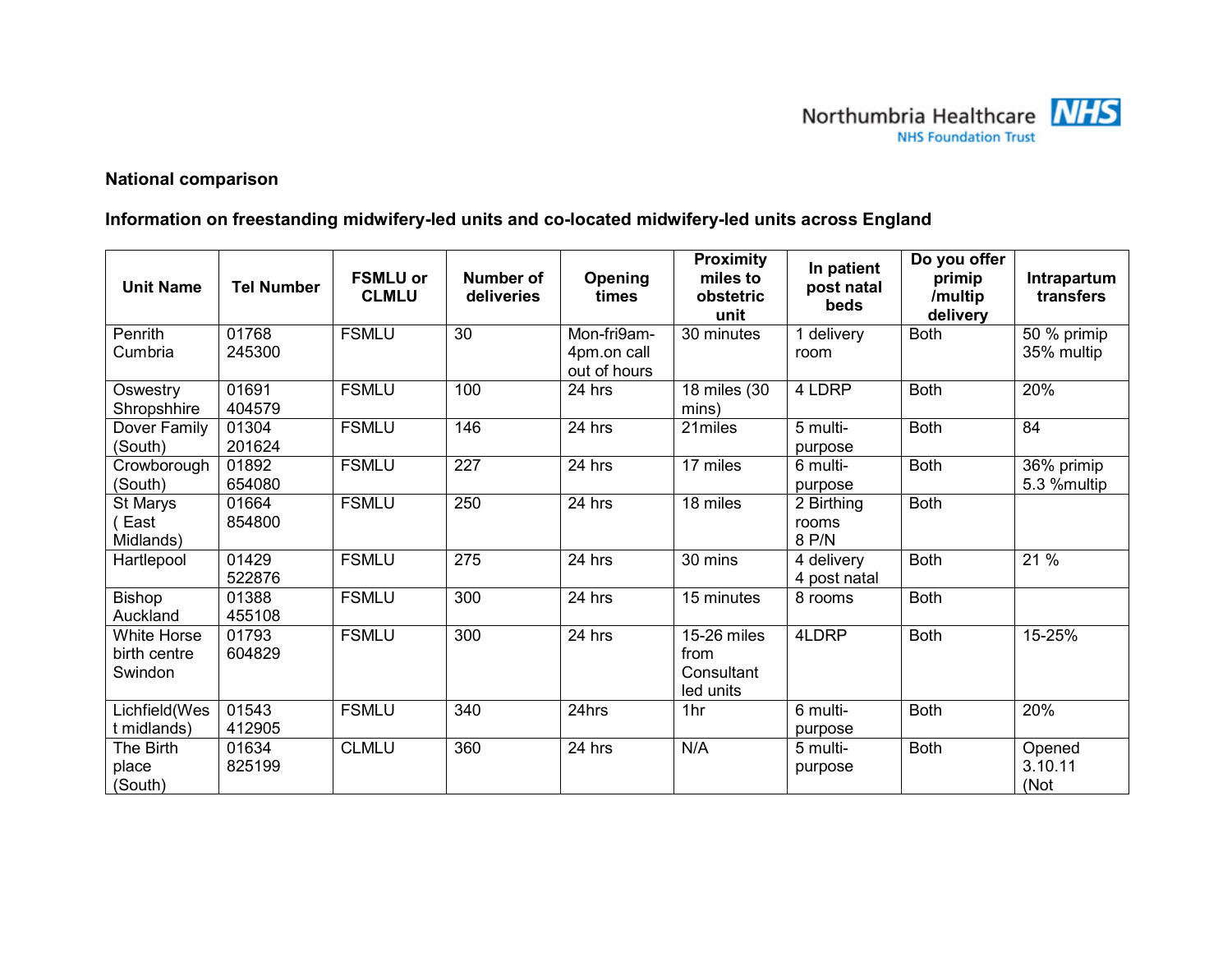**National comparison**

**Information on freestanding midwifery-led units and co-located midwifery-led units across England**

| Unit Name | Tel Number | FSMLU or CLMLU | Number of deliveries | Opening times | Proximity miles to obstetric unit | In patient post natal beds | Do you offer primip /multip delivery | Intrapartum transfers |
|---|---|---|---|---|---|---|---|---|
| Penrith Cumbria | 01768 245300 | FSMLU | 30 | Mon-fri9am-4pm.on call out of hours | 30 minutes | 1 delivery room | Both | 50 % primip 35% multip |
| Oswestry Shropshhire | 01691 404579 | FSMLU | 100 | 24 hrs | 18 miles (30 mins) | 4 LDRP | Both | 20% |
| Dover Family (South) | 01304 201624 | FSMLU | 146 | 24 hrs | 21miles | 5 multi-purpose | Both | 84 |
| Crowborough (South) | 01892 654080 | FSMLU | 227 | 24 hrs | 17 miles | 6 multi-purpose | Both | 36% primip 5.3 %multip |
| St Marys ( East Midlands) | 01664 854800 | FSMLU | 250 | 24 hrs | 18 miles | 2 Birthing rooms 8 P/N | Both | |
| Hartlepool | 01429 522876 | FSMLU | 275 | 24 hrs | 30 mins | 4 delivery 4 post natal | Both | 21 % |
| Bishop Auckland | 01388 455108 | FSMLU | 300 | 24 hrs | 15 minutes | 8 rooms | Both | |
| White Horse birth centre Swindon | 01793 604829 | FSMLU | 300 | 24 hrs | 15-26 miles from Consultant led units | 4LDRP | Both | 15-25% |
| Lichfield(West midlands) | 01543 412905 | FSMLU | 340 | 24hrs | 1hr | 6 multi-purpose | Both | 20% |
| The Birth place (South) | 01634 825199 | CLMLU | 360 | 24 hrs | N/A | 5 multi-purpose | Both | Opened 3.10.11 (Not |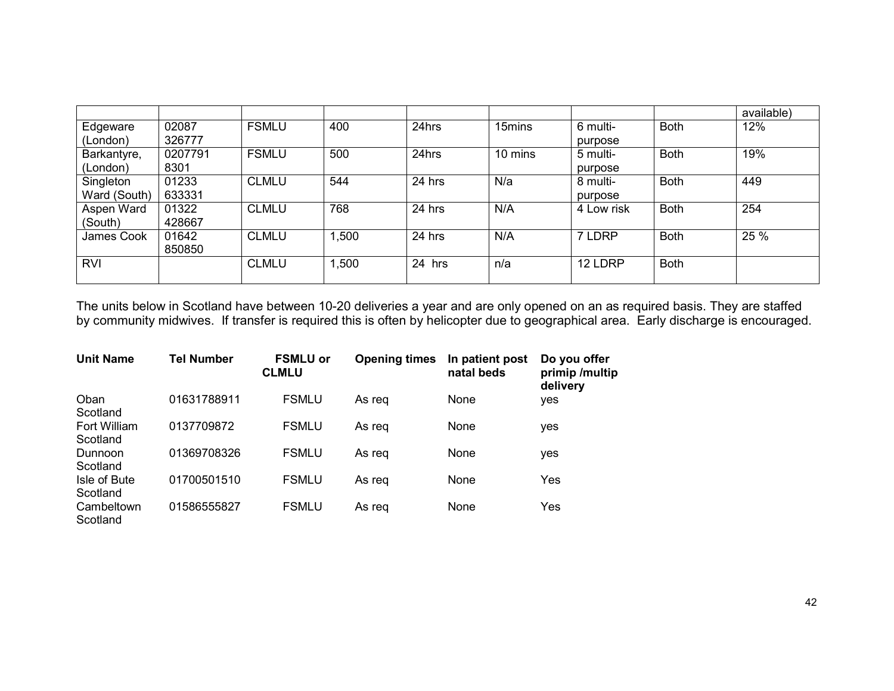| | | | | | | | | available) |
|---|---|---|---|---|---|---|---|---|
| Edgeware (London) | 02087 326777 | FSMLU | 400 | 24hrs | 15mins | 6 multi-purpose | Both | 12% |
| Barkantyre, (London) | 0207791 8301 | FSMLU | 500 | 24hrs | 10 mins | 5 multi-purpose | Both | 19% |
| Singleton Ward (South) | 01233 633331 | CLMLU | 544 | 24 hrs | N/a | 8 multi-purpose | Both | 449 |
| Aspen Ward (South) | 01322 428667 | CLMLU | 768 | 24 hrs | N/A | 4 Low risk | Both | 254 |
| James Cook | 01642 850850 | CLMLU | 1,500 | 24 hrs | N/A | 7 LDRP | Both | 25 % |
| RVI | | CLMLU | 1,500 | 24 hrs | n/a | 12 LDRP | Both | |

The units below in Scotland have between 10-20 deliveries a year and are only opened on an as required basis. They are staffed by community midwives. If transfer is required this is often by helicopter due to geographical area. Early discharge is encouraged.

| Unit Name | Tel Number | FSMLU or CLMLU | Opening times | In patient post natal beds | Do you offer primip /multip delivery |
|---|---|---|---|---|---|
| Oban Scotland | 01631788911 | FSMLU | As req | None | yes |
| Fort William Scotland | 0137709872 | FSMLU | As req | None | yes |
| Dunnoon Scotland | 01369708326 | FSMLU | As req | None | yes |
| Isle of Bute Scotland | 01700501510 | FSMLU | As req | None | Yes |
| Cambeltown Scotland | 01586555827 | FSMLU | As req | None | Yes |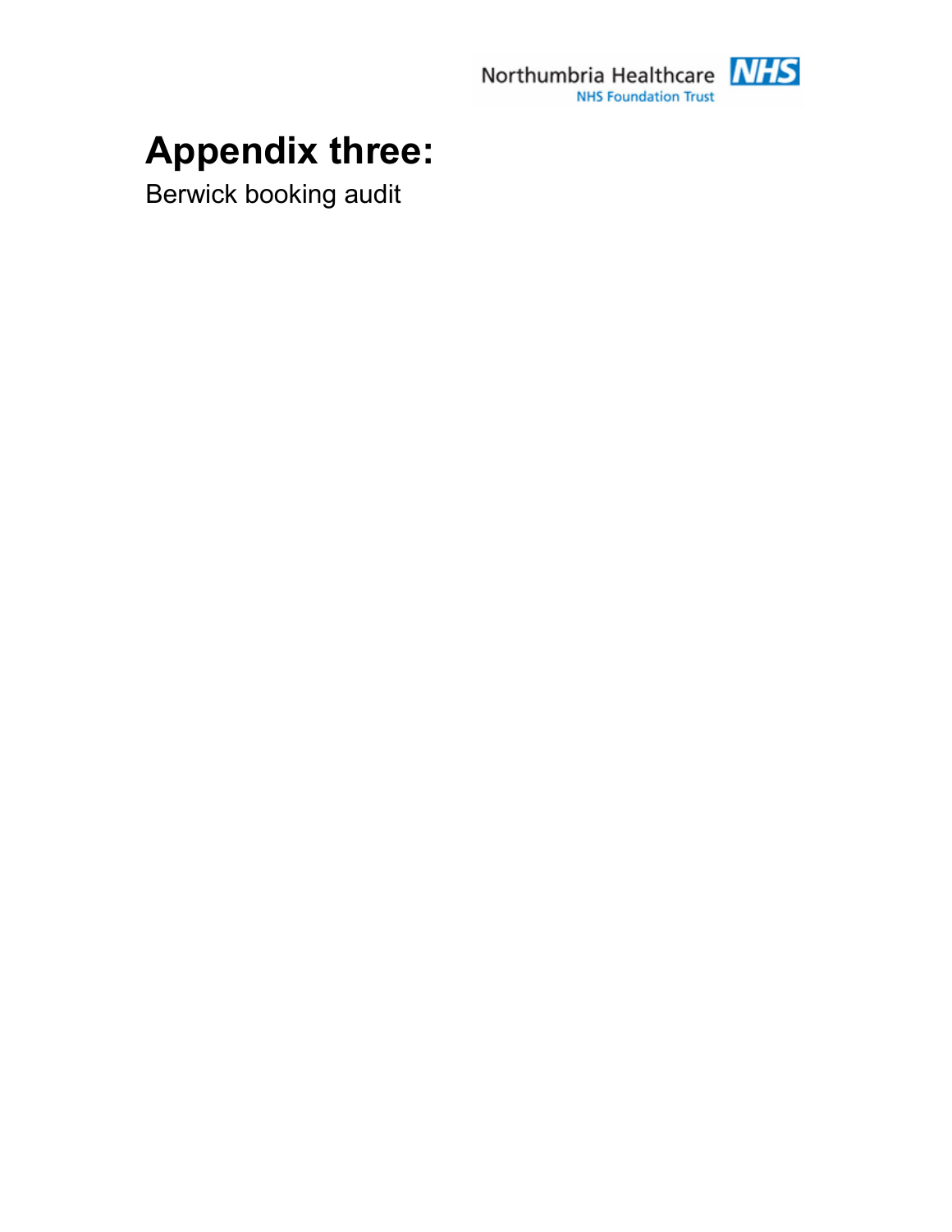# Appendix three:

Berwick booking audit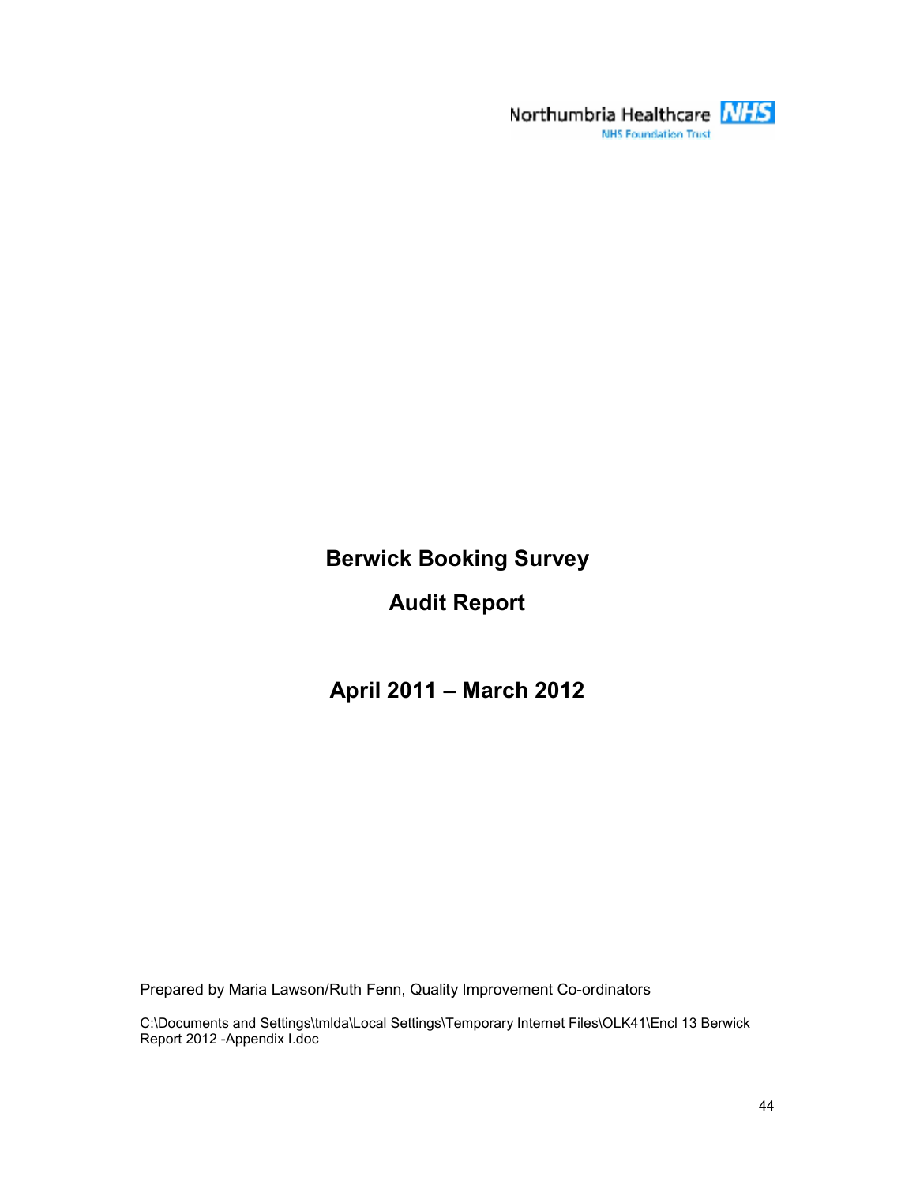Northumbria Healthcare NHS
NHS Foundation Trust

# Berwick Booking Survey

# Audit Report

## April 2011 – March 2012

Prepared by Maria Lawson/Ruth Fenn, Quality Improvement Co-ordinators

C:\Documents and Settings\tmlda\Local Settings\Temporary Internet Files\OLK41\Encl 13 Berwick Report 2012 -Appendix I.doc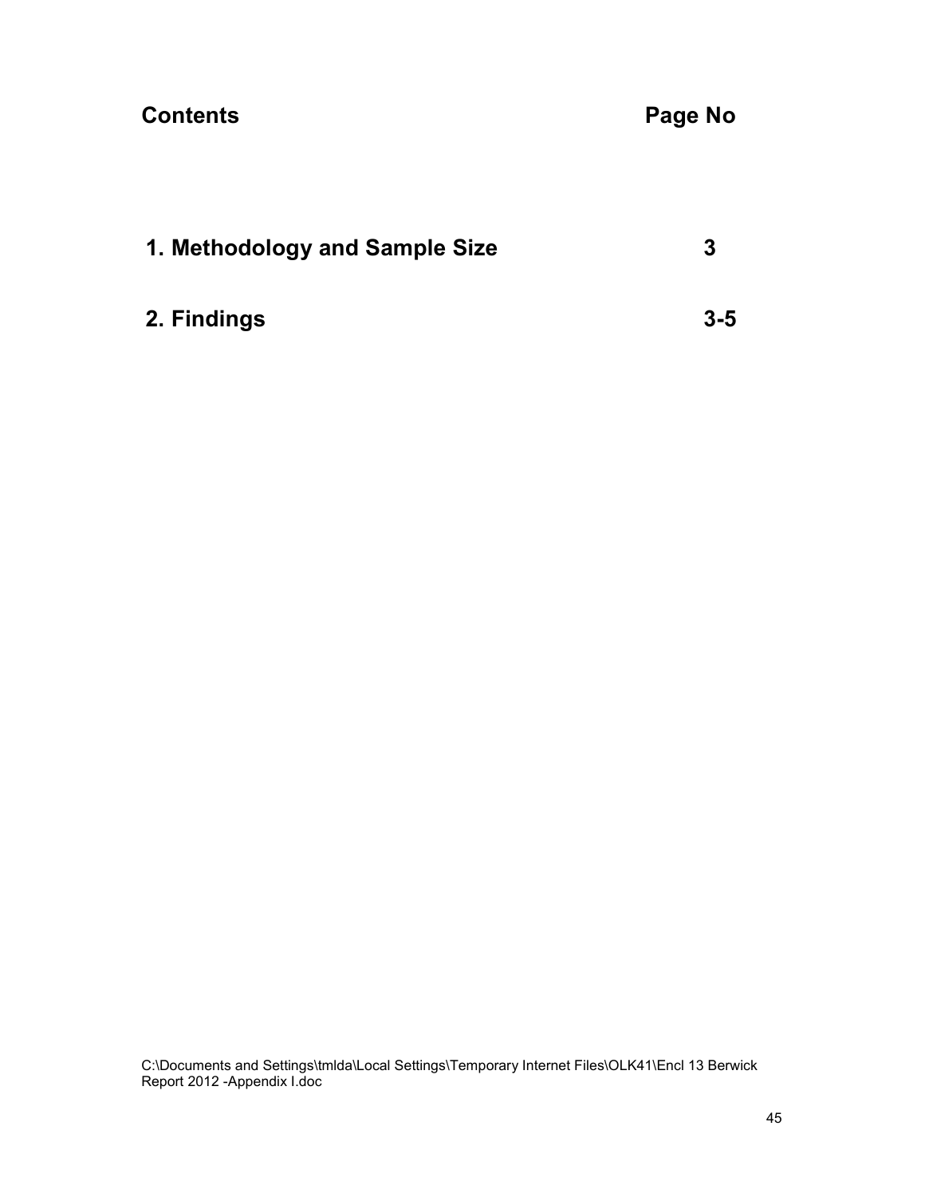| Contents | Page No |
|---|---|
| 1. Methodology and Sample Size | 3 |
| 2. Findings | 3-5 |

C:\Documents and Settings\tmlda\Local Settings\Temporary Internet Files\OLK41\Encl 13 Berwick Report 2012 -Appendix I.doc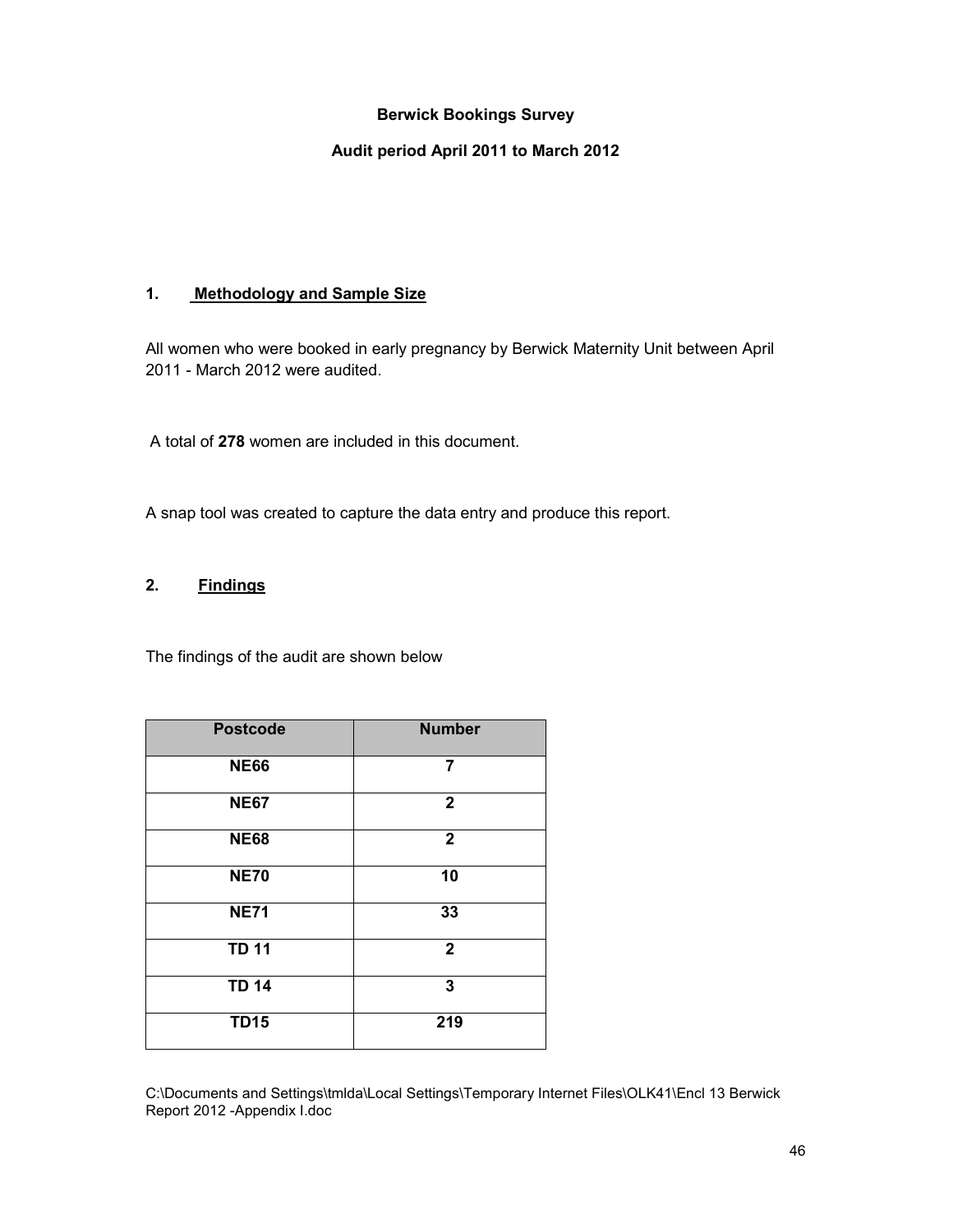**Berwick Bookings Survey**

**Audit period April 2011 to March 2012**

## 1. Methodology and Sample Size

All women who were booked in early pregnancy by Berwick Maternity Unit between April 2011 - March 2012 were audited.

A total of **278** women are included in this document.

A snap tool was created to capture the data entry and produce this report.

## 2. Findings

The findings of the audit are shown below

| Postcode | Number |
|---|---|
| **NE66** | **7** |
| **NE67** | **2** |
| **NE68** | **2** |
| **NE70** | **10** |
| **NE71** | **33** |
| **TD 11** | **2** |
| **TD 14** | **3** |
| **TD15** | **219** |

C:\Documents and Settings\tmlda\Local Settings\Temporary Internet Files\OLK41\Encl 13 Berwick Report 2012 -Appendix I.doc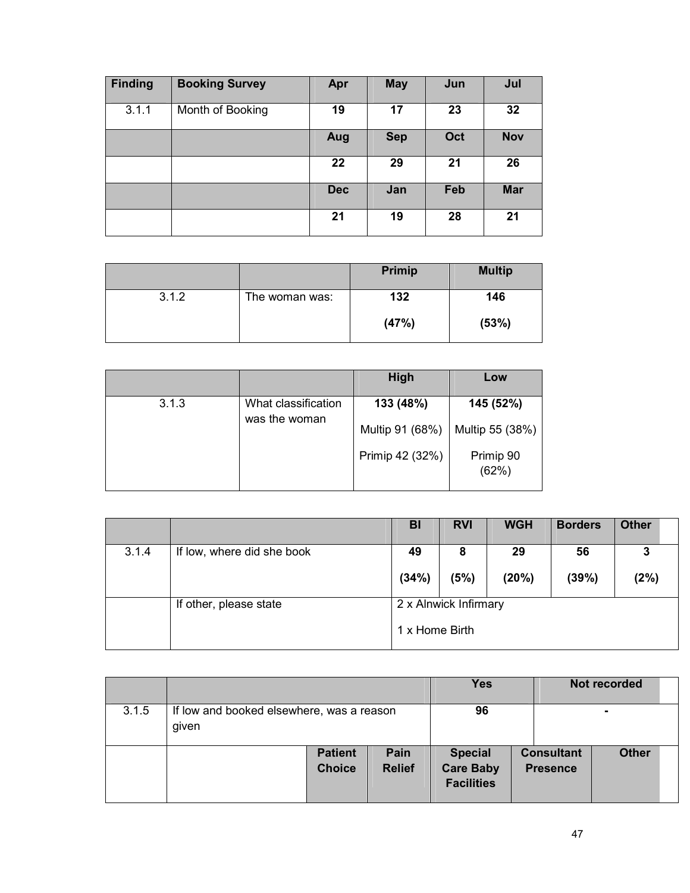| Finding | Booking Survey | Apr | May | Jun | Jul |
|---|---|---|---|---|---|
| 3.1.1 | Month of Booking | 19 | 17 | 23 | 32 |
| | | Aug | Sep | Oct | Nov |
| | | 22 | 29 | 21 | 26 |
| | | Dec | Jan | Feb | Mar |
| | | 21 | 19 | 28 | 21 |

| | | Primip | Multip |
|---|---|---|---|
| 3.1.2 | The woman was: | 132 (47%) | 146 (53%) |

| | | High | Low |
|---|---|---|---|
| 3.1.3 | What classification was the woman | 133 (48%)<br>Multip 91 (68%)<br>Primip 42 (32%) | 145 (52%)<br>Multip 55 (38%)<br>Primip 90 (62%) |

| | | BI | RVI | WGH | Borders | Other |
|---|---|---|---|---|---|---|
| 3.1.4 | If low, where did she book | 49 (34%) | 8 (5%) | 29 (20%) | 56 (39%) | 3 (2%) |
| | If other, please state | 2 x Alnwick Infirmary<br>1 x Home Birth | | | | |

| | | | | Yes | | Not recorded |
|---|---|---|---|---|---|---|
| 3.1.5 | If low and booked elsewhere, was a reason given | | | 96 | | - |
| | | Patient Choice | Pain Relief | Special Care Baby Facilities | Consultant Presence | Other |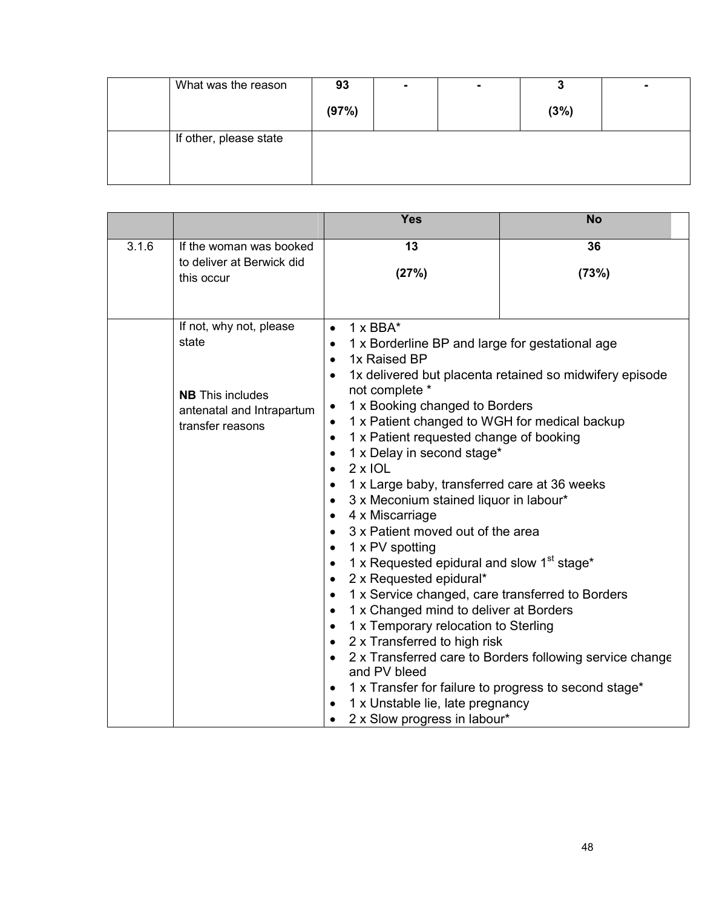| | | | | | | |
|---|---|---|---|---|---|---|
| | What was the reason | **93**<br>**(97%)** | **-** | **-** | **3**<br>**(3%)** | **-** |
| | If other, please state | | | | | |

| | | **Yes** | **No** |
|---|---|---|---|
| 3.1.6 | If the woman was booked to deliver at Berwick did this occur | **13**<br>**(27%)** | **36**<br>**(73%)** |
| | If not, why not, please state<br><br>**NB** This includes antenatal and Intrapartum transfer reasons | • 1 x BBA*<br>• 1 x Borderline BP and large for gestational age<br>• 1x Raised BP<br>• 1x delivered but placenta retained so midwifery episode not complete *<br>• 1 x Booking changed to Borders<br>• 1 x Patient changed to WGH for medical backup<br>• 1 x Patient requested change of booking<br>• 1 x Delay in second stage*<br>• 2 x IOL<br>• 1 x Large baby, transferred care at 36 weeks<br>• 3 x Meconium stained liquor in labour*<br>• 4 x Miscarriage<br>• 3 x Patient moved out of the area<br>• 1 x PV spotting<br>• 1 x Requested epidural and slow 1st stage*<br>• 2 x Requested epidural*<br>• 1 x Service changed, care transferred to Borders<br>• 1 x Changed mind to deliver at Borders<br>• 1 x Temporary relocation to Sterling<br>• 2 x Transferred to high risk<br>• 2 x Transferred care to Borders following service change and PV bleed<br>• 1 x Transfer for failure to progress to second stage*<br>• 1 x Unstable lie, late pregnancy<br>• 2 x Slow progress in labour* | |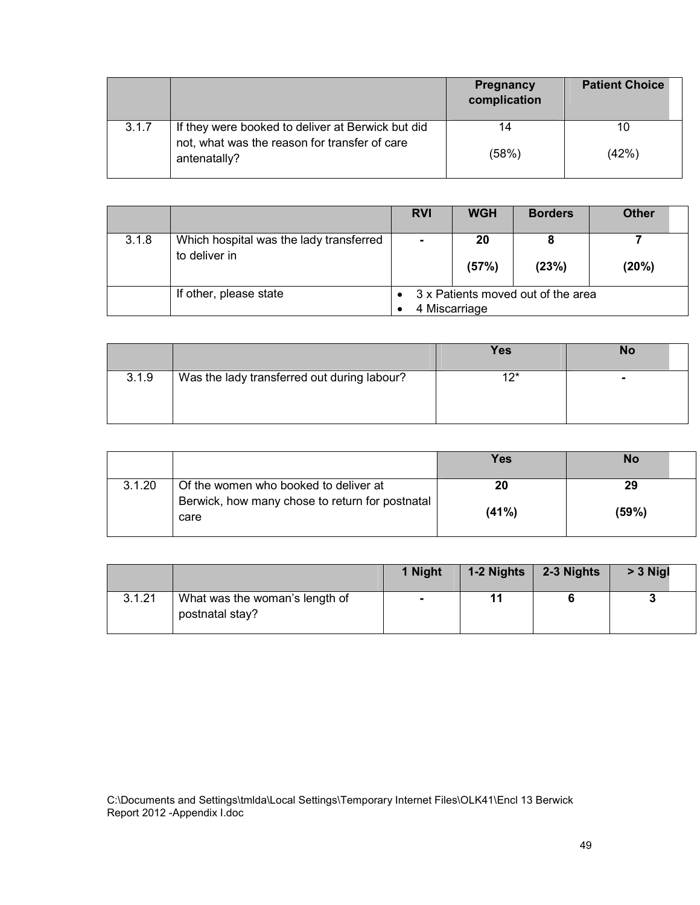| | | Pregnancy complication | Patient Choice |
|---|---|---|---|
| 3.1.7 | If they were booked to deliver at Berwick but did not, what was the reason for transfer of care antenatally? | 14<br>(58%) | 10<br>(42%) |

| | | RVI | WGH | Borders | Other |
|---|---|---|---|---|---|
| 3.1.8 | Which hospital was the lady transferred to deliver in | **-** | **20**<br>**(57%)** | **8**<br>**(23%)** | **7**<br>**(20%)** |
| | If other, please state | • 3 x Patients moved out of the area<br>• 4 Miscarriage | | | |

| | | Yes | No |
|---|---|---|---|
| 3.1.9 | Was the lady transferred out during labour? | 12* | **-** |

| | | Yes | No |
|---|---|---|---|
| 3.1.20 | Of the women who booked to deliver at Berwick, how many chose to return for postnatal care | **20**<br>**(41%)** | **29**<br>**(59%)** |

| | | 1 Night | 1-2 Nights | 2-3 Nights | > 3 Nigl |
|---|---|---|---|---|---|
| 3.1.21 | What was the woman's length of postnatal stay? | **-** | **11** | **6** | **3** |

C:\Documents and Settings\tmlda\Local Settings\Temporary Internet Files\OLK41\Encl 13 Berwick Report 2012 -Appendix I.doc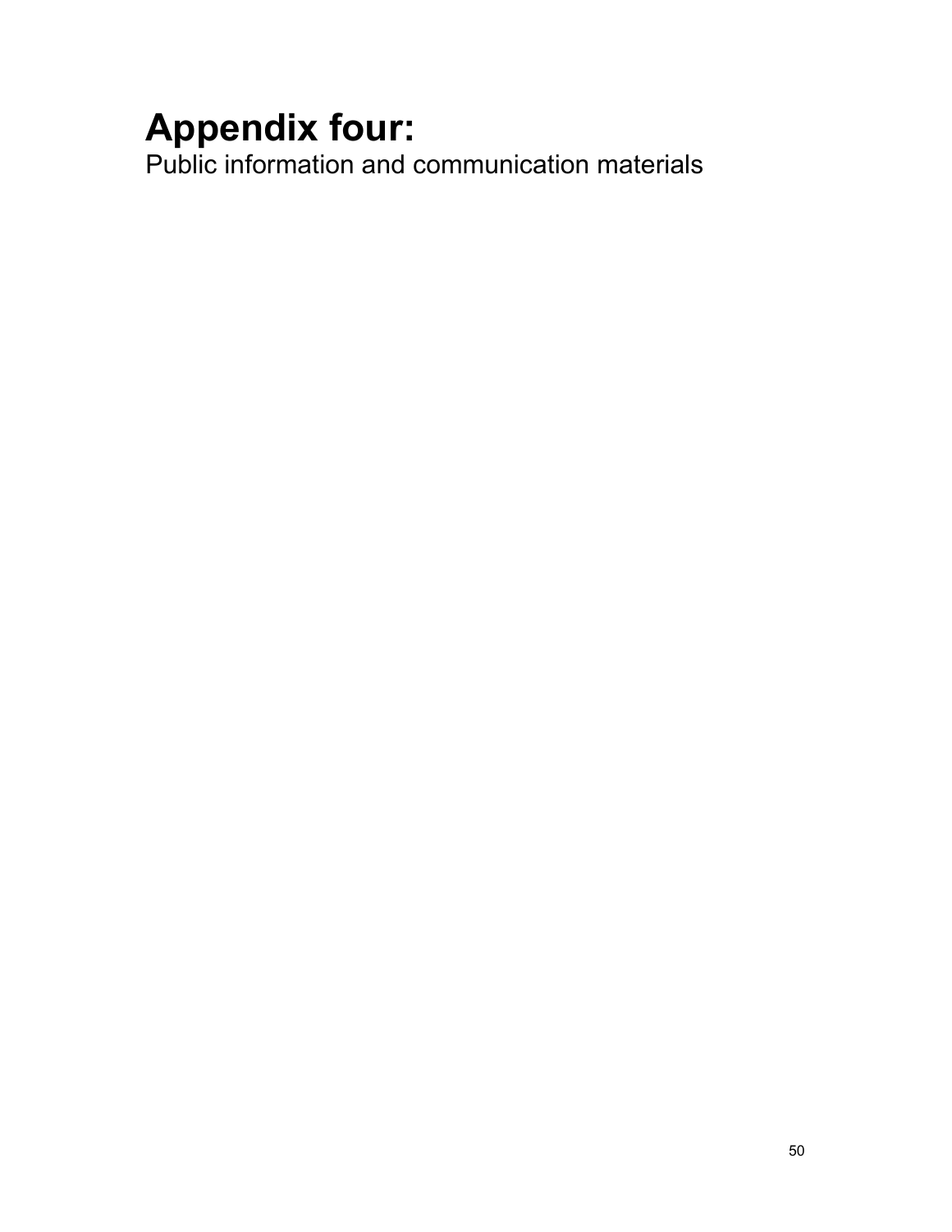# Appendix four:

Public information and communication materials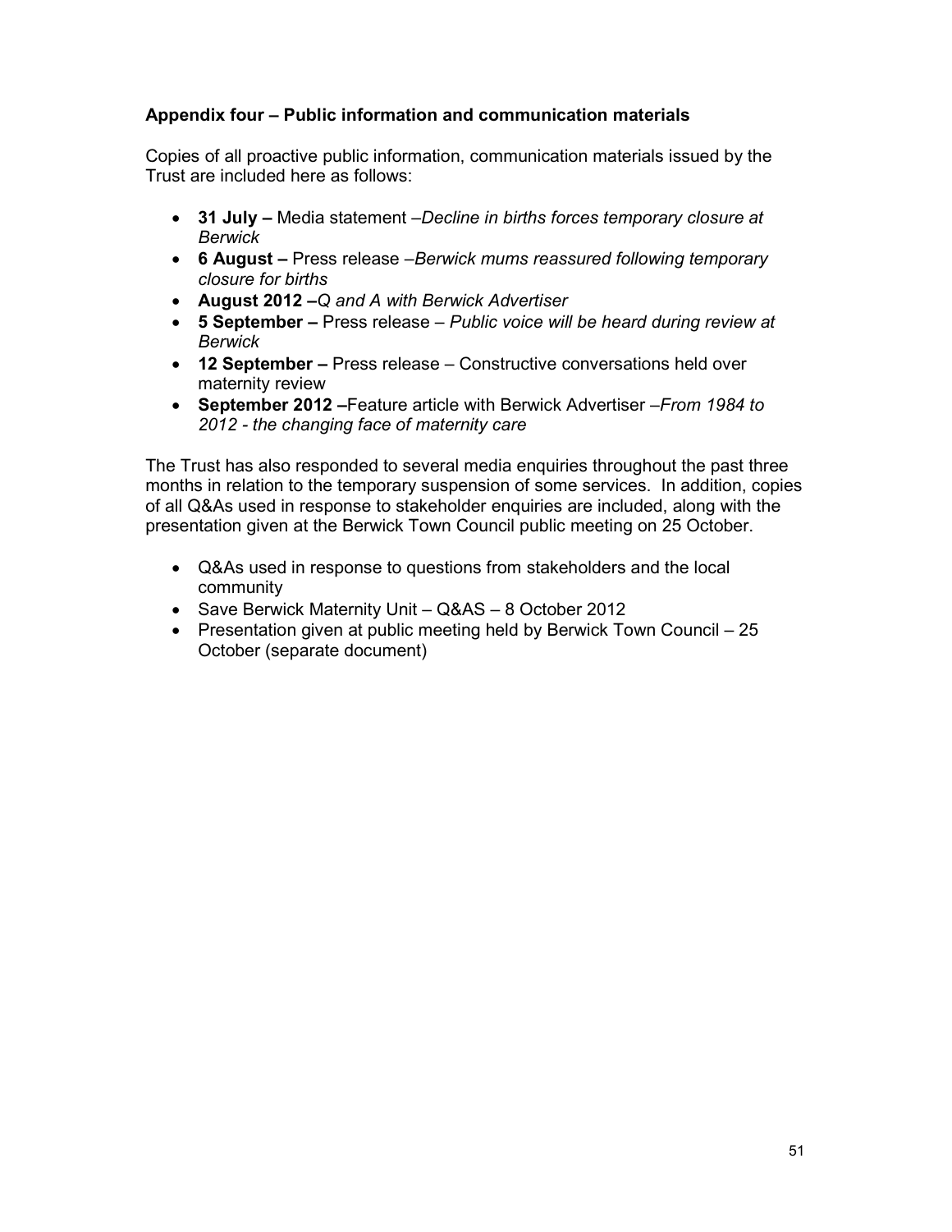**Appendix four – Public information and communication materials**

Copies of all proactive public information, communication materials issued by the Trust are included here as follows:

- **31 July –** Media statement –*Decline in births forces temporary closure at Berwick*
- **6 August –** Press release –*Berwick mums reassured following temporary closure for births*
- **August 2012 –***Q and A with Berwick Advertiser*
- **5 September –** Press release – *Public voice will be heard during review at Berwick*
- **12 September –** Press release – Constructive conversations held over maternity review
- **September 2012 –**Feature article with Berwick Advertiser –*From 1984 to 2012 - the changing face of maternity care*

The Trust has also responded to several media enquiries throughout the past three months in relation to the temporary suspension of some services. In addition, copies of all Q&As used in response to stakeholder enquiries are included, along with the presentation given at the Berwick Town Council public meeting on 25 October.

- Q&As used in response to questions from stakeholders and the local community
- Save Berwick Maternity Unit – Q&AS – 8 October 2012
- Presentation given at public meeting held by Berwick Town Council – 25 October (separate document)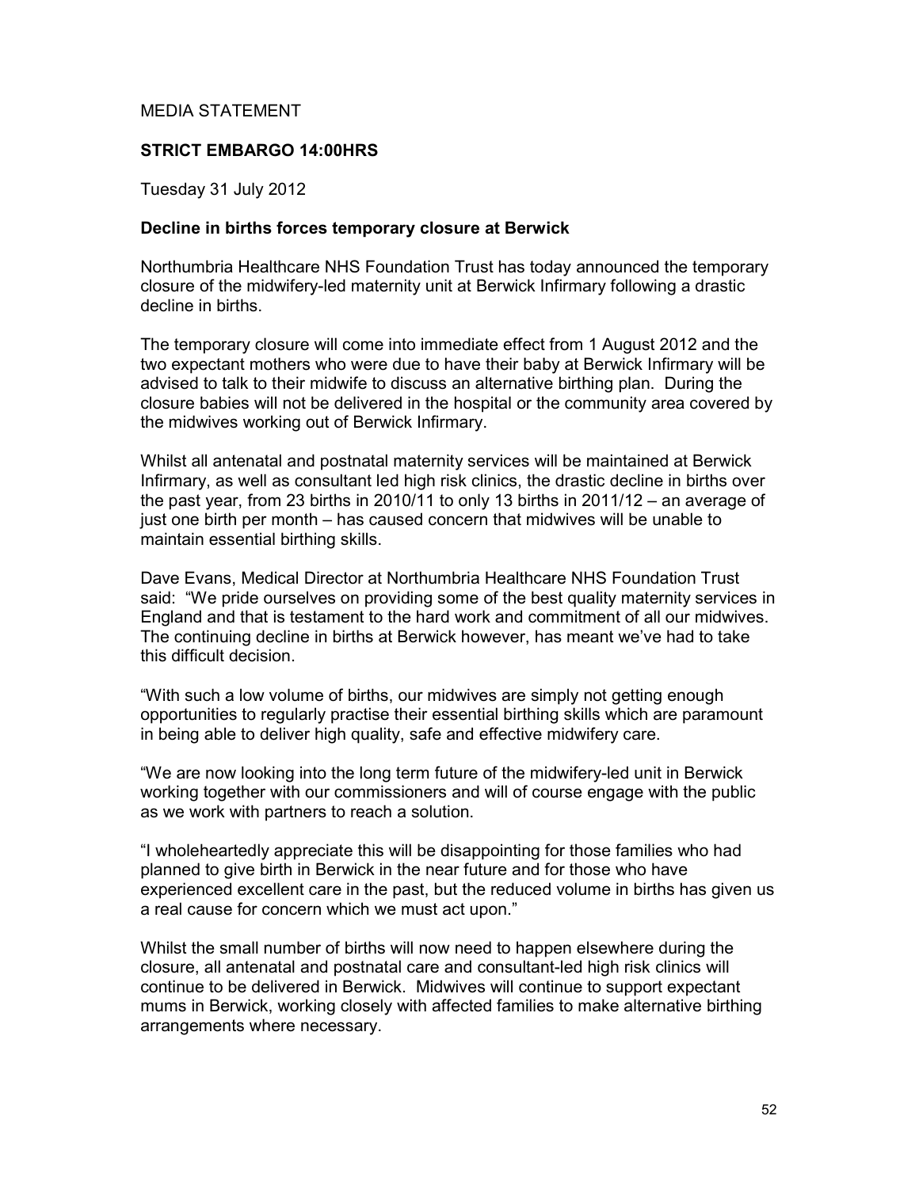MEDIA STATEMENT

**STRICT EMBARGO 14:00HRS**

Tuesday 31 July 2012

**Decline in births forces temporary closure at Berwick**

Northumbria Healthcare NHS Foundation Trust has today announced the temporary closure of the midwifery-led maternity unit at Berwick Infirmary following a drastic decline in births.

The temporary closure will come into immediate effect from 1 August 2012 and the two expectant mothers who were due to have their baby at Berwick Infirmary will be advised to talk to their midwife to discuss an alternative birthing plan. During the closure babies will not be delivered in the hospital or the community area covered by the midwives working out of Berwick Infirmary.

Whilst all antenatal and postnatal maternity services will be maintained at Berwick Infirmary, as well as consultant led high risk clinics, the drastic decline in births over the past year, from 23 births in 2010/11 to only 13 births in 2011/12 – an average of just one birth per month – has caused concern that midwives will be unable to maintain essential birthing skills.

Dave Evans, Medical Director at Northumbria Healthcare NHS Foundation Trust said: "We pride ourselves on providing some of the best quality maternity services in England and that is testament to the hard work and commitment of all our midwives. The continuing decline in births at Berwick however, has meant we've had to take this difficult decision.

"With such a low volume of births, our midwives are simply not getting enough opportunities to regularly practise their essential birthing skills which are paramount in being able to deliver high quality, safe and effective midwifery care.

"We are now looking into the long term future of the midwifery-led unit in Berwick working together with our commissioners and will of course engage with the public as we work with partners to reach a solution.

"I wholeheartedly appreciate this will be disappointing for those families who had planned to give birth in Berwick in the near future and for those who have experienced excellent care in the past, but the reduced volume in births has given us a real cause for concern which we must act upon."

Whilst the small number of births will now need to happen elsewhere during the closure, all antenatal and postnatal care and consultant-led high risk clinics will continue to be delivered in Berwick. Midwives will continue to support expectant mums in Berwick, working closely with affected families to make alternative birthing arrangements where necessary.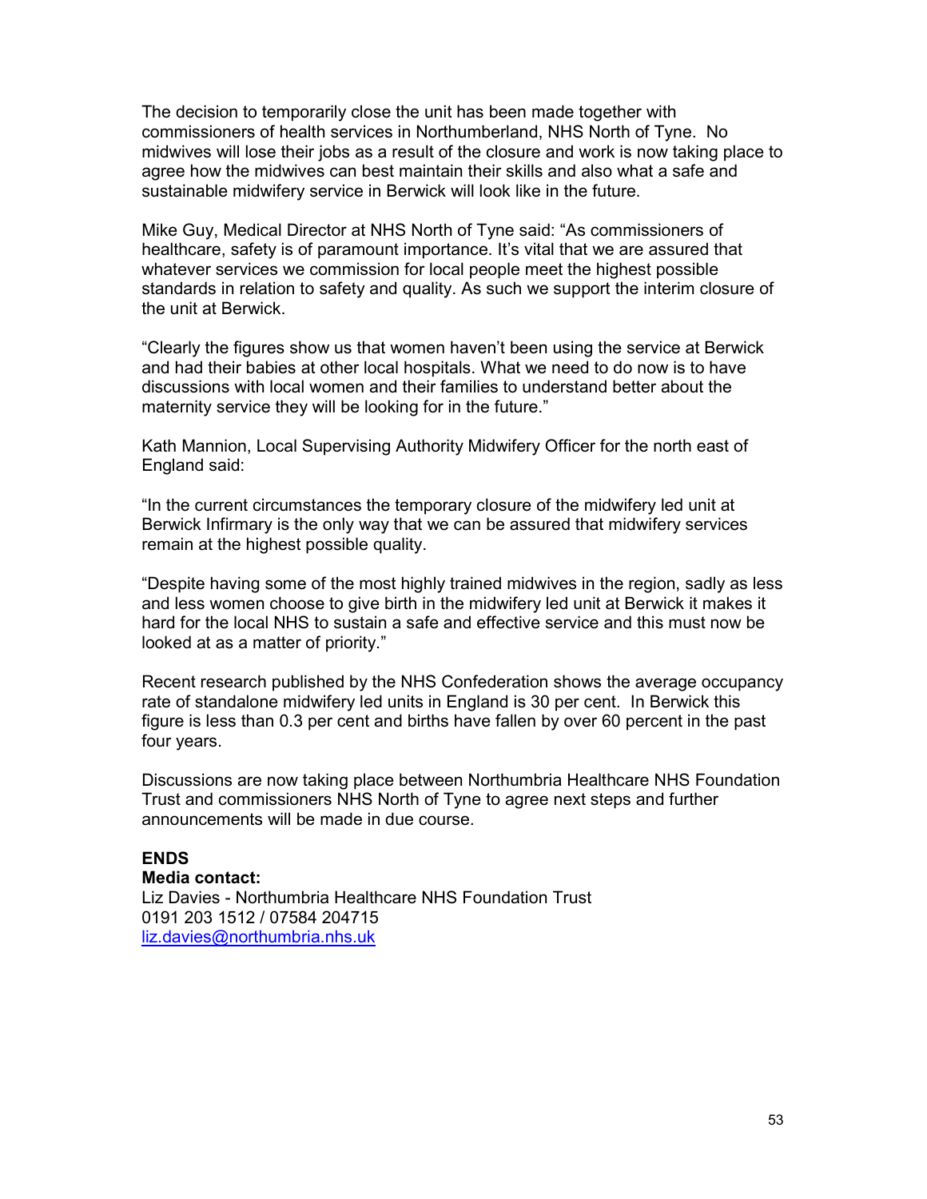The decision to temporarily close the unit has been made together with commissioners of health services in Northumberland, NHS North of Tyne. No midwives will lose their jobs as a result of the closure and work is now taking place to agree how the midwives can best maintain their skills and also what a safe and sustainable midwifery service in Berwick will look like in the future.

Mike Guy, Medical Director at NHS North of Tyne said: "As commissioners of healthcare, safety is of paramount importance. It's vital that we are assured that whatever services we commission for local people meet the highest possible standards in relation to safety and quality. As such we support the interim closure of the unit at Berwick.

"Clearly the figures show us that women haven't been using the service at Berwick and had their babies at other local hospitals. What we need to do now is to have discussions with local women and their families to understand better about the maternity service they will be looking for in the future."

Kath Mannion, Local Supervising Authority Midwifery Officer for the north east of England said:

"In the current circumstances the temporary closure of the midwifery led unit at Berwick Infirmary is the only way that we can be assured that midwifery services remain at the highest possible quality.

"Despite having some of the most highly trained midwives in the region, sadly as less and less women choose to give birth in the midwifery led unit at Berwick it makes it hard for the local NHS to sustain a safe and effective service and this must now be looked at as a matter of priority."

Recent research published by the NHS Confederation shows the average occupancy rate of standalone midwifery led units in England is 30 per cent. In Berwick this figure is less than 0.3 per cent and births have fallen by over 60 percent in the past four years.

Discussions are now taking place between Northumbria Healthcare NHS Foundation Trust and commissioners NHS North of Tyne to agree next steps and further announcements will be made in due course.

**ENDS**

**Media contact:**

Liz Davies - Northumbria Healthcare NHS Foundation Trust
0191 203 1512 / 07584 204715
liz.davies@northumbria.nhs.uk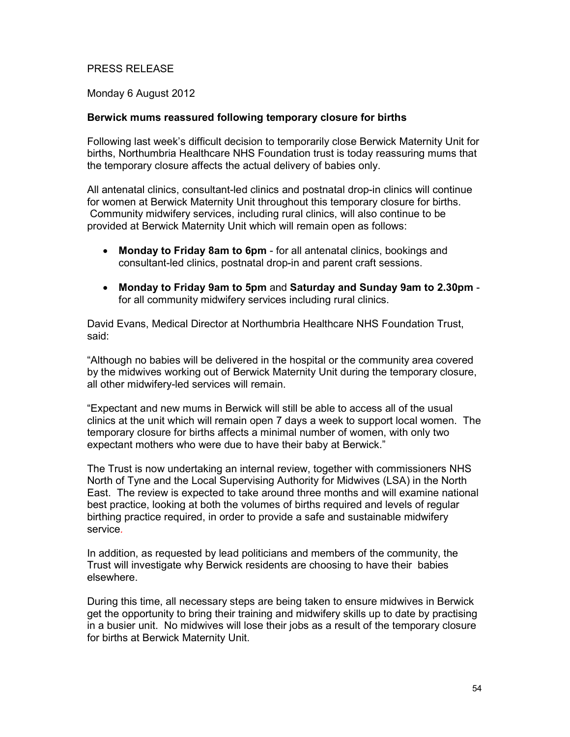PRESS RELEASE

Monday 6 August 2012

**Berwick mums reassured following temporary closure for births**

Following last week's difficult decision to temporarily close Berwick Maternity Unit for births, Northumbria Healthcare NHS Foundation trust is today reassuring mums that the temporary closure affects the actual delivery of babies only.

All antenatal clinics, consultant-led clinics and postnatal drop-in clinics will continue for women at Berwick Maternity Unit throughout this temporary closure for births. Community midwifery services, including rural clinics, will also continue to be provided at Berwick Maternity Unit which will remain open as follows:

- **Monday to Friday 8am to 6pm** - for all antenatal clinics, bookings and consultant-led clinics, postnatal drop-in and parent craft sessions.
- **Monday to Friday 9am to 5pm** and **Saturday and Sunday 9am to 2.30pm** - for all community midwifery services including rural clinics.

David Evans, Medical Director at Northumbria Healthcare NHS Foundation Trust, said:

"Although no babies will be delivered in the hospital or the community area covered by the midwives working out of Berwick Maternity Unit during the temporary closure, all other midwifery-led services will remain.

"Expectant and new mums in Berwick will still be able to access all of the usual clinics at the unit which will remain open 7 days a week to support local women. The temporary closure for births affects a minimal number of women, with only two expectant mothers who were due to have their baby at Berwick."

The Trust is now undertaking an internal review, together with commissioners NHS North of Tyne and the Local Supervising Authority for Midwives (LSA) in the North East. The review is expected to take around three months and will examine national best practice, looking at both the volumes of births required and levels of regular birthing practice required, in order to provide a safe and sustainable midwifery service.

In addition, as requested by lead politicians and members of the community, the Trust will investigate why Berwick residents are choosing to have their babies elsewhere.

During this time, all necessary steps are being taken to ensure midwives in Berwick get the opportunity to bring their training and midwifery skills up to date by practising in a busier unit. No midwives will lose their jobs as a result of the temporary closure for births at Berwick Maternity Unit.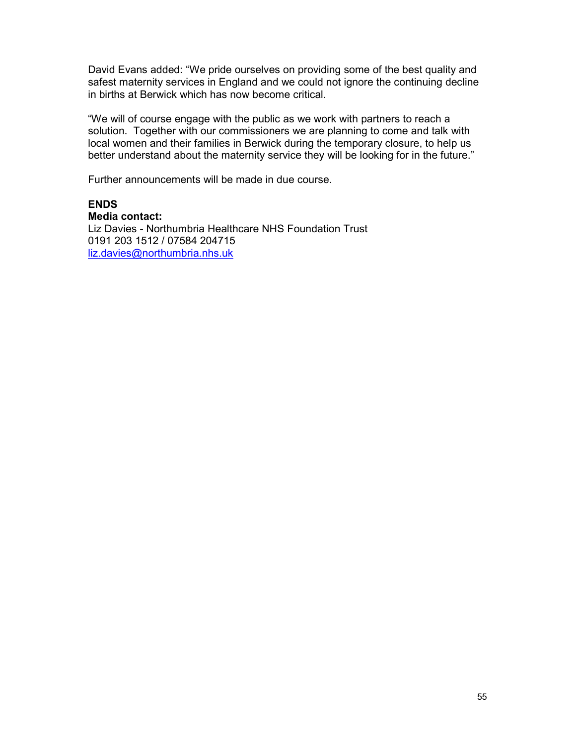David Evans added: "We pride ourselves on providing some of the best quality and safest maternity services in England and we could not ignore the continuing decline in births at Berwick which has now become critical.

"We will of course engage with the public as we work with partners to reach a solution. Together with our commissioners we are planning to come and talk with local women and their families in Berwick during the temporary closure, to help us better understand about the maternity service they will be looking for in the future."

Further announcements will be made in due course.

**ENDS**

**Media contact:**
Liz Davies - Northumbria Healthcare NHS Foundation Trust
0191 203 1512 / 07584 204715
liz.davies@northumbria.nhs.uk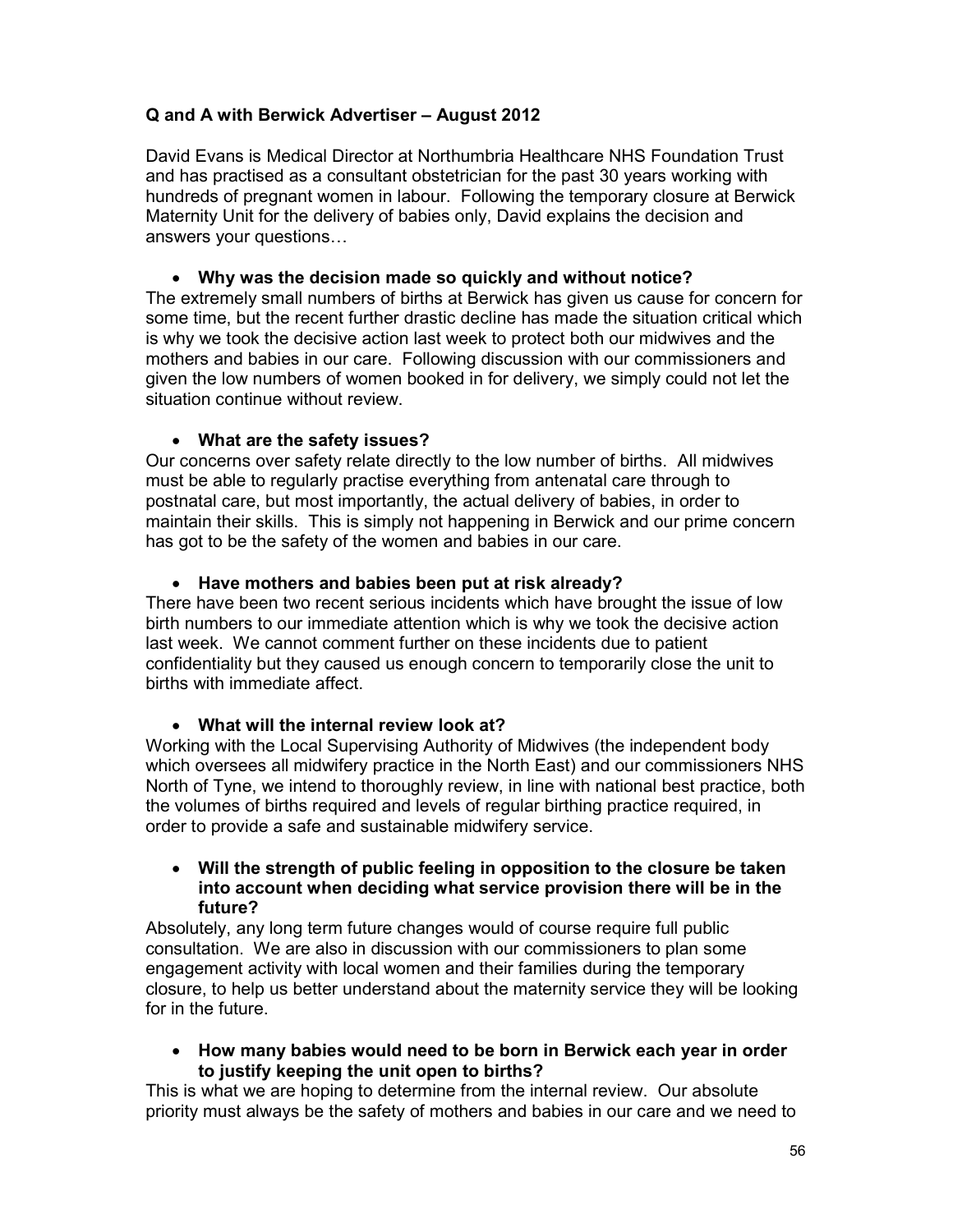## Q and A with Berwick Advertiser – August 2012

David Evans is Medical Director at Northumbria Healthcare NHS Foundation Trust and has practised as a consultant obstetrician for the past 30 years working with hundreds of pregnant women in labour. Following the temporary closure at Berwick Maternity Unit for the delivery of babies only, David explains the decision and answers your questions…

- **Why was the decision made so quickly and without notice?**

The extremely small numbers of births at Berwick has given us cause for concern for some time, but the recent further drastic decline has made the situation critical which is why we took the decisive action last week to protect both our midwives and the mothers and babies in our care. Following discussion with our commissioners and given the low numbers of women booked in for delivery, we simply could not let the situation continue without review.

- **What are the safety issues?**

Our concerns over safety relate directly to the low number of births. All midwives must be able to regularly practise everything from antenatal care through to postnatal care, but most importantly, the actual delivery of babies, in order to maintain their skills. This is simply not happening in Berwick and our prime concern has got to be the safety of the women and babies in our care.

- **Have mothers and babies been put at risk already?**

There have been two recent serious incidents which have brought the issue of low birth numbers to our immediate attention which is why we took the decisive action last week. We cannot comment further on these incidents due to patient confidentiality but they caused us enough concern to temporarily close the unit to births with immediate affect.

- **What will the internal review look at?**

Working with the Local Supervising Authority of Midwives (the independent body which oversees all midwifery practice in the North East) and our commissioners NHS North of Tyne, we intend to thoroughly review, in line with national best practice, both the volumes of births required and levels of regular birthing practice required, in order to provide a safe and sustainable midwifery service.

- **Will the strength of public feeling in opposition to the closure be taken into account when deciding what service provision there will be in the future?**

Absolutely, any long term future changes would of course require full public consultation. We are also in discussion with our commissioners to plan some engagement activity with local women and their families during the temporary closure, to help us better understand about the maternity service they will be looking for in the future.

- **How many babies would need to be born in Berwick each year in order to justify keeping the unit open to births?**

This is what we are hoping to determine from the internal review. Our absolute priority must always be the safety of mothers and babies in our care and we need to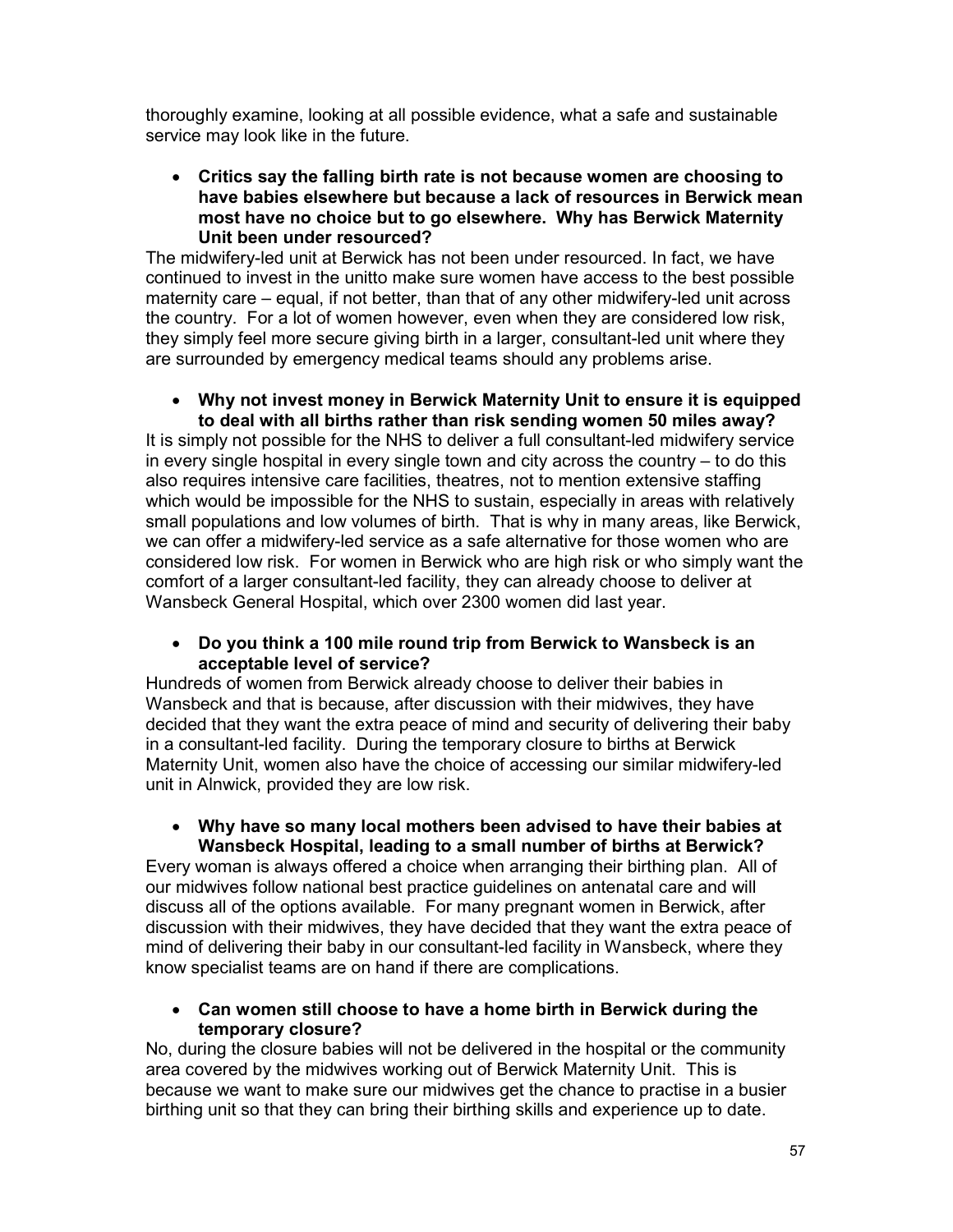thoroughly examine, looking at all possible evidence, what a safe and sustainable service may look like in the future.

- **Critics say the falling birth rate is not because women are choosing to have babies elsewhere but because a lack of resources in Berwick mean most have no choice but to go elsewhere. Why has Berwick Maternity Unit been under resourced?**

The midwifery-led unit at Berwick has not been under resourced. In fact, we have continued to invest in the unitto make sure women have access to the best possible maternity care – equal, if not better, than that of any other midwifery-led unit across the country. For a lot of women however, even when they are considered low risk, they simply feel more secure giving birth in a larger, consultant-led unit where they are surrounded by emergency medical teams should any problems arise.

- **Why not invest money in Berwick Maternity Unit to ensure it is equipped to deal with all births rather than risk sending women 50 miles away?**

It is simply not possible for the NHS to deliver a full consultant-led midwifery service in every single hospital in every single town and city across the country – to do this also requires intensive care facilities, theatres, not to mention extensive staffing which would be impossible for the NHS to sustain, especially in areas with relatively small populations and low volumes of birth. That is why in many areas, like Berwick, we can offer a midwifery-led service as a safe alternative for those women who are considered low risk. For women in Berwick who are high risk or who simply want the comfort of a larger consultant-led facility, they can already choose to deliver at Wansbeck General Hospital, which over 2300 women did last year.

- **Do you think a 100 mile round trip from Berwick to Wansbeck is an acceptable level of service?**

Hundreds of women from Berwick already choose to deliver their babies in Wansbeck and that is because, after discussion with their midwives, they have decided that they want the extra peace of mind and security of delivering their baby in a consultant-led facility. During the temporary closure to births at Berwick Maternity Unit, women also have the choice of accessing our similar midwifery-led unit in Alnwick, provided they are low risk.

- **Why have so many local mothers been advised to have their babies at Wansbeck Hospital, leading to a small number of births at Berwick?**

Every woman is always offered a choice when arranging their birthing plan. All of our midwives follow national best practice guidelines on antenatal care and will discuss all of the options available. For many pregnant women in Berwick, after discussion with their midwives, they have decided that they want the extra peace of mind of delivering their baby in our consultant-led facility in Wansbeck, where they know specialist teams are on hand if there are complications.

- **Can women still choose to have a home birth in Berwick during the temporary closure?**

No, during the closure babies will not be delivered in the hospital or the community area covered by the midwives working out of Berwick Maternity Unit. This is because we want to make sure our midwives get the chance to practise in a busier birthing unit so that they can bring their birthing skills and experience up to date.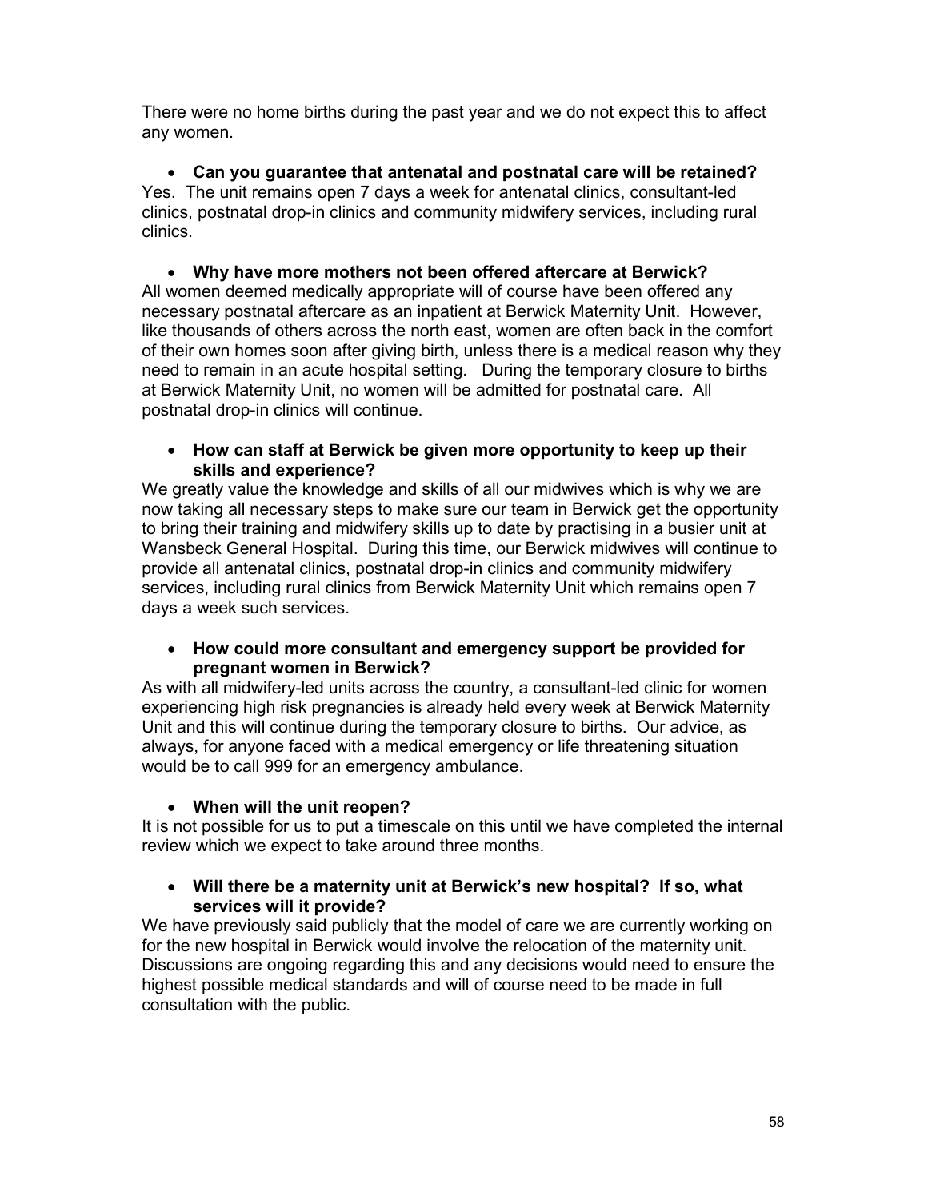There were no home births during the past year and we do not expect this to affect any women.

- **Can you guarantee that antenatal and postnatal care will be retained?**

Yes. The unit remains open 7 days a week for antenatal clinics, consultant-led clinics, postnatal drop-in clinics and community midwifery services, including rural clinics.

- **Why have more mothers not been offered aftercare at Berwick?**

All women deemed medically appropriate will of course have been offered any necessary postnatal aftercare as an inpatient at Berwick Maternity Unit. However, like thousands of others across the north east, women are often back in the comfort of their own homes soon after giving birth, unless there is a medical reason why they need to remain in an acute hospital setting. During the temporary closure to births at Berwick Maternity Unit, no women will be admitted for postnatal care. All postnatal drop-in clinics will continue.

- **How can staff at Berwick be given more opportunity to keep up their skills and experience?**

We greatly value the knowledge and skills of all our midwives which is why we are now taking all necessary steps to make sure our team in Berwick get the opportunity to bring their training and midwifery skills up to date by practising in a busier unit at Wansbeck General Hospital. During this time, our Berwick midwives will continue to provide all antenatal clinics, postnatal drop-in clinics and community midwifery services, including rural clinics from Berwick Maternity Unit which remains open 7 days a week such services.

- **How could more consultant and emergency support be provided for pregnant women in Berwick?**

As with all midwifery-led units across the country, a consultant-led clinic for women experiencing high risk pregnancies is already held every week at Berwick Maternity Unit and this will continue during the temporary closure to births. Our advice, as always, for anyone faced with a medical emergency or life threatening situation would be to call 999 for an emergency ambulance.

- **When will the unit reopen?**

It is not possible for us to put a timescale on this until we have completed the internal review which we expect to take around three months.

- **Will there be a maternity unit at Berwick's new hospital? If so, what services will it provide?**

We have previously said publicly that the model of care we are currently working on for the new hospital in Berwick would involve the relocation of the maternity unit. Discussions are ongoing regarding this and any decisions would need to ensure the highest possible medical standards and will of course need to be made in full consultation with the public.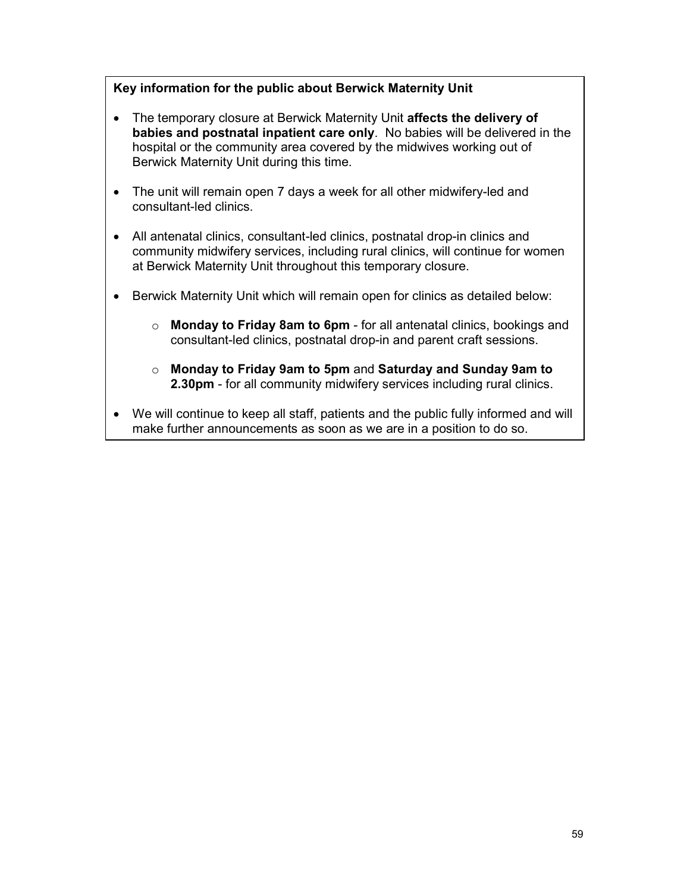**Key information for the public about Berwick Maternity Unit**

- The temporary closure at Berwick Maternity Unit **affects the delivery of babies and postnatal inpatient care only**. No babies will be delivered in the hospital or the community area covered by the midwives working out of Berwick Maternity Unit during this time.
- The unit will remain open 7 days a week for all other midwifery-led and consultant-led clinics.
- All antenatal clinics, consultant-led clinics, postnatal drop-in clinics and community midwifery services, including rural clinics, will continue for women at Berwick Maternity Unit throughout this temporary closure.
- Berwick Maternity Unit which will remain open for clinics as detailed below:
  - **Monday to Friday 8am to 6pm** - for all antenatal clinics, bookings and consultant-led clinics, postnatal drop-in and parent craft sessions.
  - **Monday to Friday 9am to 5pm** and **Saturday and Sunday 9am to 2.30pm** - for all community midwifery services including rural clinics.
- We will continue to keep all staff, patients and the public fully informed and will make further announcements as soon as we are in a position to do so.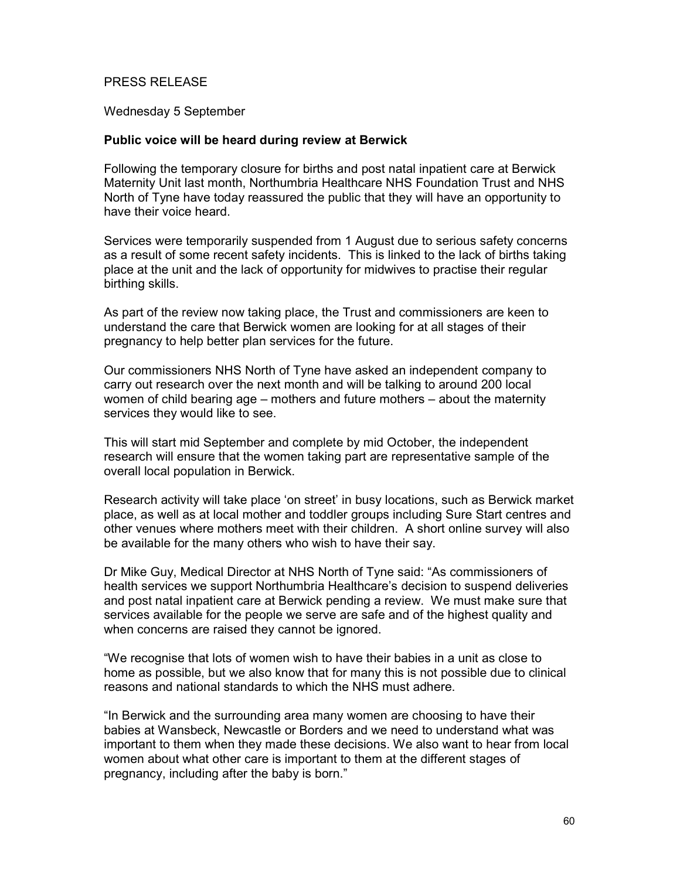PRESS RELEASE

Wednesday 5 September

**Public voice will be heard during review at Berwick**

Following the temporary closure for births and post natal inpatient care at Berwick Maternity Unit last month, Northumbria Healthcare NHS Foundation Trust and NHS North of Tyne have today reassured the public that they will have an opportunity to have their voice heard.

Services were temporarily suspended from 1 August due to serious safety concerns as a result of some recent safety incidents. This is linked to the lack of births taking place at the unit and the lack of opportunity for midwives to practise their regular birthing skills.

As part of the review now taking place, the Trust and commissioners are keen to understand the care that Berwick women are looking for at all stages of their pregnancy to help better plan services for the future.

Our commissioners NHS North of Tyne have asked an independent company to carry out research over the next month and will be talking to around 200 local women of child bearing age – mothers and future mothers – about the maternity services they would like to see.

This will start mid September and complete by mid October, the independent research will ensure that the women taking part are representative sample of the overall local population in Berwick.

Research activity will take place 'on street' in busy locations, such as Berwick market place, as well as at local mother and toddler groups including Sure Start centres and other venues where mothers meet with their children. A short online survey will also be available for the many others who wish to have their say.

Dr Mike Guy, Medical Director at NHS North of Tyne said: "As commissioners of health services we support Northumbria Healthcare's decision to suspend deliveries and post natal inpatient care at Berwick pending a review. We must make sure that services available for the people we serve are safe and of the highest quality and when concerns are raised they cannot be ignored.

"We recognise that lots of women wish to have their babies in a unit as close to home as possible, but we also know that for many this is not possible due to clinical reasons and national standards to which the NHS must adhere.

"In Berwick and the surrounding area many women are choosing to have their babies at Wansbeck, Newcastle or Borders and we need to understand what was important to them when they made these decisions. We also want to hear from local women about what other care is important to them at the different stages of pregnancy, including after the baby is born."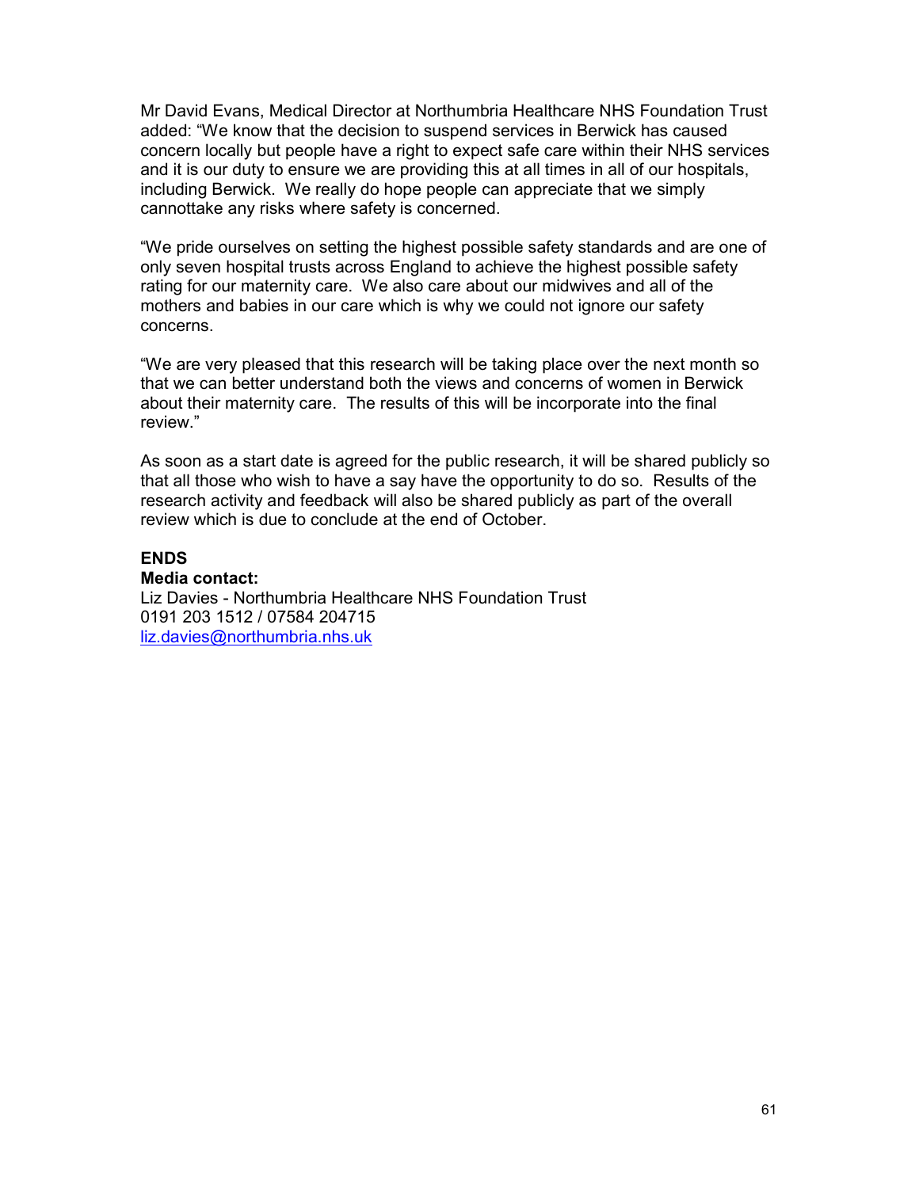Mr David Evans, Medical Director at Northumbria Healthcare NHS Foundation Trust added: "We know that the decision to suspend services in Berwick has caused concern locally but people have a right to expect safe care within their NHS services and it is our duty to ensure we are providing this at all times in all of our hospitals, including Berwick. We really do hope people can appreciate that we simply cannottake any risks where safety is concerned.

"We pride ourselves on setting the highest possible safety standards and are one of only seven hospital trusts across England to achieve the highest possible safety rating for our maternity care. We also care about our midwives and all of the mothers and babies in our care which is why we could not ignore our safety concerns.

"We are very pleased that this research will be taking place over the next month so that we can better understand both the views and concerns of women in Berwick about their maternity care. The results of this will be incorporate into the final review."

As soon as a start date is agreed for the public research, it will be shared publicly so that all those who wish to have a say have the opportunity to do so. Results of the research activity and feedback will also be shared publicly as part of the overall review which is due to conclude at the end of October.

**ENDS**

**Media contact:**

Liz Davies - Northumbria Healthcare NHS Foundation Trust
0191 203 1512 / 07584 204715
liz.davies@northumbria.nhs.uk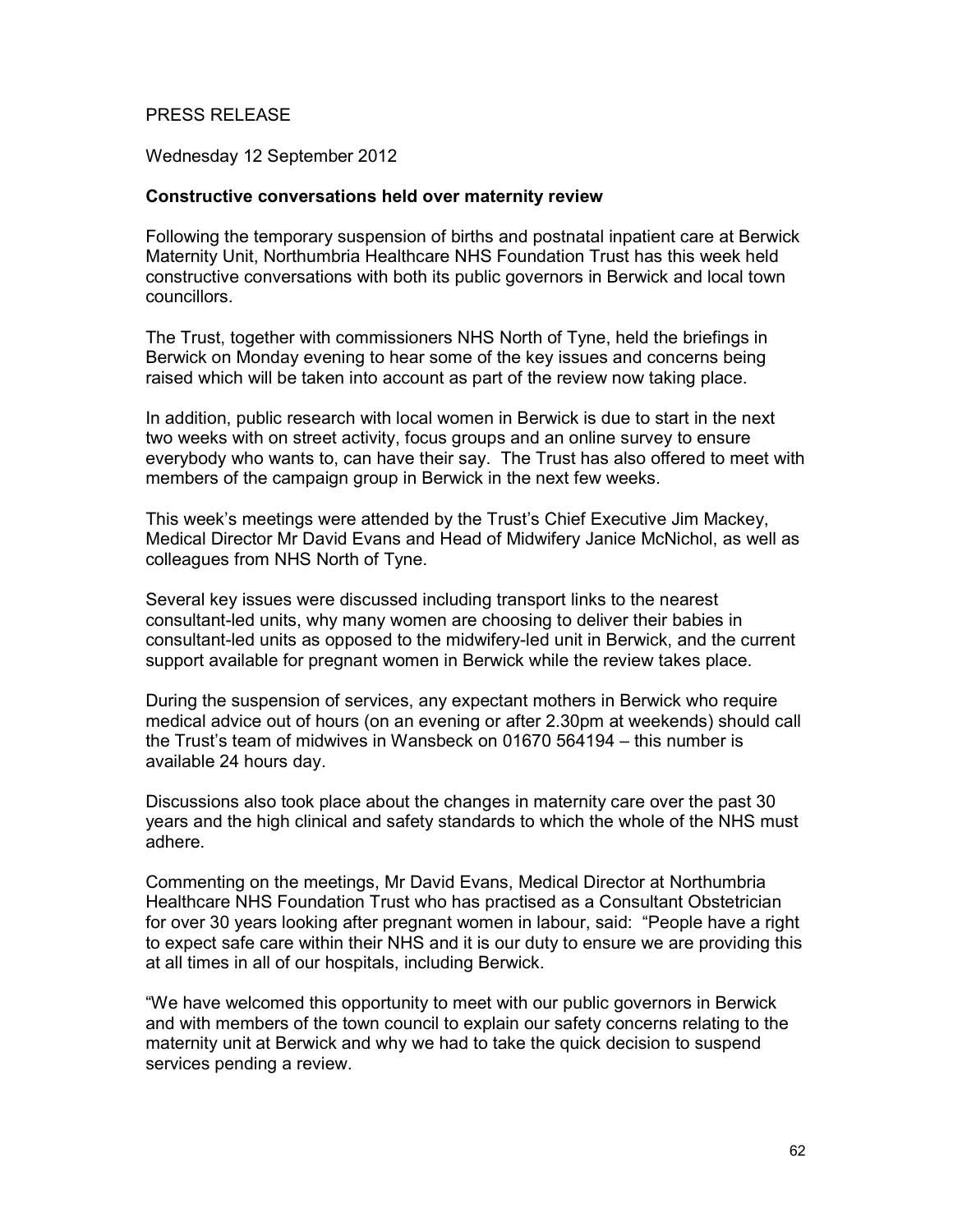PRESS RELEASE

Wednesday 12 September 2012

**Constructive conversations held over maternity review**

Following the temporary suspension of births and postnatal inpatient care at Berwick Maternity Unit, Northumbria Healthcare NHS Foundation Trust has this week held constructive conversations with both its public governors in Berwick and local town councillors.

The Trust, together with commissioners NHS North of Tyne, held the briefings in Berwick on Monday evening to hear some of the key issues and concerns being raised which will be taken into account as part of the review now taking place.

In addition, public research with local women in Berwick is due to start in the next two weeks with on street activity, focus groups and an online survey to ensure everybody who wants to, can have their say. The Trust has also offered to meet with members of the campaign group in Berwick in the next few weeks.

This week's meetings were attended by the Trust's Chief Executive Jim Mackey, Medical Director Mr David Evans and Head of Midwifery Janice McNichol, as well as colleagues from NHS North of Tyne.

Several key issues were discussed including transport links to the nearest consultant-led units, why many women are choosing to deliver their babies in consultant-led units as opposed to the midwifery-led unit in Berwick, and the current support available for pregnant women in Berwick while the review takes place.

During the suspension of services, any expectant mothers in Berwick who require medical advice out of hours (on an evening or after 2.30pm at weekends) should call the Trust's team of midwives in Wansbeck on 01670 564194 – this number is available 24 hours day.

Discussions also took place about the changes in maternity care over the past 30 years and the high clinical and safety standards to which the whole of the NHS must adhere.

Commenting on the meetings, Mr David Evans, Medical Director at Northumbria Healthcare NHS Foundation Trust who has practised as a Consultant Obstetrician for over 30 years looking after pregnant women in labour, said: "People have a right to expect safe care within their NHS and it is our duty to ensure we are providing this at all times in all of our hospitals, including Berwick.

"We have welcomed this opportunity to meet with our public governors in Berwick and with members of the town council to explain our safety concerns relating to the maternity unit at Berwick and why we had to take the quick decision to suspend services pending a review.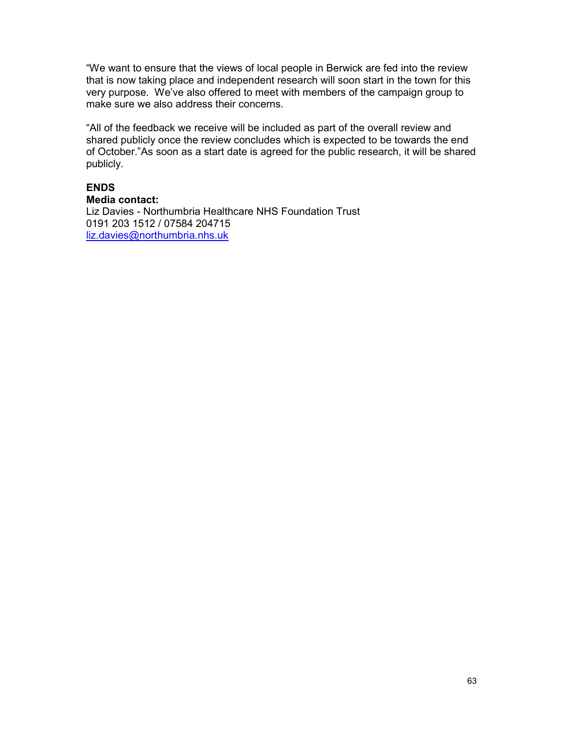"We want to ensure that the views of local people in Berwick are fed into the review that is now taking place and independent research will soon start in the town for this very purpose. We've also offered to meet with members of the campaign group to make sure we also address their concerns.

"All of the feedback we receive will be included as part of the overall review and shared publicly once the review concludes which is expected to be towards the end of October."As soon as a start date is agreed for the public research, it will be shared publicly.

**ENDS**

**Media contact:**

Liz Davies - Northumbria Healthcare NHS Foundation Trust
0191 203 1512 / 07584 204715
liz.davies@northumbria.nhs.uk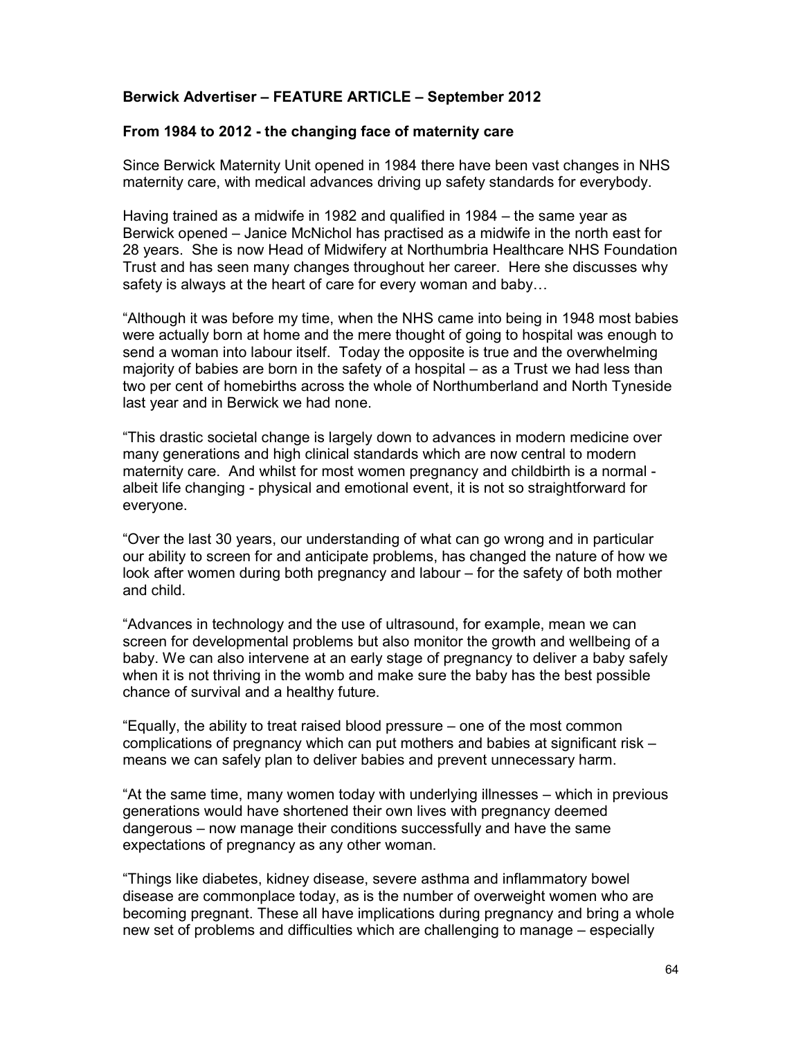**Berwick Advertiser – FEATURE ARTICLE – September 2012**

**From 1984 to 2012 - the changing face of maternity care**

Since Berwick Maternity Unit opened in 1984 there have been vast changes in NHS maternity care, with medical advances driving up safety standards for everybody.

Having trained as a midwife in 1982 and qualified in 1984 – the same year as Berwick opened – Janice McNichol has practised as a midwife in the north east for 28 years. She is now Head of Midwifery at Northumbria Healthcare NHS Foundation Trust and has seen many changes throughout her career. Here she discusses why safety is always at the heart of care for every woman and baby…

"Although it was before my time, when the NHS came into being in 1948 most babies were actually born at home and the mere thought of going to hospital was enough to send a woman into labour itself. Today the opposite is true and the overwhelming majority of babies are born in the safety of a hospital – as a Trust we had less than two per cent of homebirths across the whole of Northumberland and North Tyneside last year and in Berwick we had none.

"This drastic societal change is largely down to advances in modern medicine over many generations and high clinical standards which are now central to modern maternity care. And whilst for most women pregnancy and childbirth is a normal - albeit life changing - physical and emotional event, it is not so straightforward for everyone.

"Over the last 30 years, our understanding of what can go wrong and in particular our ability to screen for and anticipate problems, has changed the nature of how we look after women during both pregnancy and labour – for the safety of both mother and child.

"Advances in technology and the use of ultrasound, for example, mean we can screen for developmental problems but also monitor the growth and wellbeing of a baby. We can also intervene at an early stage of pregnancy to deliver a baby safely when it is not thriving in the womb and make sure the baby has the best possible chance of survival and a healthy future.

"Equally, the ability to treat raised blood pressure – one of the most common complications of pregnancy which can put mothers and babies at significant risk – means we can safely plan to deliver babies and prevent unnecessary harm.

"At the same time, many women today with underlying illnesses – which in previous generations would have shortened their own lives with pregnancy deemed dangerous – now manage their conditions successfully and have the same expectations of pregnancy as any other woman.

"Things like diabetes, kidney disease, severe asthma and inflammatory bowel disease are commonplace today, as is the number of overweight women who are becoming pregnant. These all have implications during pregnancy and bring a whole new set of problems and difficulties which are challenging to manage – especially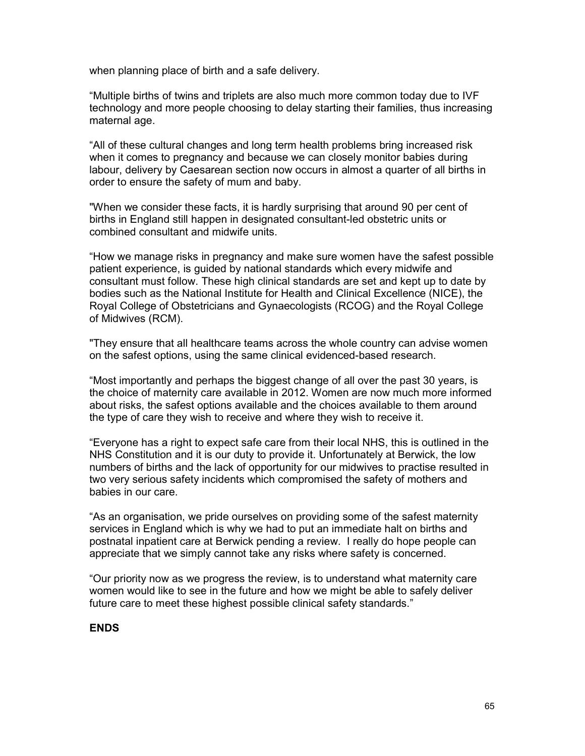when planning place of birth and a safe delivery.

“Multiple births of twins and triplets are also much more common today due to IVF technology and more people choosing to delay starting their families, thus increasing maternal age.

“All of these cultural changes and long term health problems bring increased risk when it comes to pregnancy and because we can closely monitor babies during labour, delivery by Caesarean section now occurs in almost a quarter of all births in order to ensure the safety of mum and baby.

"When we consider these facts, it is hardly surprising that around 90 per cent of births in England still happen in designated consultant-led obstetric units or combined consultant and midwife units.

“How we manage risks in pregnancy and make sure women have the safest possible patient experience, is guided by national standards which every midwife and consultant must follow. These high clinical standards are set and kept up to date by bodies such as the National Institute for Health and Clinical Excellence (NICE), the Royal College of Obstetricians and Gynaecologists (RCOG) and the Royal College of Midwives (RCM).

"They ensure that all healthcare teams across the whole country can advise women on the safest options, using the same clinical evidenced-based research.

“Most importantly and perhaps the biggest change of all over the past 30 years, is the choice of maternity care available in 2012. Women are now much more informed about risks, the safest options available and the choices available to them around the type of care they wish to receive and where they wish to receive it.

“Everyone has a right to expect safe care from their local NHS, this is outlined in the NHS Constitution and it is our duty to provide it. Unfortunately at Berwick, the low numbers of births and the lack of opportunity for our midwives to practise resulted in two very serious safety incidents which compromised the safety of mothers and babies in our care.

“As an organisation, we pride ourselves on providing some of the safest maternity services in England which is why we had to put an immediate halt on births and postnatal inpatient care at Berwick pending a review. I really do hope people can appreciate that we simply cannot take any risks where safety is concerned.

“Our priority now as we progress the review, is to understand what maternity care women would like to see in the future and how we might be able to safely deliver future care to meet these highest possible clinical safety standards.”

**ENDS**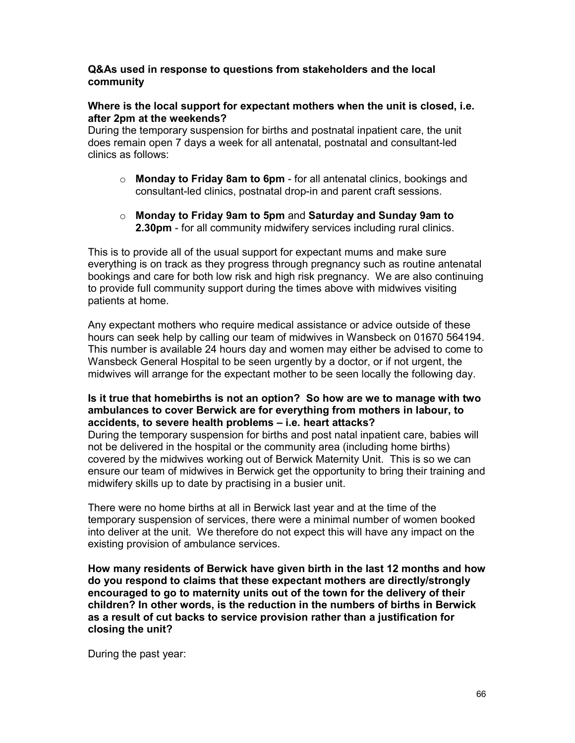**Q&As used in response to questions from stakeholders and the local community**

**Where is the local support for expectant mothers when the unit is closed, i.e. after 2pm at the weekends?**

During the temporary suspension for births and postnatal inpatient care, the unit does remain open 7 days a week for all antenatal, postnatal and consultant-led clinics as follows:

- **Monday to Friday 8am to 6pm** - for all antenatal clinics, bookings and consultant-led clinics, postnatal drop-in and parent craft sessions.
- **Monday to Friday 9am to 5pm** and **Saturday and Sunday 9am to 2.30pm** - for all community midwifery services including rural clinics.

This is to provide all of the usual support for expectant mums and make sure everything is on track as they progress through pregnancy such as routine antenatal bookings and care for both low risk and high risk pregnancy. We are also continuing to provide full community support during the times above with midwives visiting patients at home.

Any expectant mothers who require medical assistance or advice outside of these hours can seek help by calling our team of midwives in Wansbeck on 01670 564194. This number is available 24 hours day and women may either be advised to come to Wansbeck General Hospital to be seen urgently by a doctor, or if not urgent, the midwives will arrange for the expectant mother to be seen locally the following day.

**Is it true that homebirths is not an option? So how are we to manage with two ambulances to cover Berwick are for everything from mothers in labour, to accidents, to severe health problems – i.e. heart attacks?**

During the temporary suspension for births and post natal inpatient care, babies will not be delivered in the hospital or the community area (including home births) covered by the midwives working out of Berwick Maternity Unit. This is so we can ensure our team of midwives in Berwick get the opportunity to bring their training and midwifery skills up to date by practising in a busier unit.

There were no home births at all in Berwick last year and at the time of the temporary suspension of services, there were a minimal number of women booked into deliver at the unit. We therefore do not expect this will have any impact on the existing provision of ambulance services.

**How many residents of Berwick have given birth in the last 12 months and how do you respond to claims that these expectant mothers are directly/strongly encouraged to go to maternity units out of the town for the delivery of their children? In other words, is the reduction in the numbers of births in Berwick as a result of cut backs to service provision rather than a justification for closing the unit?**

During the past year: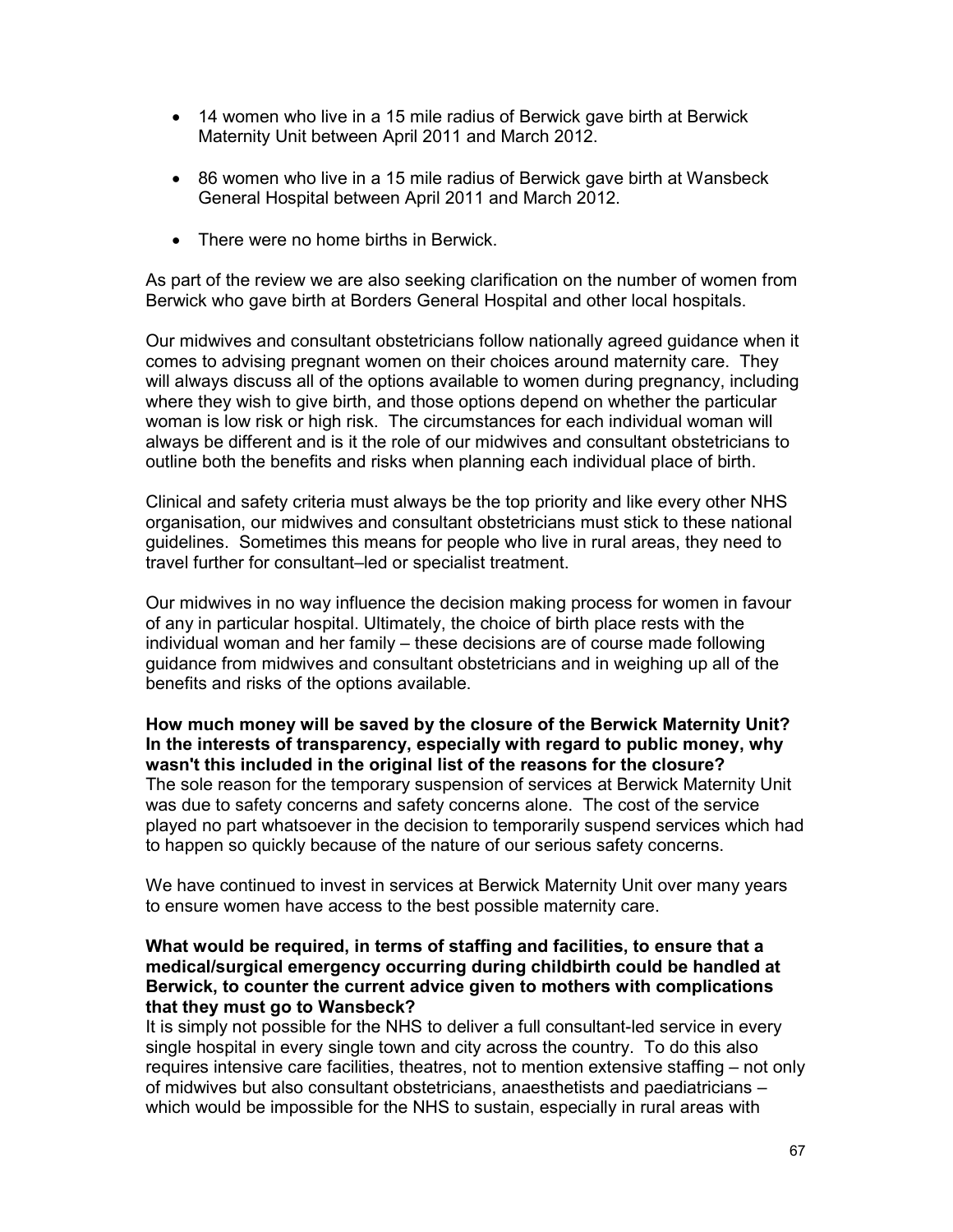- 14 women who live in a 15 mile radius of Berwick gave birth at Berwick Maternity Unit between April 2011 and March 2012.

- 86 women who live in a 15 mile radius of Berwick gave birth at Wansbeck General Hospital between April 2011 and March 2012.

- There were no home births in Berwick.

As part of the review we are also seeking clarification on the number of women from Berwick who gave birth at Borders General Hospital and other local hospitals.

Our midwives and consultant obstetricians follow nationally agreed guidance when it comes to advising pregnant women on their choices around maternity care. They will always discuss all of the options available to women during pregnancy, including where they wish to give birth, and those options depend on whether the particular woman is low risk or high risk. The circumstances for each individual woman will always be different and is it the role of our midwives and consultant obstetricians to outline both the benefits and risks when planning each individual place of birth.

Clinical and safety criteria must always be the top priority and like every other NHS organisation, our midwives and consultant obstetricians must stick to these national guidelines. Sometimes this means for people who live in rural areas, they need to travel further for consultant–led or specialist treatment.

Our midwives in no way influence the decision making process for women in favour of any in particular hospital. Ultimately, the choice of birth place rests with the individual woman and her family – these decisions are of course made following guidance from midwives and consultant obstetricians and in weighing up all of the benefits and risks of the options available.

**How much money will be saved by the closure of the Berwick Maternity Unit? In the interests of transparency, especially with regard to public money, why wasn't this included in the original list of the reasons for the closure?**
The sole reason for the temporary suspension of services at Berwick Maternity Unit was due to safety concerns and safety concerns alone. The cost of the service played no part whatsoever in the decision to temporarily suspend services which had to happen so quickly because of the nature of our serious safety concerns.

We have continued to invest in services at Berwick Maternity Unit over many years to ensure women have access to the best possible maternity care.

**What would be required, in terms of staffing and facilities, to ensure that a medical/surgical emergency occurring during childbirth could be handled at Berwick, to counter the current advice given to mothers with complications that they must go to Wansbeck?**
It is simply not possible for the NHS to deliver a full consultant-led service in every single hospital in every single town and city across the country. To do this also requires intensive care facilities, theatres, not to mention extensive staffing – not only of midwives but also consultant obstetricians, anaesthetists and paediatricians – which would be impossible for the NHS to sustain, especially in rural areas with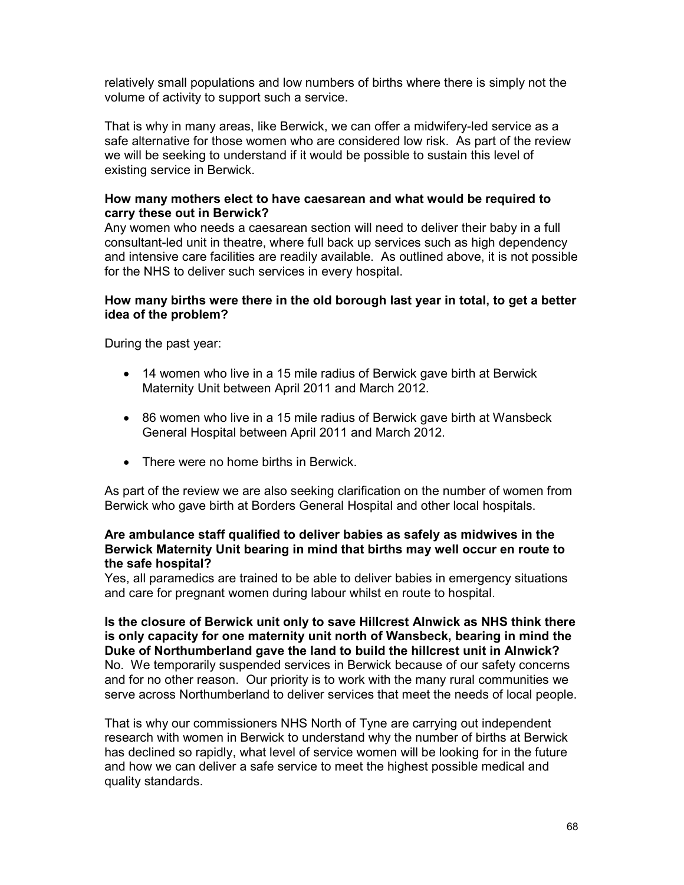relatively small populations and low numbers of births where there is simply not the volume of activity to support such a service.

That is why in many areas, like Berwick, we can offer a midwifery-led service as a safe alternative for those women who are considered low risk. As part of the review we will be seeking to understand if it would be possible to sustain this level of existing service in Berwick.

**How many mothers elect to have caesarean and what would be required to carry these out in Berwick?**
Any women who needs a caesarean section will need to deliver their baby in a full consultant-led unit in theatre, where full back up services such as high dependency and intensive care facilities are readily available. As outlined above, it is not possible for the NHS to deliver such services in every hospital.

**How many births were there in the old borough last year in total, to get a better idea of the problem?**

During the past year:

- 14 women who live in a 15 mile radius of Berwick gave birth at Berwick Maternity Unit between April 2011 and March 2012.
- 86 women who live in a 15 mile radius of Berwick gave birth at Wansbeck General Hospital between April 2011 and March 2012.
- There were no home births in Berwick.

As part of the review we are also seeking clarification on the number of women from Berwick who gave birth at Borders General Hospital and other local hospitals.

**Are ambulance staff qualified to deliver babies as safely as midwives in the Berwick Maternity Unit bearing in mind that births may well occur en route to the safe hospital?**
Yes, all paramedics are trained to be able to deliver babies in emergency situations and care for pregnant women during labour whilst en route to hospital.

**Is the closure of Berwick unit only to save Hillcrest Alnwick as NHS think there is only capacity for one maternity unit north of Wansbeck, bearing in mind the Duke of Northumberland gave the land to build the hillcrest unit in Alnwick?**
No. We temporarily suspended services in Berwick because of our safety concerns and for no other reason. Our priority is to work with the many rural communities we serve across Northumberland to deliver services that meet the needs of local people.

That is why our commissioners NHS North of Tyne are carrying out independent research with women in Berwick to understand why the number of births at Berwick has declined so rapidly, what level of service women will be looking for in the future and how we can deliver a safe service to meet the highest possible medical and quality standards.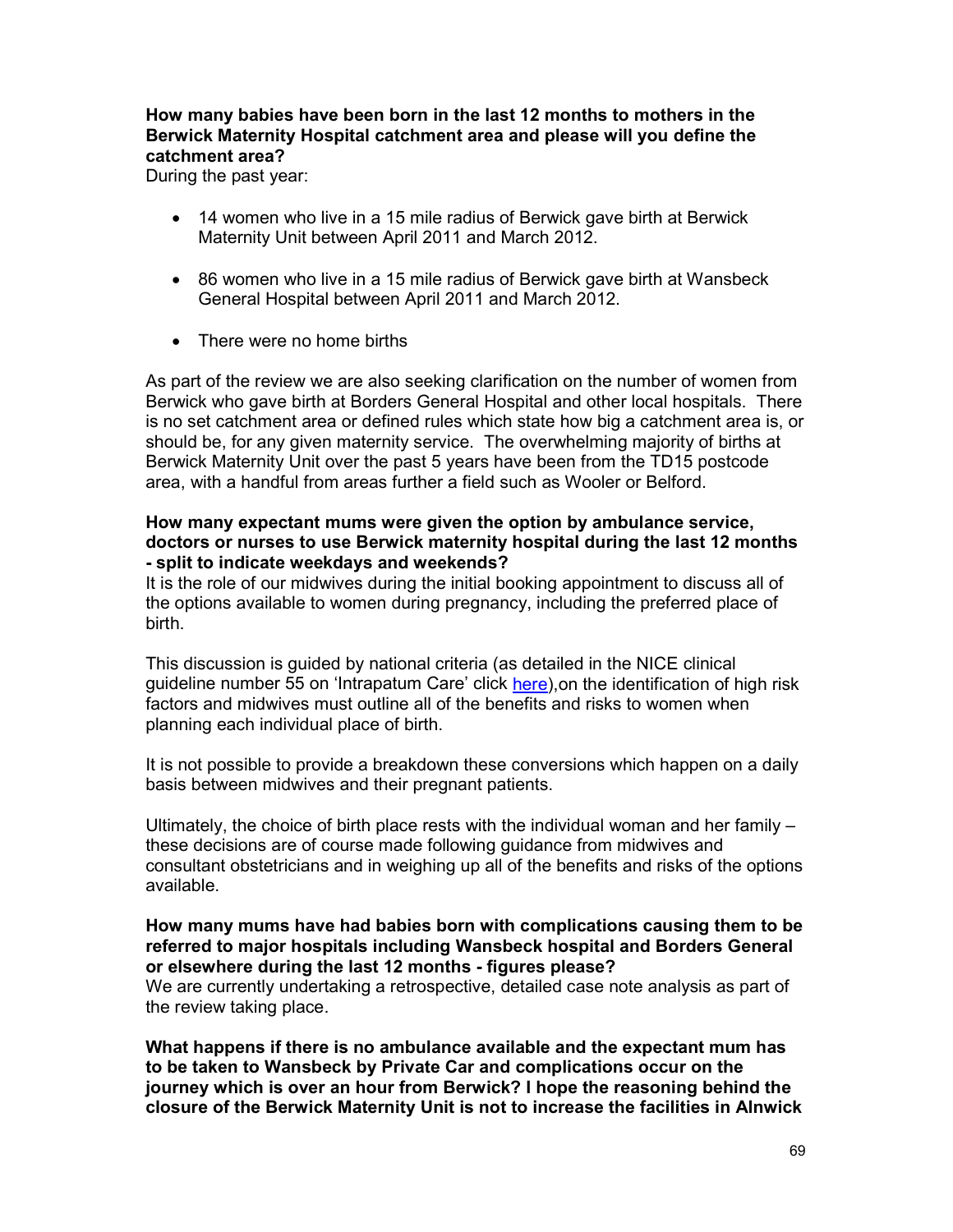**How many babies have been born in the last 12 months to mothers in the Berwick Maternity Hospital catchment area and please will you define the catchment area?**

During the past year:

- 14 women who live in a 15 mile radius of Berwick gave birth at Berwick Maternity Unit between April 2011 and March 2012.
- 86 women who live in a 15 mile radius of Berwick gave birth at Wansbeck General Hospital between April 2011 and March 2012.
- There were no home births

As part of the review we are also seeking clarification on the number of women from Berwick who gave birth at Borders General Hospital and other local hospitals. There is no set catchment area or defined rules which state how big a catchment area is, or should be, for any given maternity service. The overwhelming majority of births at Berwick Maternity Unit over the past 5 years have been from the TD15 postcode area, with a handful from areas further a field such as Wooler or Belford.

**How many expectant mums were given the option by ambulance service, doctors or nurses to use Berwick maternity hospital during the last 12 months - split to indicate weekdays and weekends?**

It is the role of our midwives during the initial booking appointment to discuss all of the options available to women during pregnancy, including the preferred place of birth.

This discussion is guided by national criteria (as detailed in the NICE clinical guideline number 55 on 'Intrapatum Care' click [here](),on the identification of high risk factors and midwives must outline all of the benefits and risks to women when planning each individual place of birth.

It is not possible to provide a breakdown these conversions which happen on a daily basis between midwives and their pregnant patients.

Ultimately, the choice of birth place rests with the individual woman and her family – these decisions are of course made following guidance from midwives and consultant obstetricians and in weighing up all of the benefits and risks of the options available.

**How many mums have had babies born with complications causing them to be referred to major hospitals including Wansbeck hospital and Borders General or elsewhere during the last 12 months - figures please?**

We are currently undertaking a retrospective, detailed case note analysis as part of the review taking place.

**What happens if there is no ambulance available and the expectant mum has to be taken to Wansbeck by Private Car and complications occur on the journey which is over an hour from Berwick? I hope the reasoning behind the closure of the Berwick Maternity Unit is not to increase the facilities in Alnwick**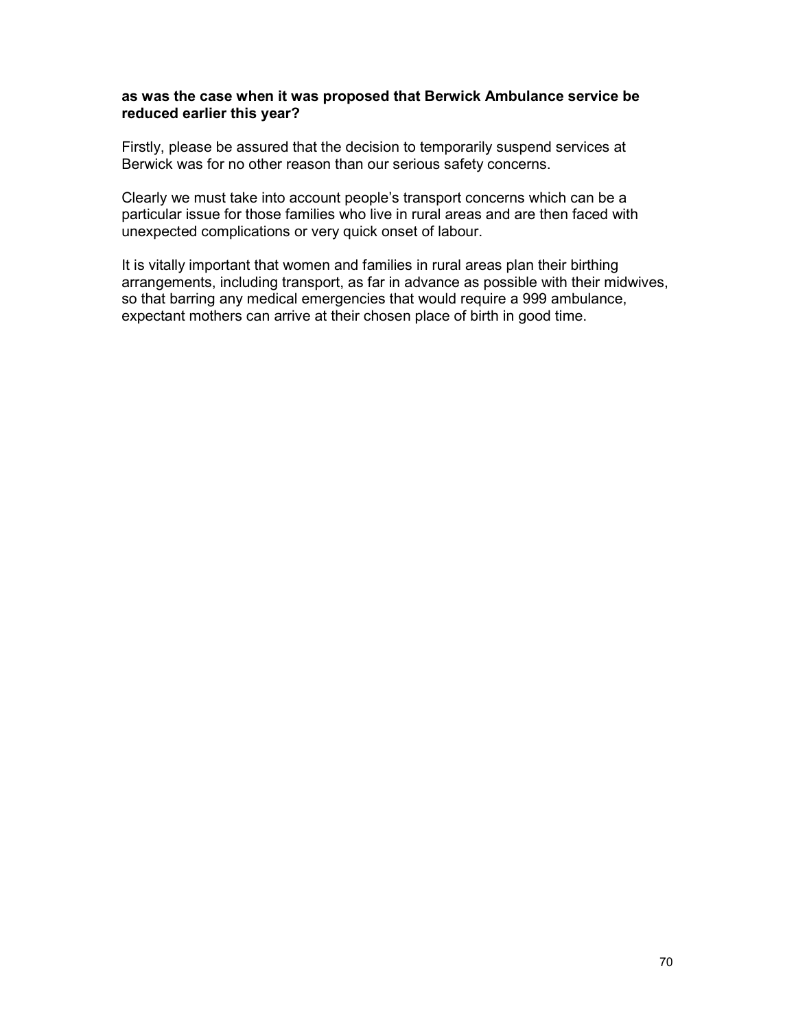**as was the case when it was proposed that Berwick Ambulance service be reduced earlier this year?**

Firstly, please be assured that the decision to temporarily suspend services at Berwick was for no other reason than our serious safety concerns.

Clearly we must take into account people's transport concerns which can be a particular issue for those families who live in rural areas and are then faced with unexpected complications or very quick onset of labour.

It is vitally important that women and families in rural areas plan their birthing arrangements, including transport, as far in advance as possible with their midwives, so that barring any medical emergencies that would require a 999 ambulance, expectant mothers can arrive at their chosen place of birth in good time.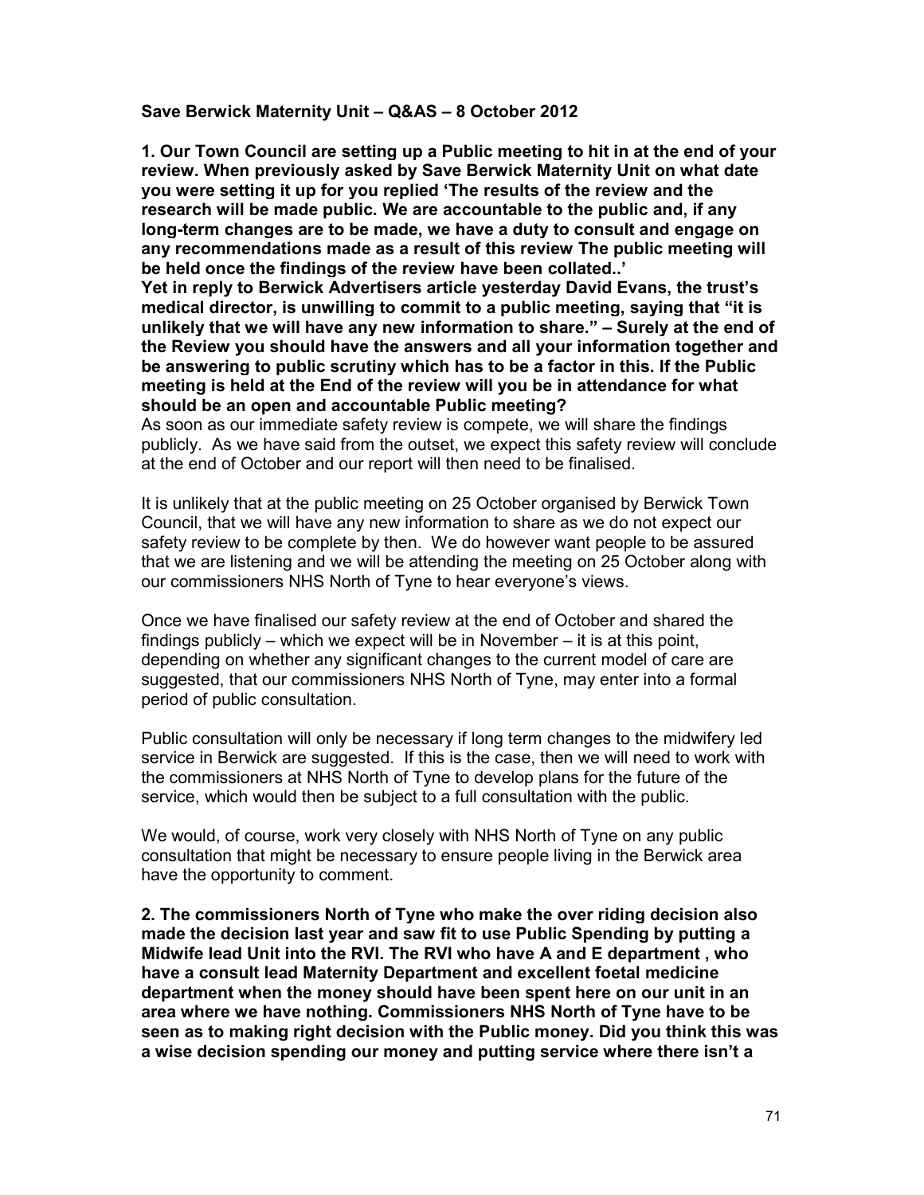**Save Berwick Maternity Unit – Q&AS – 8 October 2012**

**1. Our Town Council are setting up a Public meeting to hit in at the end of your review. When previously asked by Save Berwick Maternity Unit on what date you were setting it up for you replied 'The results of the review and the research will be made public. We are accountable to the public and, if any long-term changes are to be made, we have a duty to consult and engage on any recommendations made as a result of this review The public meeting will be held once the findings of the review have been collated..'**

**Yet in reply to Berwick Advertisers article yesterday David Evans, the trust's medical director, is unwilling to commit to a public meeting, saying that "it is unlikely that we will have any new information to share." – Surely at the end of the Review you should have the answers and all your information together and be answering to public scrutiny which has to be a factor in this. If the Public meeting is held at the End of the review will you be in attendance for what should be an open and accountable Public meeting?**

As soon as our immediate safety review is compete, we will share the findings publicly. As we have said from the outset, we expect this safety review will conclude at the end of October and our report will then need to be finalised.

It is unlikely that at the public meeting on 25 October organised by Berwick Town Council, that we will have any new information to share as we do not expect our safety review to be complete by then. We do however want people to be assured that we are listening and we will be attending the meeting on 25 October along with our commissioners NHS North of Tyne to hear everyone's views.

Once we have finalised our safety review at the end of October and shared the findings publicly – which we expect will be in November – it is at this point, depending on whether any significant changes to the current model of care are suggested, that our commissioners NHS North of Tyne, may enter into a formal period of public consultation.

Public consultation will only be necessary if long term changes to the midwifery led service in Berwick are suggested. If this is the case, then we will need to work with the commissioners at NHS North of Tyne to develop plans for the future of the service, which would then be subject to a full consultation with the public.

We would, of course, work very closely with NHS North of Tyne on any public consultation that might be necessary to ensure people living in the Berwick area have the opportunity to comment.

**2. The commissioners North of Tyne who make the over riding decision also made the decision last year and saw fit to use Public Spending by putting a Midwife lead Unit into the RVI. The RVI who have A and E department , who have a consult lead Maternity Department and excellent foetal medicine department when the money should have been spent here on our unit in an area where we have nothing. Commissioners NHS North of Tyne have to be seen as to making right decision with the Public money. Did you think this was a wise decision spending our money and putting service where there isn't a**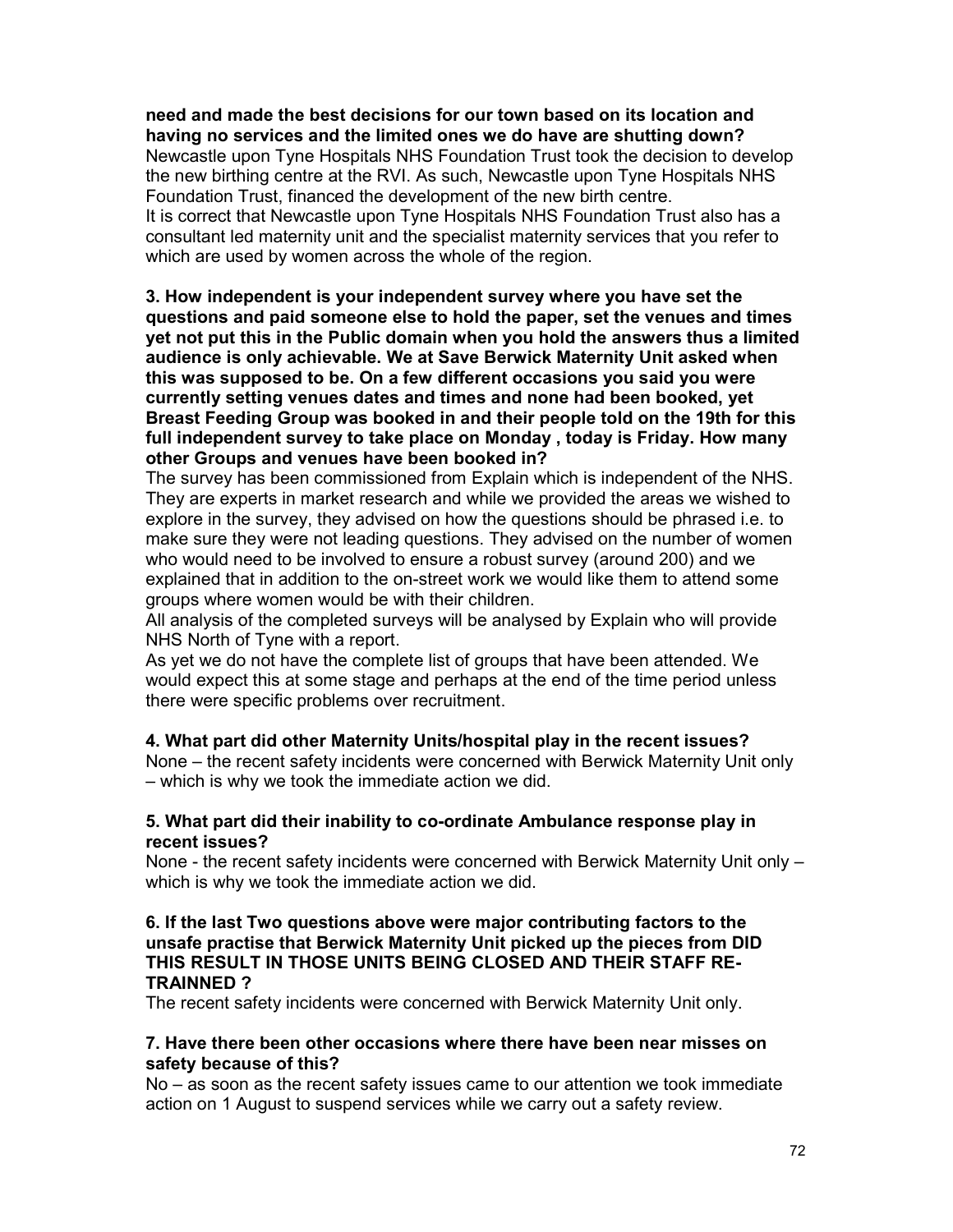**need and made the best decisions for our town based on its location and having no services and the limited ones we do have are shutting down?**
Newcastle upon Tyne Hospitals NHS Foundation Trust took the decision to develop the new birthing centre at the RVI. As such, Newcastle upon Tyne Hospitals NHS Foundation Trust, financed the development of the new birth centre.
It is correct that Newcastle upon Tyne Hospitals NHS Foundation Trust also has a consultant led maternity unit and the specialist maternity services that you refer to which are used by women across the whole of the region.

**3. How independent is your independent survey where you have set the questions and paid someone else to hold the paper, set the venues and times yet not put this in the Public domain when you hold the answers thus a limited audience is only achievable. We at Save Berwick Maternity Unit asked when this was supposed to be. On a few different occasions you said you were currently setting venues dates and times and none had been booked, yet Breast Feeding Group was booked in and their people told on the 19th for this full independent survey to take place on Monday , today is Friday. How many other Groups and venues have been booked in?**
The survey has been commissioned from Explain which is independent of the NHS. They are experts in market research and while we provided the areas we wished to explore in the survey, they advised on how the questions should be phrased i.e. to make sure they were not leading questions. They advised on the number of women who would need to be involved to ensure a robust survey (around 200) and we explained that in addition to the on-street work we would like them to attend some groups where women would be with their children.
All analysis of the completed surveys will be analysed by Explain who will provide NHS North of Tyne with a report.
As yet we do not have the complete list of groups that have been attended. We would expect this at some stage and perhaps at the end of the time period unless there were specific problems over recruitment.

**4. What part did other Maternity Units/hospital play in the recent issues?**
None – the recent safety incidents were concerned with Berwick Maternity Unit only – which is why we took the immediate action we did.

**5. What part did their inability to co-ordinate Ambulance response play in recent issues?**
None - the recent safety incidents were concerned with Berwick Maternity Unit only – which is why we took the immediate action we did.

**6. If the last Two questions above were major contributing factors to the unsafe practise that Berwick Maternity Unit picked up the pieces from DID THIS RESULT IN THOSE UNITS BEING CLOSED AND THEIR STAFF RE-TRAINNED ?**
The recent safety incidents were concerned with Berwick Maternity Unit only.

**7. Have there been other occasions where there have been near misses on safety because of this?**
No – as soon as the recent safety issues came to our attention we took immediate action on 1 August to suspend services while we carry out a safety review.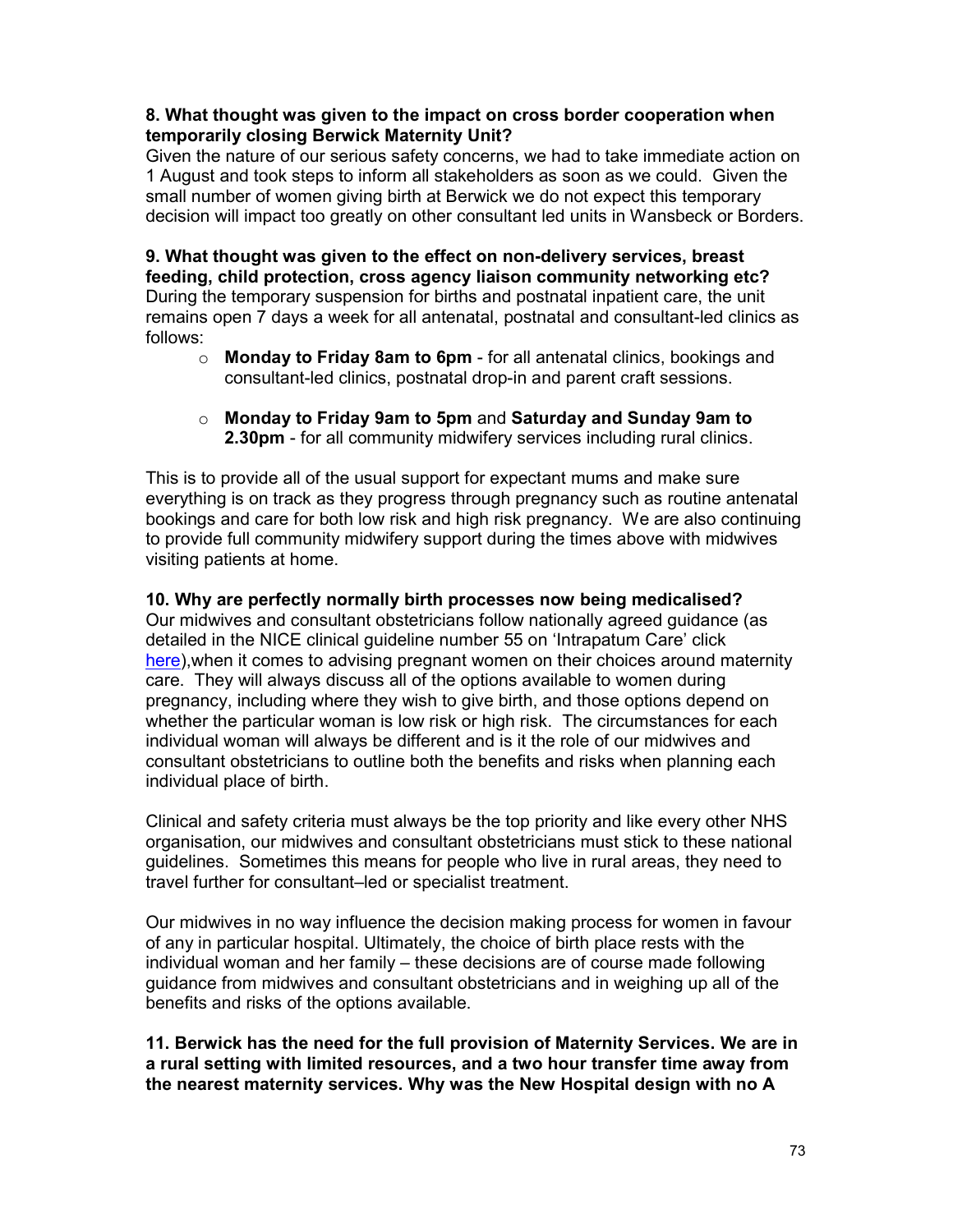**8. What thought was given to the impact on cross border cooperation when temporarily closing Berwick Maternity Unit?**

Given the nature of our serious safety concerns, we had to take immediate action on 1 August and took steps to inform all stakeholders as soon as we could. Given the small number of women giving birth at Berwick we do not expect this temporary decision will impact too greatly on other consultant led units in Wansbeck or Borders.

**9. What thought was given to the effect on non-delivery services, breast feeding, child protection, cross agency liaison community networking etc?**

During the temporary suspension for births and postnatal inpatient care, the unit remains open 7 days a week for all antenatal, postnatal and consultant-led clinics as follows:

- **Monday to Friday 8am to 6pm** - for all antenatal clinics, bookings and consultant-led clinics, postnatal drop-in and parent craft sessions.
- **Monday to Friday 9am to 5pm** and **Saturday and Sunday 9am to 2.30pm** - for all community midwifery services including rural clinics.

This is to provide all of the usual support for expectant mums and make sure everything is on track as they progress through pregnancy such as routine antenatal bookings and care for both low risk and high risk pregnancy. We are also continuing to provide full community midwifery support during the times above with midwives visiting patients at home.

**10. Why are perfectly normally birth processes now being medicalised?**

Our midwives and consultant obstetricians follow nationally agreed guidance (as detailed in the NICE clinical guideline number 55 on 'Intrapatum Care' click here),when it comes to advising pregnant women on their choices around maternity care. They will always discuss all of the options available to women during pregnancy, including where they wish to give birth, and those options depend on whether the particular woman is low risk or high risk. The circumstances for each individual woman will always be different and is it the role of our midwives and consultant obstetricians to outline both the benefits and risks when planning each individual place of birth.

Clinical and safety criteria must always be the top priority and like every other NHS organisation, our midwives and consultant obstetricians must stick to these national guidelines. Sometimes this means for people who live in rural areas, they need to travel further for consultant–led or specialist treatment.

Our midwives in no way influence the decision making process for women in favour of any in particular hospital. Ultimately, the choice of birth place rests with the individual woman and her family – these decisions are of course made following guidance from midwives and consultant obstetricians and in weighing up all of the benefits and risks of the options available.

**11. Berwick has the need for the full provision of Maternity Services. We are in a rural setting with limited resources, and a two hour transfer time away from the nearest maternity services. Why was the New Hospital design with no A**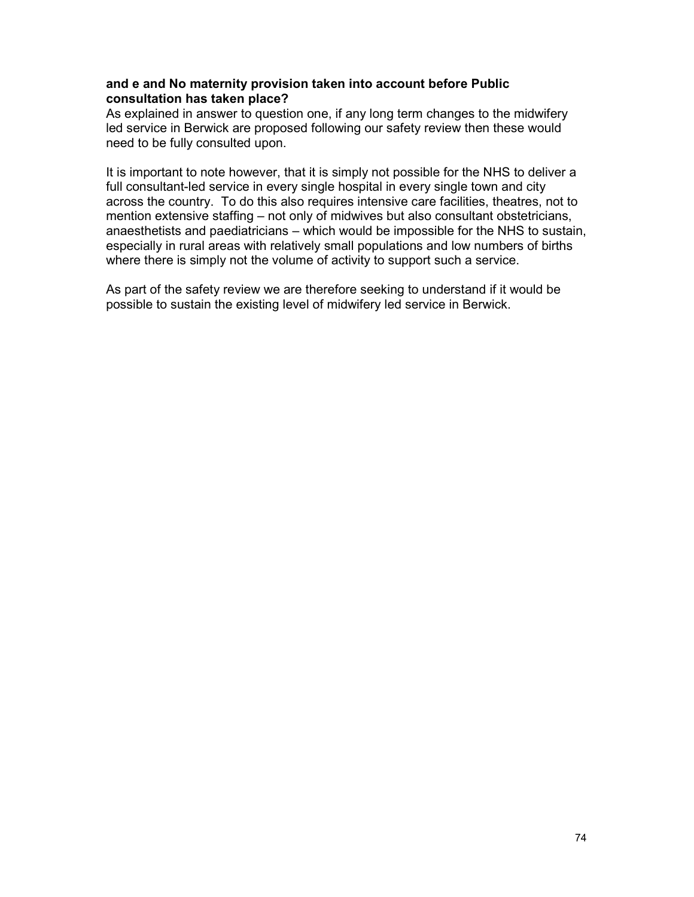**and e and No maternity provision taken into account before Public consultation has taken place?**

As explained in answer to question one, if any long term changes to the midwifery led service in Berwick are proposed following our safety review then these would need to be fully consulted upon.

It is important to note however, that it is simply not possible for the NHS to deliver a full consultant-led service in every single hospital in every single town and city across the country. To do this also requires intensive care facilities, theatres, not to mention extensive staffing – not only of midwives but also consultant obstetricians, anaesthetists and paediatricians – which would be impossible for the NHS to sustain, especially in rural areas with relatively small populations and low numbers of births where there is simply not the volume of activity to support such a service.

As part of the safety review we are therefore seeking to understand if it would be possible to sustain the existing level of midwifery led service in Berwick.